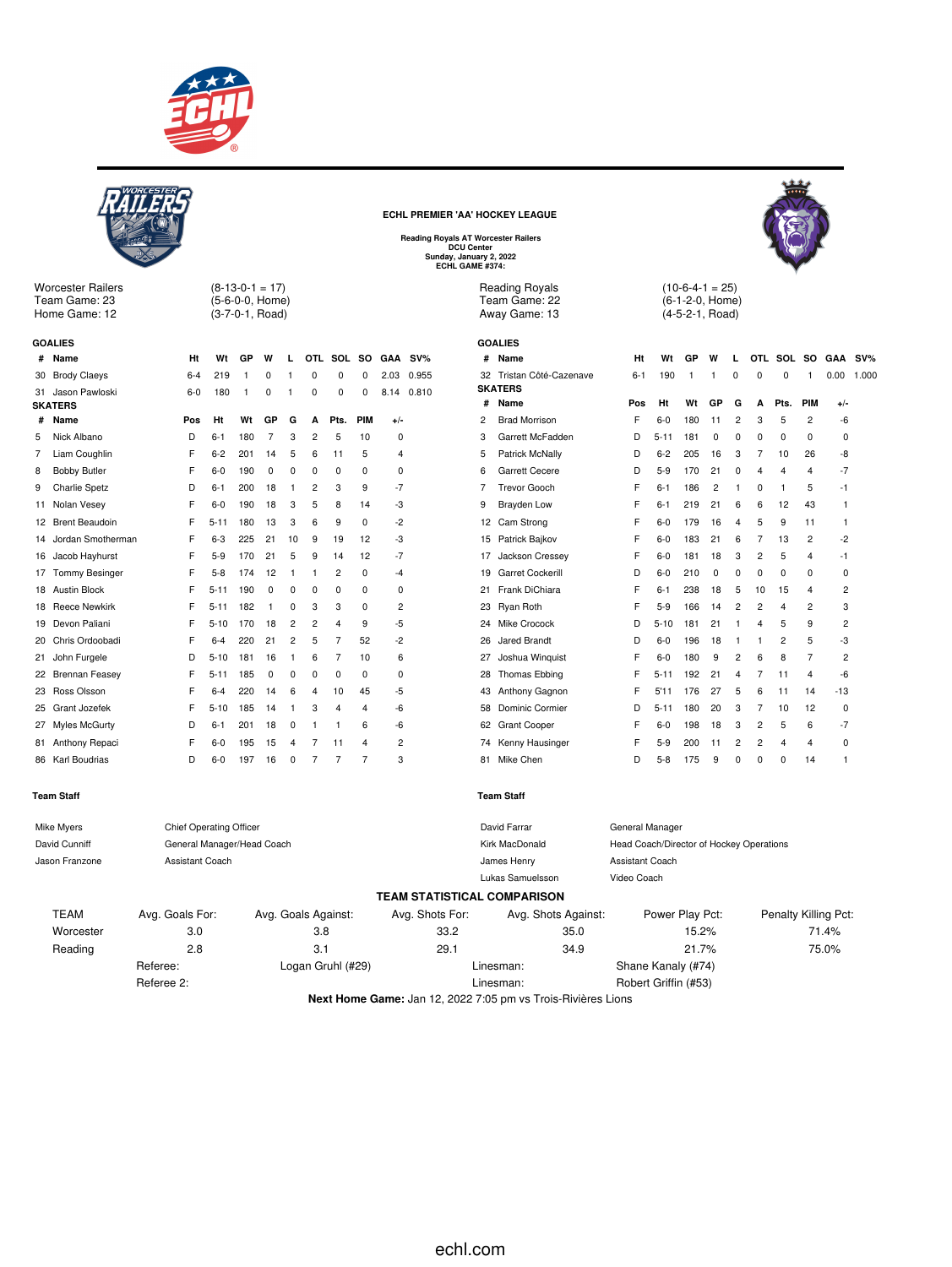## ECHL PREMIER 'AA' HOCKEY LEAGUE

**Reading Royals AT Worcester Railers**
**DCU Center**
**Sunday, January 2, 2022**
**ECHL GAME #374:**

Worcester Railers (8-13-0-1 = 17)
Team Game: 23 (5-6-0-0, Home)
Home Game: 12 (3-7-0-1, Road)

### GOALIES

| # | Name | Ht | Wt | GP | W | L | OTL | SOL | SO | GAA | SV% |
|---|---|---|---|---|---|---|---|---|---|---|---|
| 30 | Brody Claeys | 6-4 | 219 | 1 | 0 | 1 | 0 | 0 | 0 | 2.03 | 0.955 |
| 31 | Jason Pawloski | 6-0 | 180 | 1 | 0 | 1 | 0 | 0 | 0 | 8.14 | 0.810 |

### SKATERS

| # | Name | Pos | Ht | Wt | GP | G | A | Pts. | PIM | +/- |
|---|---|---|---|---|---|---|---|---|---|---|
| 5 | Nick Albano | D | 6-1 | 180 | 7 | 3 | 2 | 5 | 10 | 0 |
| 7 | Liam Coughlin | F | 6-2 | 201 | 14 | 5 | 6 | 11 | 5 | 4 |
| 8 | Bobby Butler | F | 6-0 | 190 | 0 | 0 | 0 | 0 | 0 | 0 |
| 9 | Charlie Spetz | D | 6-1 | 200 | 18 | 1 | 2 | 3 | 9 | -7 |
| 11 | Nolan Vesey | F | 6-0 | 190 | 18 | 3 | 5 | 8 | 14 | -3 |
| 12 | Brent Beaudoin | F | 5-11 | 180 | 13 | 3 | 6 | 9 | 0 | -2 |
| 14 | Jordan Smotherman | F | 6-3 | 225 | 21 | 10 | 9 | 19 | 12 | -3 |
| 16 | Jacob Hayhurst | F | 5-9 | 170 | 21 | 5 | 9 | 14 | 12 | -7 |
| 17 | Tommy Besinger | F | 5-8 | 174 | 12 | 1 | 1 | 2 | 0 | -4 |
| 18 | Austin Block | F | 5-11 | 190 | 0 | 0 | 0 | 0 | 0 | 0 |
| 18 | Reece Newkirk | F | 5-11 | 182 | 1 | 0 | 3 | 3 | 0 | 2 |
| 19 | Devon Paliani | F | 5-10 | 170 | 18 | 2 | 2 | 4 | 9 | -5 |
| 20 | Chris Ordoobadi | F | 6-4 | 220 | 21 | 2 | 5 | 7 | 52 | -2 |
| 21 | John Furgele | D | 5-10 | 181 | 16 | 1 | 6 | 7 | 10 | 6 |
| 22 | Brennan Feasey | F | 5-11 | 185 | 0 | 0 | 0 | 0 | 0 | 0 |
| 23 | Ross Olsson | F | 6-4 | 220 | 14 | 6 | 4 | 10 | 45 | -5 |
| 25 | Grant Jozefek | F | 5-10 | 185 | 14 | 1 | 3 | 4 | 4 | -6 |
| 27 | Myles McGurty | D | 6-1 | 201 | 18 | 0 | 1 | 1 | 6 | -6 |
| 81 | Anthony Repaci | F | 6-0 | 195 | 15 | 4 | 7 | 11 | 4 | 2 |
| 86 | Karl Boudrias | D | 6-0 | 197 | 16 | 0 | 7 | 7 | 7 | 3 |

### Team Staff

| | |
|---|---|
| Mike Myers | Chief Operating Officer |
| David Cunniff | General Manager/Head Coach |
| Jason Franzone | Assistant Coach |

Reading Royals (10-6-4-1 = 25)
Team Game: 22 (6-1-2-0, Home)
Away Game: 13 (4-5-2-1, Road)

### GOALIES

| # | Name | Ht | Wt | GP | W | L | OTL | SOL | SO | GAA | SV% |
|---|---|---|---|---|---|---|---|---|---|---|---|
| 32 | Tristan Côté-Cazenave | 6-1 | 190 | 1 | 1 | 0 | 0 | 0 | 1 | 0.00 | 1.000 |

### SKATERS

| # | Name | Pos | Ht | Wt | GP | G | A | Pts. | PIM | +/- |
|---|---|---|---|---|---|---|---|---|---|---|
| 2 | Brad Morrison | F | 6-0 | 180 | 11 | 2 | 3 | 5 | 2 | -6 |
| 3 | Garrett McFadden | D | 5-11 | 181 | 0 | 0 | 0 | 0 | 0 | 0 |
| 5 | Patrick McNally | D | 6-2 | 205 | 16 | 3 | 7 | 10 | 26 | -8 |
| 6 | Garrett Cecere | D | 5-9 | 170 | 21 | 0 | 4 | 4 | 4 | -7 |
| 7 | Trevor Gooch | F | 6-1 | 186 | 2 | 1 | 0 | 1 | 5 | -1 |
| 9 | Brayden Low | F | 6-1 | 219 | 21 | 6 | 6 | 12 | 43 | 1 |
| 12 | Cam Strong | F | 6-0 | 179 | 16 | 4 | 5 | 9 | 11 | 1 |
| 15 | Patrick Bajkov | F | 6-0 | 183 | 21 | 6 | 7 | 13 | 2 | -2 |
| 17 | Jackson Cressey | F | 6-0 | 181 | 18 | 3 | 2 | 5 | 4 | -1 |
| 19 | Garret Cockerill | D | 6-0 | 210 | 0 | 0 | 0 | 0 | 0 | 0 |
| 21 | Frank DiChiara | F | 6-1 | 238 | 18 | 5 | 10 | 15 | 4 | 2 |
| 23 | Ryan Roth | F | 5-9 | 166 | 14 | 2 | 2 | 4 | 2 | 3 |
| 24 | Mike Crocock | D | 5-10 | 181 | 21 | 1 | 4 | 5 | 9 | 2 |
| 26 | Jared Brandt | D | 6-0 | 196 | 18 | 1 | 1 | 2 | 5 | -3 |
| 27 | Joshua Winquist | F | 6-0 | 180 | 9 | 2 | 6 | 8 | 7 | 2 |
| 28 | Thomas Ebbing | F | 5-11 | 192 | 21 | 4 | 7 | 11 | 4 | -6 |
| 43 | Anthony Gagnon | F | 5'11 | 176 | 27 | 5 | 6 | 11 | 14 | -13 |
| 58 | Dominic Cormier | D | 5-11 | 180 | 20 | 3 | 7 | 10 | 12 | 0 |
| 62 | Grant Cooper | F | 6-0 | 198 | 18 | 3 | 2 | 5 | 6 | -7 |
| 74 | Kenny Hausinger | F | 5-9 | 200 | 11 | 2 | 2 | 4 | 4 | 0 |
| 81 | Mike Chen | D | 5-8 | 175 | 9 | 0 | 0 | 0 | 14 | 1 |

### Team Staff

| | |
|---|---|
| David Farrar | General Manager |
| Kirk MacDonald | Head Coach/Director of Hockey Operations |
| James Henry | Assistant Coach |
| Lukas Samuelsson | Video Coach |

### TEAM STATISTICAL COMPARISON

| TEAM | Avg. Goals For: | Avg. Goals Against: | Avg. Shots For: | Avg. Shots Against: | Power Play Pct: | Penalty Killing Pct: |
|---|---|---|---|---|---|---|
| Worcester | 3.0 | 3.8 | 33.2 | 35.0 | 15.2% | 71.4% |
| Reading | 2.8 | 3.1 | 29.1 | 34.9 | 21.7% | 75.0% |

Referee: Logan Gruhl (#29) — Linesman: Shane Kanaly (#74)
Referee 2: — Linesman: Robert Griffin (#53)

**Next Home Game:** Jan 12, 2022 7:05 pm vs Trois-Rivières Lions

echl.com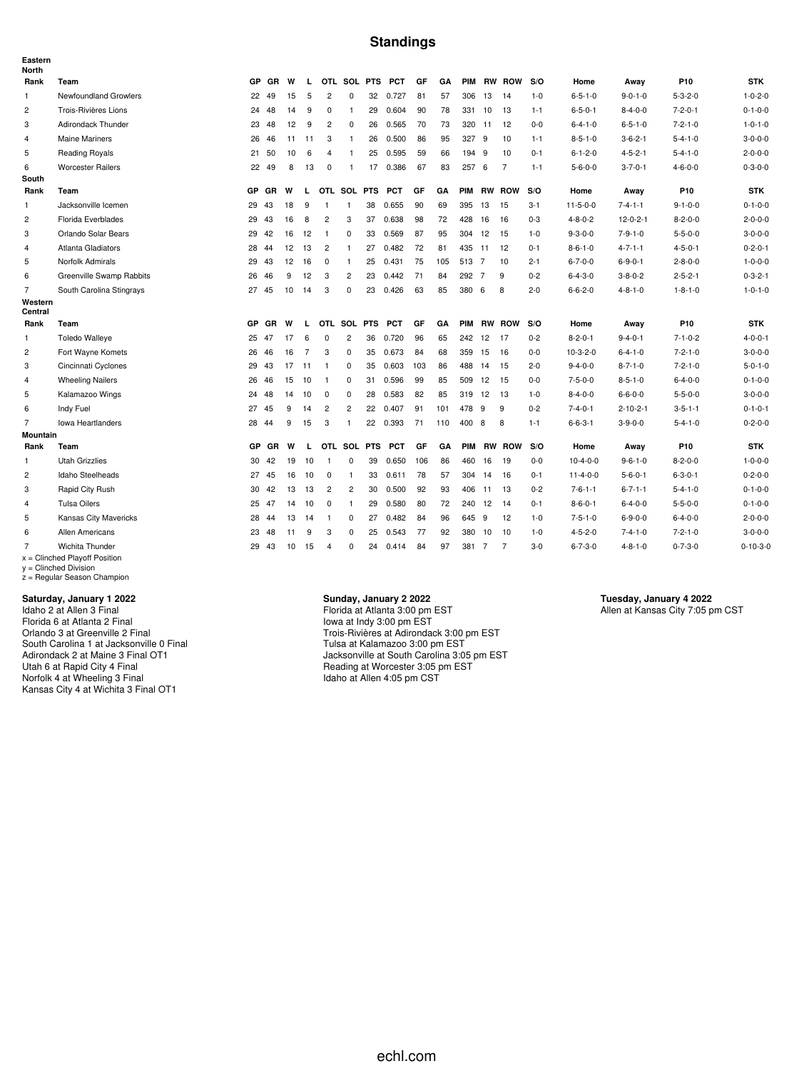# Standings

**Eastern**

**North**

| Rank | Team | GP | GR | W | L | OTL | SOL | PTS | PCT | GF | GA | PIM | RW | ROW | S/O | Home | Away | P10 | STK |
|---|---|---|---|---|---|---|---|---|---|---|---|---|---|---|---|---|---|---|---|
| 1 | Newfoundland Growlers | 22 | 49 | 15 | 5 | 2 | 0 | 32 | 0.727 | 81 | 57 | 306 | 13 | 14 | 1-0 | 6-5-1-0 | 9-0-1-0 | 5-3-2-0 | 1-0-2-0 |
| 2 | Trois-Rivières Lions | 24 | 48 | 14 | 9 | 0 | 1 | 29 | 0.604 | 90 | 78 | 331 | 10 | 13 | 1-1 | 6-5-0-1 | 8-4-0-0 | 7-2-0-1 | 0-1-0-0 |
| 3 | Adirondack Thunder | 23 | 48 | 12 | 9 | 2 | 0 | 26 | 0.565 | 70 | 73 | 320 | 11 | 12 | 0-0 | 6-4-1-0 | 6-5-1-0 | 7-2-1-0 | 1-0-1-0 |
| 4 | Maine Mariners | 26 | 46 | 11 | 11 | 3 | 1 | 26 | 0.500 | 86 | 95 | 327 | 9 | 10 | 1-1 | 8-5-1-0 | 3-6-2-1 | 5-4-1-0 | 3-0-0-0 |
| 5 | Reading Royals | 21 | 50 | 10 | 6 | 4 | 1 | 25 | 0.595 | 59 | 66 | 194 | 9 | 10 | 0-1 | 6-1-2-0 | 4-5-2-1 | 5-4-1-0 | 2-0-0-0 |
| 6 | Worcester Railers | 22 | 49 | 8 | 13 | 0 | 1 | 17 | 0.386 | 67 | 83 | 257 | 6 | 7 | 1-1 | 5-6-0-0 | 3-7-0-1 | 4-6-0-0 | 0-3-0-0 |

**South**

| Rank | Team | GP | GR | W | L | OTL | SOL | PTS | PCT | GF | GA | PIM | RW | ROW | S/O | Home | Away | P10 | STK |
|---|---|---|---|---|---|---|---|---|---|---|---|---|---|---|---|---|---|---|---|
| 1 | Jacksonville Icemen | 29 | 43 | 18 | 9 | 1 | 1 | 38 | 0.655 | 90 | 69 | 395 | 13 | 15 | 3-1 | 11-5-0-0 | 7-4-1-1 | 9-1-0-0 | 0-1-0-0 |
| 2 | Florida Everblades | 29 | 43 | 16 | 8 | 2 | 3 | 37 | 0.638 | 98 | 72 | 428 | 16 | 16 | 0-3 | 4-8-0-2 | 12-0-2-1 | 8-2-0-0 | 2-0-0-0 |
| 3 | Orlando Solar Bears | 29 | 42 | 16 | 12 | 1 | 0 | 33 | 0.569 | 87 | 95 | 304 | 12 | 15 | 1-0 | 9-3-0-0 | 7-9-1-0 | 5-5-0-0 | 3-0-0-0 |
| 4 | Atlanta Gladiators | 28 | 44 | 12 | 13 | 2 | 1 | 27 | 0.482 | 72 | 81 | 435 | 11 | 12 | 0-1 | 8-6-1-0 | 4-7-1-1 | 4-5-0-1 | 0-2-0-1 |
| 5 | Norfolk Admirals | 29 | 43 | 12 | 16 | 0 | 1 | 25 | 0.431 | 75 | 105 | 513 | 7 | 10 | 2-1 | 6-7-0-0 | 6-9-0-1 | 2-8-0-0 | 1-0-0-0 |
| 6 | Greenville Swamp Rabbits | 26 | 46 | 9 | 12 | 3 | 2 | 23 | 0.442 | 71 | 84 | 292 | 7 | 9 | 0-2 | 6-4-3-0 | 3-8-0-2 | 2-5-2-1 | 0-3-2-1 |
| 7 | South Carolina Stingrays | 27 | 45 | 10 | 14 | 3 | 0 | 23 | 0.426 | 63 | 85 | 380 | 6 | 8 | 2-0 | 6-6-2-0 | 4-8-1-0 | 1-8-1-0 | 1-0-1-0 |

**Western**

**Central**

| Rank | Team | GP | GR | W | L | OTL | SOL | PTS | PCT | GF | GA | PIM | RW | ROW | S/O | Home | Away | P10 | STK |
|---|---|---|---|---|---|---|---|---|---|---|---|---|---|---|---|---|---|---|---|
| 1 | Toledo Walleye | 25 | 47 | 17 | 6 | 0 | 2 | 36 | 0.720 | 96 | 65 | 242 | 12 | 17 | 0-2 | 8-2-0-1 | 9-4-0-1 | 7-1-0-2 | 4-0-0-1 |
| 2 | Fort Wayne Komets | 26 | 46 | 16 | 7 | 3 | 0 | 35 | 0.673 | 84 | 68 | 359 | 15 | 16 | 0-0 | 10-3-2-0 | 6-4-1-0 | 7-2-1-0 | 3-0-0-0 |
| 3 | Cincinnati Cyclones | 29 | 43 | 17 | 11 | 1 | 0 | 35 | 0.603 | 103 | 86 | 488 | 14 | 15 | 2-0 | 9-4-0-0 | 8-7-1-0 | 7-2-1-0 | 5-0-1-0 |
| 4 | Wheeling Nailers | 26 | 46 | 15 | 10 | 1 | 0 | 31 | 0.596 | 99 | 85 | 509 | 12 | 15 | 0-0 | 7-5-0-0 | 8-5-1-0 | 6-4-0-0 | 0-1-0-0 |
| 5 | Kalamazoo Wings | 24 | 48 | 14 | 10 | 0 | 0 | 28 | 0.583 | 82 | 85 | 319 | 12 | 13 | 1-0 | 8-4-0-0 | 6-6-0-0 | 5-5-0-0 | 3-0-0-0 |
| 6 | Indy Fuel | 27 | 45 | 9 | 14 | 2 | 2 | 22 | 0.407 | 91 | 101 | 478 | 9 | 9 | 0-2 | 7-4-0-1 | 2-10-2-1 | 3-5-1-1 | 0-1-0-1 |
| 7 | Iowa Heartlanders | 28 | 44 | 9 | 15 | 3 | 1 | 22 | 0.393 | 71 | 110 | 400 | 8 | 8 | 1-1 | 6-6-3-1 | 3-9-0-0 | 5-4-1-0 | 0-2-0-0 |

**Mountain**

| Rank | Team | GP | GR | W | L | OTL | SOL | PTS | PCT | GF | GA | PIM | RW | ROW | S/O | Home | Away | P10 | STK |
|---|---|---|---|---|---|---|---|---|---|---|---|---|---|---|---|---|---|---|---|
| 1 | Utah Grizzlies | 30 | 42 | 19 | 10 | 1 | 0 | 39 | 0.650 | 106 | 86 | 460 | 16 | 19 | 0-0 | 10-4-0-0 | 9-6-1-0 | 8-2-0-0 | 1-0-0-0 |
| 2 | Idaho Steelheads | 27 | 45 | 16 | 10 | 0 | 1 | 33 | 0.611 | 78 | 57 | 304 | 14 | 16 | 0-1 | 11-4-0-0 | 5-6-0-1 | 6-3-0-1 | 0-2-0-0 |
| 3 | Rapid City Rush | 30 | 42 | 13 | 13 | 2 | 2 | 30 | 0.500 | 92 | 93 | 406 | 11 | 13 | 0-2 | 7-6-1-1 | 6-7-1-1 | 5-4-1-0 | 0-1-0-0 |
| 4 | Tulsa Oilers | 25 | 47 | 14 | 10 | 0 | 1 | 29 | 0.580 | 80 | 72 | 240 | 12 | 14 | 0-1 | 8-6-0-1 | 6-4-0-0 | 5-5-0-0 | 0-1-0-0 |
| 5 | Kansas City Mavericks | 28 | 44 | 13 | 14 | 1 | 0 | 27 | 0.482 | 84 | 96 | 645 | 9 | 12 | 1-0 | 7-5-1-0 | 6-9-0-0 | 6-4-0-0 | 2-0-0-0 |
| 6 | Allen Americans | 23 | 48 | 11 | 9 | 3 | 0 | 25 | 0.543 | 77 | 92 | 380 | 10 | 10 | 1-0 | 4-5-2-0 | 7-4-1-0 | 7-2-1-0 | 3-0-0-0 |
| 7 | Wichita Thunder | 29 | 43 | 10 | 15 | 4 | 0 | 24 | 0.414 | 84 | 97 | 381 | 7 | 7 | 3-0 | 6-7-3-0 | 4-8-1-0 | 0-7-3-0 | 0-10-3-0 |

x = Clinched Playoff Position
y = Clinched Division
z = Regular Season Champion

**Saturday, January 1 2022**

Idaho 2 at Allen 3 Final
Florida 6 at Atlanta 2 Final
Orlando 3 at Greenville 2 Final
South Carolina 1 at Jacksonville 0 Final
Adirondack 2 at Maine 3 Final OT1
Utah 6 at Rapid City 4 Final
Norfolk 4 at Wheeling 3 Final
Kansas City 4 at Wichita 3 Final OT1

**Sunday, January 2 2022**

Florida at Atlanta 3:00 pm EST
Iowa at Indy 3:00 pm EST
Trois-Rivières at Adirondack 3:00 pm EST
Tulsa at Kalamazoo 3:00 pm EST
Jacksonville at South Carolina 3:05 pm EST
Reading at Worcester 3:05 pm EST
Idaho at Allen 4:05 pm CST

**Tuesday, January 4 2022**

Allen at Kansas City 7:05 pm CST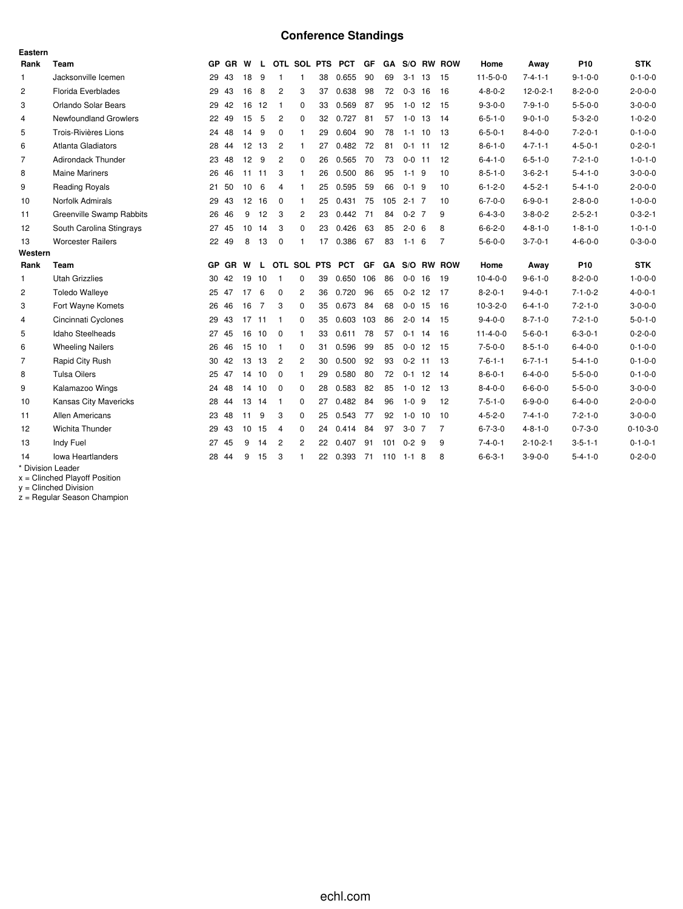# Conference Standings

**Eastern**

| Rank | Team | GP | GR | W | L | OTL | SOL | PTS | PCT | GF | GA | S/O | RW | ROW | Home | Away | P10 | STK |
|---|---|---|---|---|---|---|---|---|---|---|---|---|---|---|---|---|---|---|
| 1 | Jacksonville Icemen | 29 | 43 | 18 | 9 | 1 | 1 | 38 | 0.655 | 90 | 69 | 3-1 | 13 | 15 | 11-5-0-0 | 7-4-1-1 | 9-1-0-0 | 0-1-0-0 |
| 2 | Florida Everblades | 29 | 43 | 16 | 8 | 2 | 3 | 37 | 0.638 | 98 | 72 | 0-3 | 16 | 16 | 4-8-0-2 | 12-0-2-1 | 8-2-0-0 | 2-0-0-0 |
| 3 | Orlando Solar Bears | 29 | 42 | 16 | 12 | 1 | 0 | 33 | 0.569 | 87 | 95 | 1-0 | 12 | 15 | 9-3-0-0 | 7-9-1-0 | 5-5-0-0 | 3-0-0-0 |
| 4 | Newfoundland Growlers | 22 | 49 | 15 | 5 | 2 | 0 | 32 | 0.727 | 81 | 57 | 1-0 | 13 | 14 | 6-5-1-0 | 9-0-1-0 | 5-3-2-0 | 1-0-2-0 |
| 5 | Trois-Rivières Lions | 24 | 48 | 14 | 9 | 0 | 1 | 29 | 0.604 | 90 | 78 | 1-1 | 10 | 13 | 6-5-0-1 | 8-4-0-0 | 7-2-0-1 | 0-1-0-0 |
| 6 | Atlanta Gladiators | 28 | 44 | 12 | 13 | 2 | 1 | 27 | 0.482 | 72 | 81 | 0-1 | 11 | 12 | 8-6-1-0 | 4-7-1-1 | 4-5-0-1 | 0-2-0-1 |
| 7 | Adirondack Thunder | 23 | 48 | 12 | 9 | 2 | 0 | 26 | 0.565 | 70 | 73 | 0-0 | 11 | 12 | 6-4-1-0 | 6-5-1-0 | 7-2-1-0 | 1-0-1-0 |
| 8 | Maine Mariners | 26 | 46 | 11 | 11 | 3 | 1 | 26 | 0.500 | 86 | 95 | 1-1 | 9 | 10 | 8-5-1-0 | 3-6-2-1 | 5-4-1-0 | 3-0-0-0 |
| 9 | Reading Royals | 21 | 50 | 10 | 6 | 4 | 1 | 25 | 0.595 | 59 | 66 | 0-1 | 9 | 10 | 6-1-2-0 | 4-5-2-1 | 5-4-1-0 | 2-0-0-0 |
| 10 | Norfolk Admirals | 29 | 43 | 12 | 16 | 0 | 1 | 25 | 0.431 | 75 | 105 | 2-1 | 7 | 10 | 6-7-0-0 | 6-9-0-1 | 2-8-0-0 | 1-0-0-0 |
| 11 | Greenville Swamp Rabbits | 26 | 46 | 9 | 12 | 3 | 2 | 23 | 0.442 | 71 | 84 | 0-2 | 7 | 9 | 6-4-3-0 | 3-8-0-2 | 2-5-2-1 | 0-3-2-1 |
| 12 | South Carolina Stingrays | 27 | 45 | 10 | 14 | 3 | 0 | 23 | 0.426 | 63 | 85 | 2-0 | 6 | 8 | 6-6-2-0 | 4-8-1-0 | 1-8-1-0 | 1-0-1-0 |
| 13 | Worcester Railers | 22 | 49 | 8 | 13 | 0 | 1 | 17 | 0.386 | 67 | 83 | 1-1 | 6 | 7 | 5-6-0-0 | 3-7-0-1 | 4-6-0-0 | 0-3-0-0 |

**Western**

| Rank | Team | GP | GR | W | L | OTL | SOL | PTS | PCT | GF | GA | S/O | RW | ROW | Home | Away | P10 | STK |
|---|---|---|---|---|---|---|---|---|---|---|---|---|---|---|---|---|---|---|
| 1 | Utah Grizzlies | 30 | 42 | 19 | 10 | 1 | 0 | 39 | 0.650 | 106 | 86 | 0-0 | 16 | 19 | 10-4-0-0 | 9-6-1-0 | 8-2-0-0 | 1-0-0-0 |
| 2 | Toledo Walleye | 25 | 47 | 17 | 6 | 0 | 2 | 36 | 0.720 | 96 | 65 | 0-2 | 12 | 17 | 8-2-0-1 | 9-4-0-1 | 7-1-0-2 | 4-0-0-1 |
| 3 | Fort Wayne Komets | 26 | 46 | 16 | 7 | 3 | 0 | 35 | 0.673 | 84 | 68 | 0-0 | 15 | 16 | 10-3-2-0 | 6-4-1-0 | 7-2-1-0 | 3-0-0-0 |
| 4 | Cincinnati Cyclones | 29 | 43 | 17 | 11 | 1 | 0 | 35 | 0.603 | 103 | 86 | 2-0 | 14 | 15 | 9-4-0-0 | 8-7-1-0 | 7-2-1-0 | 5-0-1-0 |
| 5 | Idaho Steelheads | 27 | 45 | 16 | 10 | 0 | 1 | 33 | 0.611 | 78 | 57 | 0-1 | 14 | 16 | 11-4-0-0 | 5-6-0-1 | 6-3-0-1 | 0-2-0-0 |
| 6 | Wheeling Nailers | 26 | 46 | 15 | 10 | 1 | 0 | 31 | 0.596 | 99 | 85 | 0-0 | 12 | 15 | 7-5-0-0 | 8-5-1-0 | 6-4-0-0 | 0-1-0-0 |
| 7 | Rapid City Rush | 30 | 42 | 13 | 13 | 2 | 2 | 30 | 0.500 | 92 | 93 | 0-2 | 11 | 13 | 7-6-1-1 | 6-7-1-1 | 5-4-1-0 | 0-1-0-0 |
| 8 | Tulsa Oilers | 25 | 47 | 14 | 10 | 0 | 1 | 29 | 0.580 | 80 | 72 | 0-1 | 12 | 14 | 8-6-0-1 | 6-4-0-0 | 5-5-0-0 | 0-1-0-0 |
| 9 | Kalamazoo Wings | 24 | 48 | 14 | 10 | 0 | 0 | 28 | 0.583 | 82 | 85 | 1-0 | 12 | 13 | 8-4-0-0 | 6-6-0-0 | 5-5-0-0 | 3-0-0-0 |
| 10 | Kansas City Mavericks | 28 | 44 | 13 | 14 | 1 | 0 | 27 | 0.482 | 84 | 96 | 1-0 | 9 | 12 | 7-5-1-0 | 6-9-0-0 | 6-4-0-0 | 2-0-0-0 |
| 11 | Allen Americans | 23 | 48 | 11 | 9 | 3 | 0 | 25 | 0.543 | 77 | 92 | 1-0 | 10 | 10 | 4-5-2-0 | 7-4-1-0 | 7-2-1-0 | 3-0-0-0 |
| 12 | Wichita Thunder | 29 | 43 | 10 | 15 | 4 | 0 | 24 | 0.414 | 84 | 97 | 3-0 | 7 | 7 | 6-7-3-0 | 4-8-1-0 | 0-7-3-0 | 0-10-3-0 |
| 13 | Indy Fuel | 27 | 45 | 9 | 14 | 2 | 2 | 22 | 0.407 | 91 | 101 | 0-2 | 9 | 9 | 7-4-0-1 | 2-10-2-1 | 3-5-1-1 | 0-1-0-1 |
| 14 | Iowa Heartlanders | 28 | 44 | 9 | 15 | 3 | 1 | 22 | 0.393 | 71 | 110 | 1-1 | 8 | 8 | 6-6-3-1 | 3-9-0-0 | 5-4-1-0 | 0-2-0-0 |

\* Division Leader
x = Clinched Playoff Position
y = Clinched Division
z = Regular Season Champion

echl.com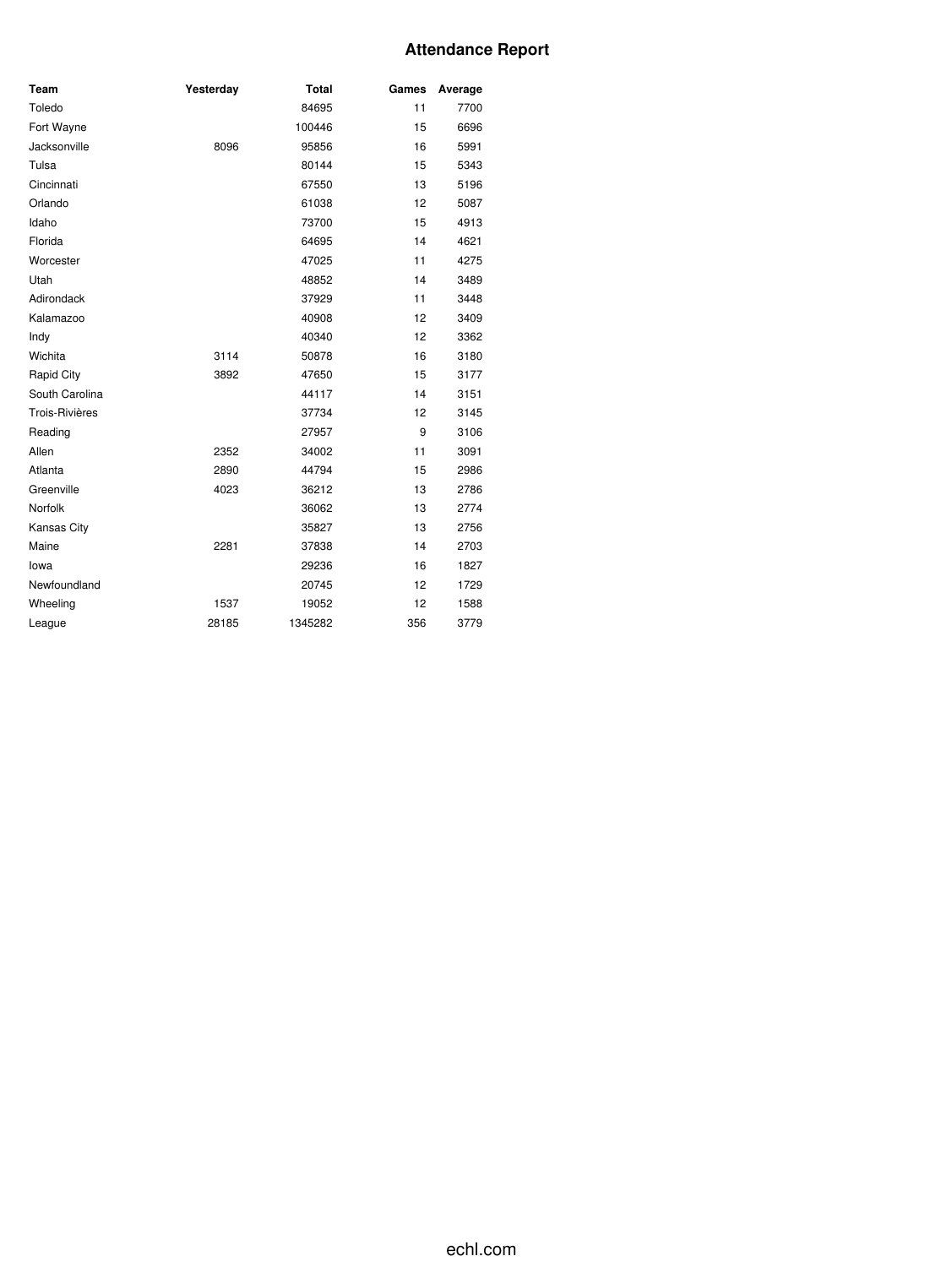# Attendance Report

| Team | Yesterday | Total | Games | Average |
|---|---|---|---|---|
| Toledo | | 84695 | 11 | 7700 |
| Fort Wayne | | 100446 | 15 | 6696 |
| Jacksonville | 8096 | 95856 | 16 | 5991 |
| Tulsa | | 80144 | 15 | 5343 |
| Cincinnati | | 67550 | 13 | 5196 |
| Orlando | | 61038 | 12 | 5087 |
| Idaho | | 73700 | 15 | 4913 |
| Florida | | 64695 | 14 | 4621 |
| Worcester | | 47025 | 11 | 4275 |
| Utah | | 48852 | 14 | 3489 |
| Adirondack | | 37929 | 11 | 3448 |
| Kalamazoo | | 40908 | 12 | 3409 |
| Indy | | 40340 | 12 | 3362 |
| Wichita | 3114 | 50878 | 16 | 3180 |
| Rapid City | 3892 | 47650 | 15 | 3177 |
| South Carolina | | 44117 | 14 | 3151 |
| Trois-Rivières | | 37734 | 12 | 3145 |
| Reading | | 27957 | 9 | 3106 |
| Allen | 2352 | 34002 | 11 | 3091 |
| Atlanta | 2890 | 44794 | 15 | 2986 |
| Greenville | 4023 | 36212 | 13 | 2786 |
| Norfolk | | 36062 | 13 | 2774 |
| Kansas City | | 35827 | 13 | 2756 |
| Maine | 2281 | 37838 | 14 | 2703 |
| Iowa | | 29236 | 16 | 1827 |
| Newfoundland | | 20745 | 12 | 1729 |
| Wheeling | 1537 | 19052 | 12 | 1588 |
| League | 28185 | 1345282 | 356 | 3779 |

echl.com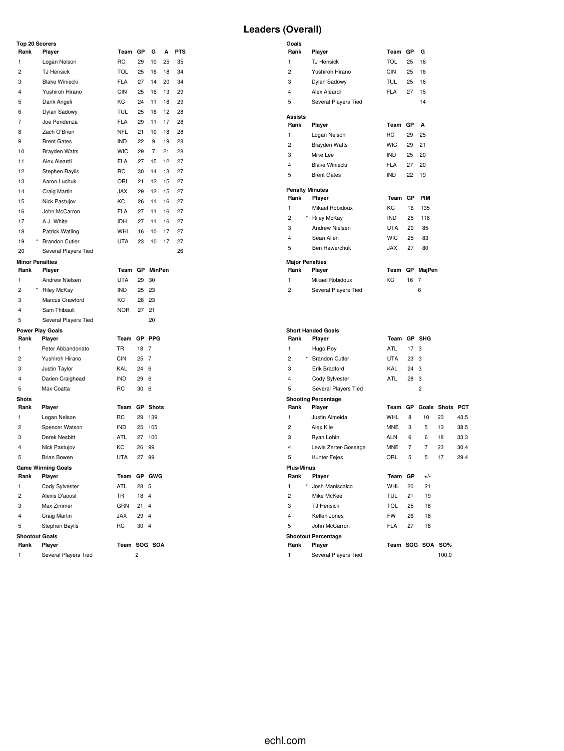# Leaders (Overall)

### Top 20 Scorers

| Rank | | Player | Team | GP | G | A | PTS |
|---|---|---|---|---|---|---|---|
| 1 | | Logan Nelson | RC | 29 | 10 | 25 | 35 |
| 2 | | TJ Hensick | TOL | 25 | 16 | 18 | 34 |
| 3 | | Blake Winiecki | FLA | 27 | 14 | 20 | 34 |
| 4 | | Yushiroh Hirano | CIN | 25 | 16 | 13 | 29 |
| 5 | | Darik Angeli | KC | 24 | 11 | 18 | 29 |
| 6 | | Dylan Sadowy | TUL | 25 | 16 | 12 | 28 |
| 7 | | Joe Pendenza | FLA | 29 | 11 | 17 | 28 |
| 8 | | Zach O'Brien | NFL | 21 | 10 | 18 | 28 |
| 9 | | Brent Gates | IND | 22 | 9 | 19 | 28 |
| 10 | | Brayden Watts | WIC | 29 | 7 | 21 | 28 |
| 11 | | Alex Aleardi | FLA | 27 | 15 | 12 | 27 |
| 12 | | Stephen Baylis | RC | 30 | 14 | 13 | 27 |
| 13 | | Aaron Luchuk | ORL | 21 | 12 | 15 | 27 |
| 14 | | Craig Martin | JAX | 29 | 12 | 15 | 27 |
| 15 | | Nick Pastujov | KC | 26 | 11 | 16 | 27 |
| 16 | | John McCarron | FLA | 27 | 11 | 16 | 27 |
| 17 | | A.J. White | IDH | 27 | 11 | 16 | 27 |
| 18 | | Patrick Watling | WHL | 16 | 10 | 17 | 27 |
| 19 | * | Brandon Cutler | UTA | 23 | 10 | 17 | 27 |
| 20 | | Several Players Tied | | | | | 26 |

### Goals

| Rank | Player | Team | GP | G |
|---|---|---|---|---|
| 1 | TJ Hensick | TOL | 25 | 16 |
| 2 | Yushiroh Hirano | CIN | 25 | 16 |
| 3 | Dylan Sadowy | TUL | 25 | 16 |
| 4 | Alex Aleardi | FLA | 27 | 15 |
| 5 | Several Players Tied | | | 14 |

### Assists

| Rank | Player | Team | GP | A |
|---|---|---|---|---|
| 1 | Logan Nelson | RC | 29 | 25 |
| 2 | Brayden Watts | WIC | 29 | 21 |
| 3 | Mike Lee | IND | 25 | 20 |
| 4 | Blake Winiecki | FLA | 27 | 20 |
| 5 | Brent Gates | IND | 22 | 19 |

### Penalty Minutes

| Rank | | Player | Team | GP | PIM |
|---|---|---|---|---|---|
| 1 | | Mikael Robidoux | KC | 16 | 135 |
| 2 | * | Riley McKay | IND | 25 | 116 |
| 3 | | Andrew Nielsen | UTA | 29 | 85 |
| 4 | | Sean Allen | WIC | 25 | 83 |
| 5 | | Ben Hawerchuk | JAX | 27 | 80 |

### Minor Penalties

| Rank | | Player | Team | GP | MinPen |
|---|---|---|---|---|---|
| 1 | | Andrew Nielsen | UTA | 29 | 30 |
| 2 | * | Riley McKay | IND | 25 | 23 |
| 3 | | Marcus Crawford | KC | 28 | 23 |
| 4 | | Sam Thibault | NOR | 27 | 21 |
| 5 | | Several Players Tied | | | 20 |

### Major Penalties

| Rank | Player | Team | GP | MajPen |
|---|---|---|---|---|
| 1 | Mikael Robidoux | KC | 16 | 7 |
| 2 | Several Players Tied | | | 6 |

### Power Play Goals

| Rank | Player | Team | GP | PPG |
|---|---|---|---|---|
| 1 | Peter Abbandonato | TR | 18 | 7 |
| 2 | Yushiroh Hirano | CIN | 25 | 7 |
| 3 | Justin Taylor | KAL | 24 | 6 |
| 4 | Darien Craighead | IND | 29 | 6 |
| 5 | Max Coatta | RC | 30 | 6 |

### Short Handed Goals

| Rank | | Player | Team | GP | SHG |
|---|---|---|---|---|---|
| 1 | | Hugo Roy | ATL | 17 | 3 |
| 2 | * | Brandon Cutler | UTA | 23 | 3 |
| 3 | | Erik Bradford | KAL | 24 | 3 |
| 4 | | Cody Sylvester | ATL | 28 | 3 |
| 5 | | Several Players Tied | | | 2 |

### Shots

| Rank | Player | Team | GP | Shots |
|---|---|---|---|---|
| 1 | Logan Nelson | RC | 29 | 139 |
| 2 | Spencer Watson | IND | 25 | 105 |
| 3 | Derek Nesbitt | ATL | 27 | 100 |
| 4 | Nick Pastujov | KC | 26 | 99 |
| 5 | Brian Bowen | UTA | 27 | 99 |

### Shooting Percentage

| Rank | Player | Team | GP | Goals | Shots | PCT |
|---|---|---|---|---|---|---|
| 1 | Justin Almeida | WHL | 8 | 10 | 23 | 43.5 |
| 2 | Alex Kile | MNE | 3 | 5 | 13 | 38.5 |
| 3 | Ryan Lohin | ALN | 6 | 6 | 18 | 33.3 |
| 4 | Lewis Zerter-Gossage | MNE | 7 | 7 | 23 | 30.4 |
| 5 | Hunter Fejes | ORL | 5 | 5 | 17 | 29.4 |

### Game Winning Goals

| Rank | Player | Team | GP | GWG |
|---|---|---|---|---|
| 1 | Cody Sylvester | ATL | 28 | 5 |
| 2 | Alexis D'aoust | TR | 18 | 4 |
| 3 | Max Zimmer | GRN | 21 | 4 |
| 4 | Craig Martin | JAX | 29 | 4 |
| 5 | Stephen Baylis | RC | 30 | 4 |

### Plus/Minus

| Rank | | Player | Team | GP | +/- |
|---|---|---|---|---|---|
| 1 | * | Josh Maniscalco | WHL | 20 | 21 |
| 2 | | Mike McKee | TUL | 21 | 19 |
| 3 | | TJ Hensick | TOL | 25 | 18 |
| 4 | | Kellen Jones | FW | 26 | 18 |
| 5 | | John McCarron | FLA | 27 | 18 |

### Shootout Goals

| Rank | Player | Team | SOG | SOA |
|---|---|---|---|---|
| 1 | Several Players Tied | | 2 | |

### Shootout Percentage

| Rank | Player | Team | SOG | SOA | SO% |
|---|---|---|---|---|---|
| 1 | Several Players Tied | | | | 100.0 |

echl.com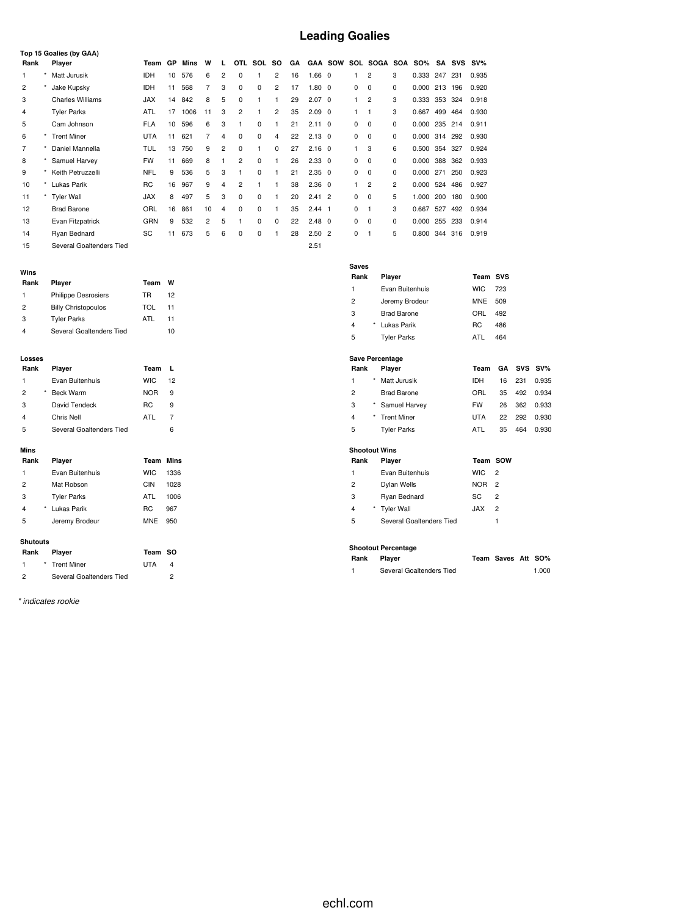# Leading Goalies

### Top 15 Goalies (by GAA)

| Rank | | Player | Team | GP | Mins | W | L | OTL | SOL | SO | GA | GAA | SOW | SOL | SOGA | SOA | SO% | SA | SVS | SV% |
|---|---|---|---|---|---|---|---|---|---|---|---|---|---|---|---|---|---|---|---|---|
| 1 | * | Matt Jurusik | IDH | 10 | 576 | 6 | 2 | 0 | 1 | 2 | 16 | 1.66 | 0 | 1 | 2 | 3 | 0.333 | 247 | 231 | 0.935 |
| 2 | * | Jake Kupsky | IDH | 11 | 568 | 7 | 3 | 0 | 0 | 2 | 17 | 1.80 | 0 | 0 | 0 | 0 | 0.000 | 213 | 196 | 0.920 |
| 3 | | Charles Williams | JAX | 14 | 842 | 8 | 5 | 0 | 1 | 1 | 29 | 2.07 | 0 | 1 | 2 | 3 | 0.333 | 353 | 324 | 0.918 |
| 4 | | Tyler Parks | ATL | 17 | 1006 | 11 | 3 | 2 | 1 | 2 | 35 | 2.09 | 0 | 1 | 1 | 3 | 0.667 | 499 | 464 | 0.930 |
| 5 | | Cam Johnson | FLA | 10 | 596 | 6 | 3 | 1 | 0 | 1 | 21 | 2.11 | 0 | 0 | 0 | 0 | 0.000 | 235 | 214 | 0.911 |
| 6 | * | Trent Miner | UTA | 11 | 621 | 7 | 4 | 0 | 0 | 4 | 22 | 2.13 | 0 | 0 | 0 | 0 | 0.000 | 314 | 292 | 0.930 |
| 7 | * | Daniel Mannella | TUL | 13 | 750 | 9 | 2 | 0 | 1 | 0 | 27 | 2.16 | 0 | 1 | 3 | 6 | 0.500 | 354 | 327 | 0.924 |
| 8 | * | Samuel Harvey | FW | 11 | 669 | 8 | 1 | 2 | 0 | 1 | 26 | 2.33 | 0 | 0 | 0 | 0 | 0.000 | 388 | 362 | 0.933 |
| 9 | * | Keith Petruzzelli | NFL | 9 | 536 | 5 | 3 | 1 | 0 | 1 | 21 | 2.35 | 0 | 0 | 0 | 0 | 0.000 | 271 | 250 | 0.923 |
| 10 | * | Lukas Parik | RC | 16 | 967 | 9 | 4 | 2 | 1 | 1 | 38 | 2.36 | 0 | 1 | 2 | 2 | 0.000 | 524 | 486 | 0.927 |
| 11 | * | Tyler Wall | JAX | 8 | 497 | 5 | 3 | 0 | 0 | 1 | 20 | 2.41 | 2 | 0 | 0 | 5 | 1.000 | 200 | 180 | 0.900 |
| 12 | | Brad Barone | ORL | 16 | 861 | 10 | 4 | 0 | 0 | 1 | 35 | 2.44 | 1 | 0 | 1 | 3 | 0.667 | 527 | 492 | 0.934 |
| 13 | | Evan Fitzpatrick | GRN | 9 | 532 | 2 | 5 | 1 | 0 | 0 | 22 | 2.48 | 0 | 0 | 0 | 0 | 0.000 | 255 | 233 | 0.914 |
| 14 | | Ryan Bednard | SC | 11 | 673 | 5 | 6 | 0 | 0 | 1 | 28 | 2.50 | 2 | 0 | 1 | 5 | 0.800 | 344 | 316 | 0.919 |
| 15 | | Several Goaltenders Tied | | | | | | | | | | 2.51 | | | | | | | | |

### Wins

| Rank | | Player | Team | W |
|---|---|---|---|---|
| 1 | | Philippe Desrosiers | TR | 12 |
| 2 | | Billy Christopoulos | TOL | 11 |
| 3 | | Tyler Parks | ATL | 11 |
| 4 | | Several Goaltenders Tied | | 10 |

### Losses

| Rank | | Player | Team | L |
|---|---|---|---|---|
| 1 | | Evan Buitenhuis | WIC | 12 |
| 2 | * | Beck Warm | NOR | 9 |
| 3 | | David Tendeck | RC | 9 |
| 4 | | Chris Nell | ATL | 7 |
| 5 | | Several Goaltenders Tied | | 6 |

### Mins

| Rank | | Player | Team | Mins |
|---|---|---|---|---|
| 1 | | Evan Buitenhuis | WIC | 1336 |
| 2 | | Mat Robson | CIN | 1028 |
| 3 | | Tyler Parks | ATL | 1006 |
| 4 | * | Lukas Parik | RC | 967 |
| 5 | | Jeremy Brodeur | MNE | 950 |

### Shutouts

| Rank | | Player | Team | SO |
|---|---|---|---|---|
| 1 | * | Trent Miner | UTA | 4 |
| 2 | | Several Goaltenders Tied | | 2 |

### Saves

| Rank | | Player | Team | SVS |
|---|---|---|---|---|
| 1 | | Evan Buitenhuis | WIC | 723 |
| 2 | | Jeremy Brodeur | MNE | 509 |
| 3 | | Brad Barone | ORL | 492 |
| 4 | * | Lukas Parik | RC | 486 |
| 5 | | Tyler Parks | ATL | 464 |

### Save Percentage

| Rank | | Player | Team | GA | SVS | SV% |
|---|---|---|---|---|---|---|
| 1 | * | Matt Jurusik | IDH | 16 | 231 | 0.935 |
| 2 | | Brad Barone | ORL | 35 | 492 | 0.934 |
| 3 | * | Samuel Harvey | FW | 26 | 362 | 0.933 |
| 4 | * | Trent Miner | UTA | 22 | 292 | 0.930 |
| 5 | | Tyler Parks | ATL | 35 | 464 | 0.930 |

### Shootout Wins

| Rank | | Player | Team | SOW |
|---|---|---|---|---|
| 1 | | Evan Buitenhuis | WIC | 2 |
| 2 | | Dylan Wells | NOR | 2 |
| 3 | | Ryan Bednard | SC | 2 |
| 4 | * | Tyler Wall | JAX | 2 |
| 5 | | Several Goaltenders Tied | | 1 |

### Shootout Percentage

| Rank | Player | Team | Saves | Att | SO% |
|---|---|---|---|---|---|
| 1 | Several Goaltenders Tied | | | | 1.000 |

*\* indicates rookie*

echl.com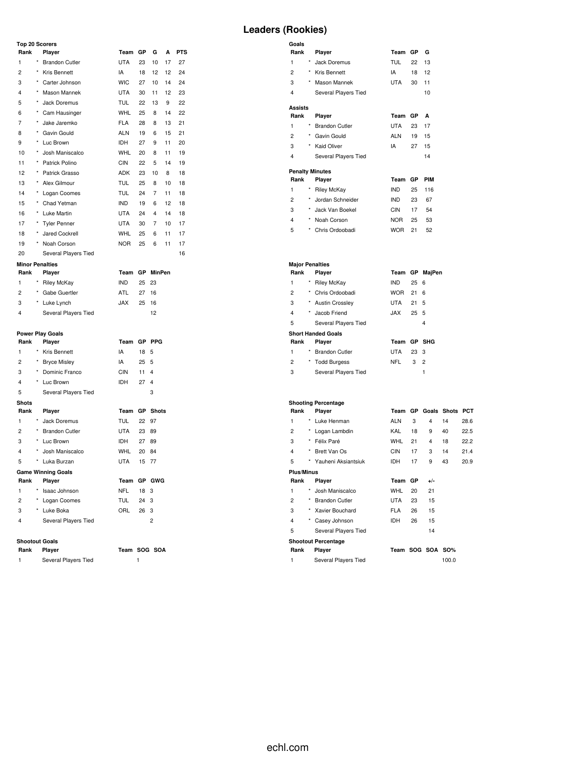# Leaders (Rookies)

### Top 20 Scorers

| Rank | | Player | Team | GP | G | A | PTS |
|---|---|---|---|---|---|---|---|
| 1 | * | Brandon Cutler | UTA | 23 | 10 | 17 | 27 |
| 2 | * | Kris Bennett | IA | 18 | 12 | 12 | 24 |
| 3 | * | Carter Johnson | WIC | 27 | 10 | 14 | 24 |
| 4 | * | Mason Mannek | UTA | 30 | 11 | 12 | 23 |
| 5 | * | Jack Doremus | TUL | 22 | 13 | 9 | 22 |
| 6 | * | Cam Hausinger | WHL | 25 | 8 | 14 | 22 |
| 7 | * | Jake Jaremko | FLA | 28 | 8 | 13 | 21 |
| 8 | * | Gavin Gould | ALN | 19 | 6 | 15 | 21 |
| 9 | * | Luc Brown | IDH | 27 | 9 | 11 | 20 |
| 10 | * | Josh Maniscalco | WHL | 20 | 8 | 11 | 19 |
| 11 | * | Patrick Polino | CIN | 22 | 5 | 14 | 19 |
| 12 | * | Patrick Grasso | ADK | 23 | 10 | 8 | 18 |
| 13 | * | Alex Gilmour | TUL | 25 | 8 | 10 | 18 |
| 14 | * | Logan Coomes | TUL | 24 | 7 | 11 | 18 |
| 15 | * | Chad Yetman | IND | 19 | 6 | 12 | 18 |
| 16 | * | Luke Martin | UTA | 24 | 4 | 14 | 18 |
| 17 | * | Tyler Penner | UTA | 30 | 7 | 10 | 17 |
| 18 | * | Jared Cockrell | WHL | 25 | 6 | 11 | 17 |
| 19 | * | Noah Corson | NOR | 25 | 6 | 11 | 17 |
| 20 | | Several Players Tied | | | | | 16 |

### Goals

| Rank | | Player | Team | GP | G |
|---|---|---|---|---|---|
| 1 | * | Jack Doremus | TUL | 22 | 13 |
| 2 | * | Kris Bennett | IA | 18 | 12 |
| 3 | * | Mason Mannek | UTA | 30 | 11 |
| 4 | | Several Players Tied | | | 10 |

### Assists

| Rank | | Player | Team | GP | A |
|---|---|---|---|---|---|
| 1 | * | Brandon Cutler | UTA | 23 | 17 |
| 2 | * | Gavin Gould | ALN | 19 | 15 |
| 3 | * | Kaid Oliver | IA | 27 | 15 |
| 4 | | Several Players Tied | | | 14 |

### Penalty Minutes

| Rank | | Player | Team | GP | PIM |
|---|---|---|---|---|---|
| 1 | * | Riley McKay | IND | 25 | 116 |
| 2 | * | Jordan Schneider | IND | 23 | 67 |
| 3 | * | Jack Van Boekel | CIN | 17 | 54 |
| 4 | * | Noah Corson | NOR | 25 | 53 |
| 5 | * | Chris Ordoobadi | WOR | 21 | 52 |

### Minor Penalties

| Rank | | Player | Team | GP | MinPen |
|---|---|---|---|---|---|
| 1 | * | Riley McKay | IND | 25 | 23 |
| 2 | * | Gabe Guertler | ATL | 27 | 16 |
| 3 | * | Luke Lynch | JAX | 25 | 16 |
| 4 | | Several Players Tied | | | 12 |

### Major Penalties

| Rank | | Player | Team | GP | MajPen |
|---|---|---|---|---|---|
| 1 | * | Riley McKay | IND | 25 | 6 |
| 2 | * | Chris Ordoobadi | WOR | 21 | 6 |
| 3 | * | Austin Crossley | UTA | 21 | 5 |
| 4 | * | Jacob Friend | JAX | 25 | 5 |
| 5 | | Several Players Tied | | | 4 |

### Power Play Goals

| Rank | | Player | Team | GP | PPG |
|---|---|---|---|---|---|
| 1 | * | Kris Bennett | IA | 18 | 5 |
| 2 | * | Bryce Misley | IA | 25 | 5 |
| 3 | * | Dominic Franco | CIN | 11 | 4 |
| 4 | * | Luc Brown | IDH | 27 | 4 |
| 5 | | Several Players Tied | | | 3 |

### Short Handed Goals

| Rank | | Player | Team | GP | SHG |
|---|---|---|---|---|---|
| 1 | * | Brandon Cutler | UTA | 23 | 3 |
| 2 | * | Todd Burgess | NFL | 3 | 2 |
| 3 | | Several Players Tied | | | 1 |

### Shots

| Rank | | Player | Team | GP | Shots |
|---|---|---|---|---|---|
| 1 | * | Jack Doremus | TUL | 22 | 97 |
| 2 | * | Brandon Cutler | UTA | 23 | 89 |
| 3 | * | Luc Brown | IDH | 27 | 89 |
| 4 | * | Josh Maniscalco | WHL | 20 | 84 |
| 5 | * | Luka Burzan | UTA | 15 | 77 |

### Shooting Percentage

| Rank | | Player | Team | GP | Goals | Shots | PCT |
|---|---|---|---|---|---|---|---|
| 1 | * | Luke Henman | ALN | 3 | 4 | 14 | 28.6 |
| 2 | * | Logan Lambdin | KAL | 18 | 9 | 40 | 22.5 |
| 3 | * | Félix Paré | WHL | 21 | 4 | 18 | 22.2 |
| 4 | * | Brett Van Os | CIN | 17 | 3 | 14 | 21.4 |
| 5 | * | Yauheni Aksiantsiuk | IDH | 17 | 9 | 43 | 20.9 |

### Game Winning Goals

| Rank | | Player | Team | GP | GWG |
|---|---|---|---|---|---|
| 1 | * | Isaac Johnson | NFL | 18 | 3 |
| 2 | * | Logan Coomes | TUL | 24 | 3 |
| 3 | * | Luke Boka | ORL | 26 | 3 |
| 4 | | Several Players Tied | | | 2 |

### Plus/Minus

| Rank | | Player | Team | GP | +/- |
|---|---|---|---|---|---|
| 1 | * | Josh Maniscalco | WHL | 20 | 21 |
| 2 | * | Brandon Cutler | UTA | 23 | 15 |
| 3 | * | Xavier Bouchard | FLA | 26 | 15 |
| 4 | * | Casey Johnson | IDH | 26 | 15 |
| 5 | | Several Players Tied | | | 14 |

### Shootout Goals

| Rank | Player | Team | SOG | SOA |
|---|---|---|---|---|
| 1 | Several Players Tied | | 1 | |

### Shootout Percentage

| Rank | Player | Team | SOG | SOA | SO% |
|---|---|---|---|---|---|
| 1 | Several Players Tied | | | | 100.0 |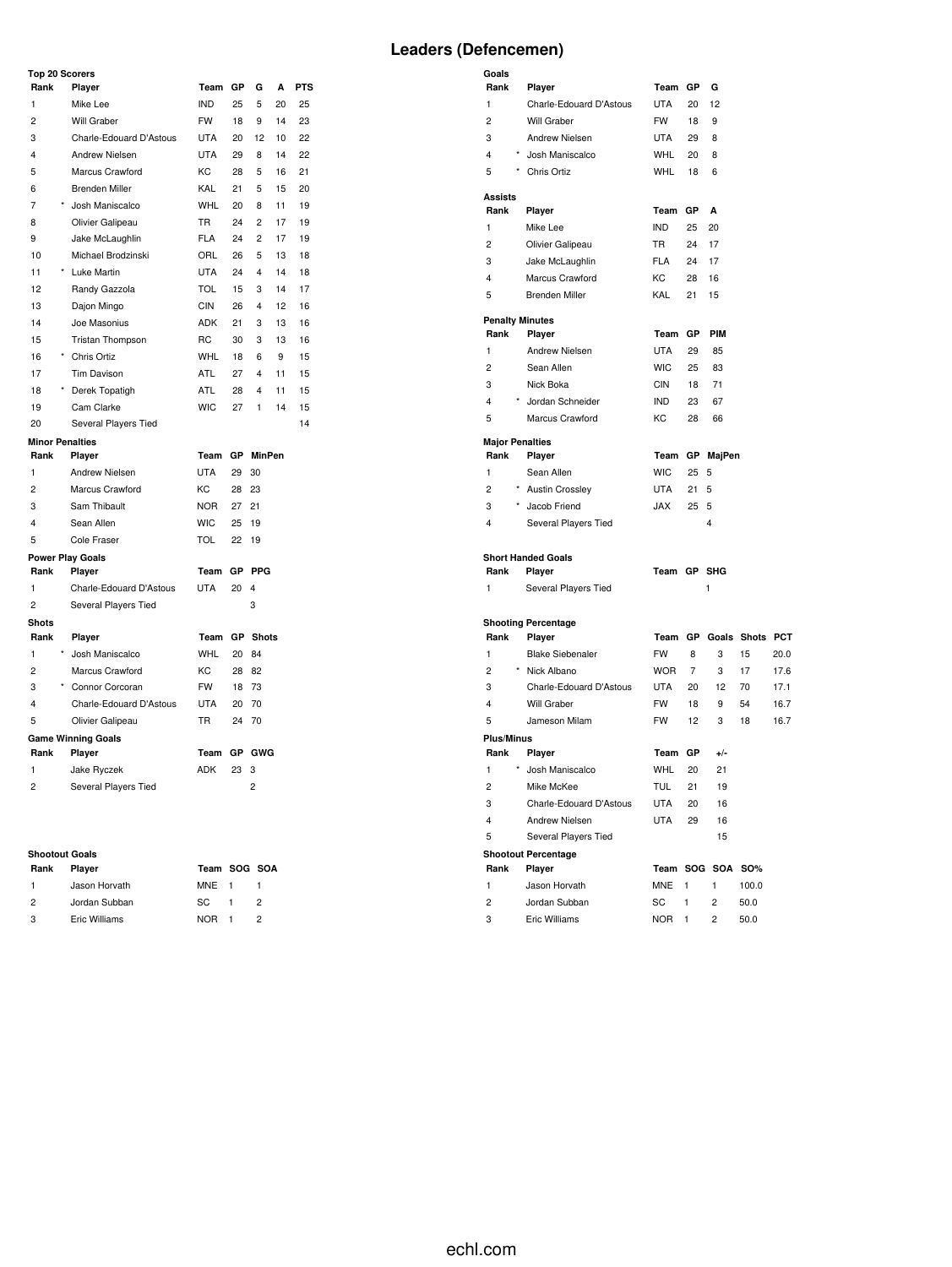# Leaders (Defencemen)

### Top 20 Scorers

| Rank | | Player | Team | GP | G | A | PTS |
|---|---|---|---|---|---|---|---|
| 1 | | Mike Lee | IND | 25 | 5 | 20 | 25 |
| 2 | | Will Graber | FW | 18 | 9 | 14 | 23 |
| 3 | | Charle-Edouard D'Astous | UTA | 20 | 12 | 10 | 22 |
| 4 | | Andrew Nielsen | UTA | 29 | 8 | 14 | 22 |
| 5 | | Marcus Crawford | KC | 28 | 5 | 16 | 21 |
| 6 | | Brenden Miller | KAL | 21 | 5 | 15 | 20 |
| 7 | * | Josh Maniscalco | WHL | 20 | 8 | 11 | 19 |
| 8 | | Olivier Galipeau | TR | 24 | 2 | 17 | 19 |
| 9 | | Jake McLaughlin | FLA | 24 | 2 | 17 | 19 |
| 10 | | Michael Brodzinski | ORL | 26 | 5 | 13 | 18 |
| 11 | * | Luke Martin | UTA | 24 | 4 | 14 | 18 |
| 12 | | Randy Gazzola | TOL | 15 | 3 | 14 | 17 |
| 13 | | Dajon Mingo | CIN | 26 | 4 | 12 | 16 |
| 14 | | Joe Masonius | ADK | 21 | 3 | 13 | 16 |
| 15 | | Tristan Thompson | RC | 30 | 3 | 13 | 16 |
| 16 | * | Chris Ortiz | WHL | 18 | 6 | 9 | 15 |
| 17 | | Tim Davison | ATL | 27 | 4 | 11 | 15 |
| 18 | * | Derek Topatigh | ATL | 28 | 4 | 11 | 15 |
| 19 | | Cam Clarke | WIC | 27 | 1 | 14 | 15 |
| 20 | | Several Players Tied | | | | | 14 |

### Goals

| Rank | | Player | Team | GP | G |
|---|---|---|---|---|---|
| 1 | | Charle-Edouard D'Astous | UTA | 20 | 12 |
| 2 | | Will Graber | FW | 18 | 9 |
| 3 | | Andrew Nielsen | UTA | 29 | 8 |
| 4 | * | Josh Maniscalco | WHL | 20 | 8 |
| 5 | * | Chris Ortiz | WHL | 18 | 6 |

### Assists

| Rank | Player | Team | GP | A |
|---|---|---|---|---|
| 1 | Mike Lee | IND | 25 | 20 |
| 2 | Olivier Galipeau | TR | 24 | 17 |
| 3 | Jake McLaughlin | FLA | 24 | 17 |
| 4 | Marcus Crawford | KC | 28 | 16 |
| 5 | Brenden Miller | KAL | 21 | 15 |

### Penalty Minutes

| Rank | | Player | Team | GP | PIM |
|---|---|---|---|---|---|
| 1 | | Andrew Nielsen | UTA | 29 | 85 |
| 2 | | Sean Allen | WIC | 25 | 83 |
| 3 | | Nick Boka | CIN | 18 | 71 |
| 4 | * | Jordan Schneider | IND | 23 | 67 |
| 5 | | Marcus Crawford | KC | 28 | 66 |

### Minor Penalties

| Rank | Player | Team | GP | MinPen |
|---|---|---|---|---|
| 1 | Andrew Nielsen | UTA | 29 | 30 |
| 2 | Marcus Crawford | KC | 28 | 23 |
| 3 | Sam Thibault | NOR | 27 | 21 |
| 4 | Sean Allen | WIC | 25 | 19 |
| 5 | Cole Fraser | TOL | 22 | 19 |

### Major Penalties

| Rank | | Player | Team | GP | MajPen |
|---|---|---|---|---|---|
| 1 | | Sean Allen | WIC | 25 | 5 |
| 2 | * | Austin Crossley | UTA | 21 | 5 |
| 3 | * | Jacob Friend | JAX | 25 | 5 |
| 4 | | Several Players Tied | | | 4 |

### Power Play Goals

| Rank | Player | Team | GP | PPG |
|---|---|---|---|---|
| 1 | Charle-Edouard D'Astous | UTA | 20 | 4 |
| 2 | Several Players Tied | | | 3 |

### Short Handed Goals

| Rank | Player | Team | GP | SHG |
|---|---|---|---|---|
| 1 | Several Players Tied | | | 1 |

### Shots

| Rank | | Player | Team | GP | Shots |
|---|---|---|---|---|---|
| 1 | * | Josh Maniscalco | WHL | 20 | 84 |
| 2 | | Marcus Crawford | KC | 28 | 82 |
| 3 | * | Connor Corcoran | FW | 18 | 73 |
| 4 | | Charle-Edouard D'Astous | UTA | 20 | 70 |
| 5 | | Olivier Galipeau | TR | 24 | 70 |

### Shooting Percentage

| Rank | | Player | Team | GP | Goals | Shots | PCT |
|---|---|---|---|---|---|---|---|
| 1 | | Blake Siebenaler | FW | 8 | 3 | 15 | 20.0 |
| 2 | * | Nick Albano | WOR | 7 | 3 | 17 | 17.6 |
| 3 | | Charle-Edouard D'Astous | UTA | 20 | 12 | 70 | 17.1 |
| 4 | | Will Graber | FW | 18 | 9 | 54 | 16.7 |
| 5 | | Jameson Milam | FW | 12 | 3 | 18 | 16.7 |

### Game Winning Goals

| Rank | Player | Team | GP | GWG |
|---|---|---|---|---|
| 1 | Jake Ryczek | ADK | 23 | 3 |
| 2 | Several Players Tied | | | 2 |

### Plus/Minus

| Rank | | Player | Team | GP | +/- |
|---|---|---|---|---|---|
| 1 | * | Josh Maniscalco | WHL | 20 | 21 |
| 2 | | Mike McKee | TUL | 21 | 19 |
| 3 | | Charle-Edouard D'Astous | UTA | 20 | 16 |
| 4 | | Andrew Nielsen | UTA | 29 | 16 |
| 5 | | Several Players Tied | | | 15 |

### Shootout Goals

| Rank | Player | Team | SOG | SOA |
|---|---|---|---|---|
| 1 | Jason Horvath | MNE | 1 | 1 |
| 2 | Jordan Subban | SC | 1 | 2 |
| 3 | Eric Williams | NOR | 1 | 2 |

### Shootout Percentage

| Rank | Player | Team | SOG | SOA | SO% |
|---|---|---|---|---|---|
| 1 | Jason Horvath | MNE | 1 | 1 | 100.0 |
| 2 | Jordan Subban | SC | 1 | 2 | 50.0 |
| 3 | Eric Williams | NOR | 1 | 2 | 50.0 |

echl.com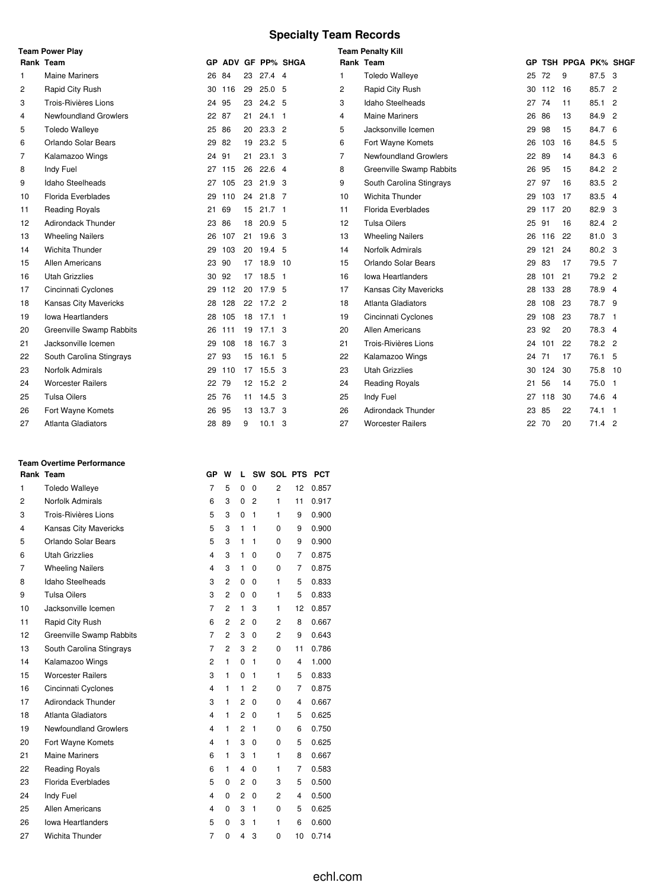# Specialty Team Records

### Team Power Play

| Rank | Team | GP | ADV | GF | PP% | SHGA |
|---|---|---|---|---|---|---|
| 1 | Maine Mariners | 26 | 84 | 23 | 27.4 | 4 |
| 2 | Rapid City Rush | 30 | 116 | 29 | 25.0 | 5 |
| 3 | Trois-Rivières Lions | 24 | 95 | 23 | 24.2 | 5 |
| 4 | Newfoundland Growlers | 22 | 87 | 21 | 24.1 | 1 |
| 5 | Toledo Walleye | 25 | 86 | 20 | 23.3 | 2 |
| 6 | Orlando Solar Bears | 29 | 82 | 19 | 23.2 | 5 |
| 7 | Kalamazoo Wings | 24 | 91 | 21 | 23.1 | 3 |
| 8 | Indy Fuel | 27 | 115 | 26 | 22.6 | 4 |
| 9 | Idaho Steelheads | 27 | 105 | 23 | 21.9 | 3 |
| 10 | Florida Everblades | 29 | 110 | 24 | 21.8 | 7 |
| 11 | Reading Royals | 21 | 69 | 15 | 21.7 | 1 |
| 12 | Adirondack Thunder | 23 | 86 | 18 | 20.9 | 5 |
| 13 | Wheeling Nailers | 26 | 107 | 21 | 19.6 | 3 |
| 14 | Wichita Thunder | 29 | 103 | 20 | 19.4 | 5 |
| 15 | Allen Americans | 23 | 90 | 17 | 18.9 | 10 |
| 16 | Utah Grizzlies | 30 | 92 | 17 | 18.5 | 1 |
| 17 | Cincinnati Cyclones | 29 | 112 | 20 | 17.9 | 5 |
| 18 | Kansas City Mavericks | 28 | 128 | 22 | 17.2 | 2 |
| 19 | Iowa Heartlanders | 28 | 105 | 18 | 17.1 | 1 |
| 20 | Greenville Swamp Rabbits | 26 | 111 | 19 | 17.1 | 3 |
| 21 | Jacksonville Icemen | 29 | 108 | 18 | 16.7 | 3 |
| 22 | South Carolina Stingrays | 27 | 93 | 15 | 16.1 | 5 |
| 23 | Norfolk Admirals | 29 | 110 | 17 | 15.5 | 3 |
| 24 | Worcester Railers | 22 | 79 | 12 | 15.2 | 2 |
| 25 | Tulsa Oilers | 25 | 76 | 11 | 14.5 | 3 |
| 26 | Fort Wayne Komets | 26 | 95 | 13 | 13.7 | 3 |
| 27 | Atlanta Gladiators | 28 | 89 | 9 | 10.1 | 3 |

### Team Penalty Kill

| Rank | Team | GP | TSH | PPGA | PK% | SHGF |
|---|---|---|---|---|---|---|
| 1 | Toledo Walleye | 25 | 72 | 9 | 87.5 | 3 |
| 2 | Rapid City Rush | 30 | 112 | 16 | 85.7 | 2 |
| 3 | Idaho Steelheads | 27 | 74 | 11 | 85.1 | 2 |
| 4 | Maine Mariners | 26 | 86 | 13 | 84.9 | 2 |
| 5 | Jacksonville Icemen | 29 | 98 | 15 | 84.7 | 6 |
| 6 | Fort Wayne Komets | 26 | 103 | 16 | 84.5 | 5 |
| 7 | Newfoundland Growlers | 22 | 89 | 14 | 84.3 | 6 |
| 8 | Greenville Swamp Rabbits | 26 | 95 | 15 | 84.2 | 2 |
| 9 | South Carolina Stingrays | 27 | 97 | 16 | 83.5 | 2 |
| 10 | Wichita Thunder | 29 | 103 | 17 | 83.5 | 4 |
| 11 | Florida Everblades | 29 | 117 | 20 | 82.9 | 3 |
| 12 | Tulsa Oilers | 25 | 91 | 16 | 82.4 | 2 |
| 13 | Wheeling Nailers | 26 | 116 | 22 | 81.0 | 3 |
| 14 | Norfolk Admirals | 29 | 121 | 24 | 80.2 | 3 |
| 15 | Orlando Solar Bears | 29 | 83 | 17 | 79.5 | 7 |
| 16 | Iowa Heartlanders | 28 | 101 | 21 | 79.2 | 2 |
| 17 | Kansas City Mavericks | 28 | 133 | 28 | 78.9 | 4 |
| 18 | Atlanta Gladiators | 28 | 108 | 23 | 78.7 | 9 |
| 19 | Cincinnati Cyclones | 29 | 108 | 23 | 78.7 | 1 |
| 20 | Allen Americans | 23 | 92 | 20 | 78.3 | 4 |
| 21 | Trois-Rivières Lions | 24 | 101 | 22 | 78.2 | 2 |
| 22 | Kalamazoo Wings | 24 | 71 | 17 | 76.1 | 5 |
| 23 | Utah Grizzlies | 30 | 124 | 30 | 75.8 | 10 |
| 24 | Reading Royals | 21 | 56 | 14 | 75.0 | 1 |
| 25 | Indy Fuel | 27 | 118 | 30 | 74.6 | 4 |
| 26 | Adirondack Thunder | 23 | 85 | 22 | 74.1 | 1 |
| 27 | Worcester Railers | 22 | 70 | 20 | 71.4 | 2 |

### Team Overtime Performance

| Rank | Team | GP | W | L | SW | SOL | PTS | PCT |
|---|---|---|---|---|---|---|---|---|
| 1 | Toledo Walleye | 7 | 5 | 0 | 0 | 2 | 12 | 0.857 |
| 2 | Norfolk Admirals | 6 | 3 | 0 | 2 | 1 | 11 | 0.917 |
| 3 | Trois-Rivières Lions | 5 | 3 | 0 | 1 | 1 | 9 | 0.900 |
| 4 | Kansas City Mavericks | 5 | 3 | 1 | 1 | 0 | 9 | 0.900 |
| 5 | Orlando Solar Bears | 5 | 3 | 1 | 1 | 0 | 9 | 0.900 |
| 6 | Utah Grizzlies | 4 | 3 | 1 | 0 | 0 | 7 | 0.875 |
| 7 | Wheeling Nailers | 4 | 3 | 1 | 0 | 0 | 7 | 0.875 |
| 8 | Idaho Steelheads | 3 | 2 | 0 | 0 | 1 | 5 | 0.833 |
| 9 | Tulsa Oilers | 3 | 2 | 0 | 0 | 1 | 5 | 0.833 |
| 10 | Jacksonville Icemen | 7 | 2 | 1 | 3 | 1 | 12 | 0.857 |
| 11 | Rapid City Rush | 6 | 2 | 2 | 0 | 2 | 8 | 0.667 |
| 12 | Greenville Swamp Rabbits | 7 | 2 | 3 | 0 | 2 | 9 | 0.643 |
| 13 | South Carolina Stingrays | 7 | 2 | 3 | 2 | 0 | 11 | 0.786 |
| 14 | Kalamazoo Wings | 2 | 1 | 0 | 1 | 0 | 4 | 1.000 |
| 15 | Worcester Railers | 3 | 1 | 0 | 1 | 1 | 5 | 0.833 |
| 16 | Cincinnati Cyclones | 4 | 1 | 1 | 2 | 0 | 7 | 0.875 |
| 17 | Adirondack Thunder | 3 | 1 | 2 | 0 | 0 | 4 | 0.667 |
| 18 | Atlanta Gladiators | 4 | 1 | 2 | 0 | 1 | 5 | 0.625 |
| 19 | Newfoundland Growlers | 4 | 1 | 2 | 1 | 0 | 6 | 0.750 |
| 20 | Fort Wayne Komets | 4 | 1 | 3 | 0 | 0 | 5 | 0.625 |
| 21 | Maine Mariners | 6 | 1 | 3 | 1 | 1 | 8 | 0.667 |
| 22 | Reading Royals | 6 | 1 | 4 | 0 | 1 | 7 | 0.583 |
| 23 | Florida Everblades | 5 | 0 | 2 | 0 | 3 | 5 | 0.500 |
| 24 | Indy Fuel | 4 | 0 | 2 | 0 | 2 | 4 | 0.500 |
| 25 | Allen Americans | 4 | 0 | 3 | 1 | 0 | 5 | 0.625 |
| 26 | Iowa Heartlanders | 5 | 0 | 3 | 1 | 1 | 6 | 0.600 |
| 27 | Wichita Thunder | 7 | 0 | 4 | 3 | 0 | 10 | 0.714 |

echl.com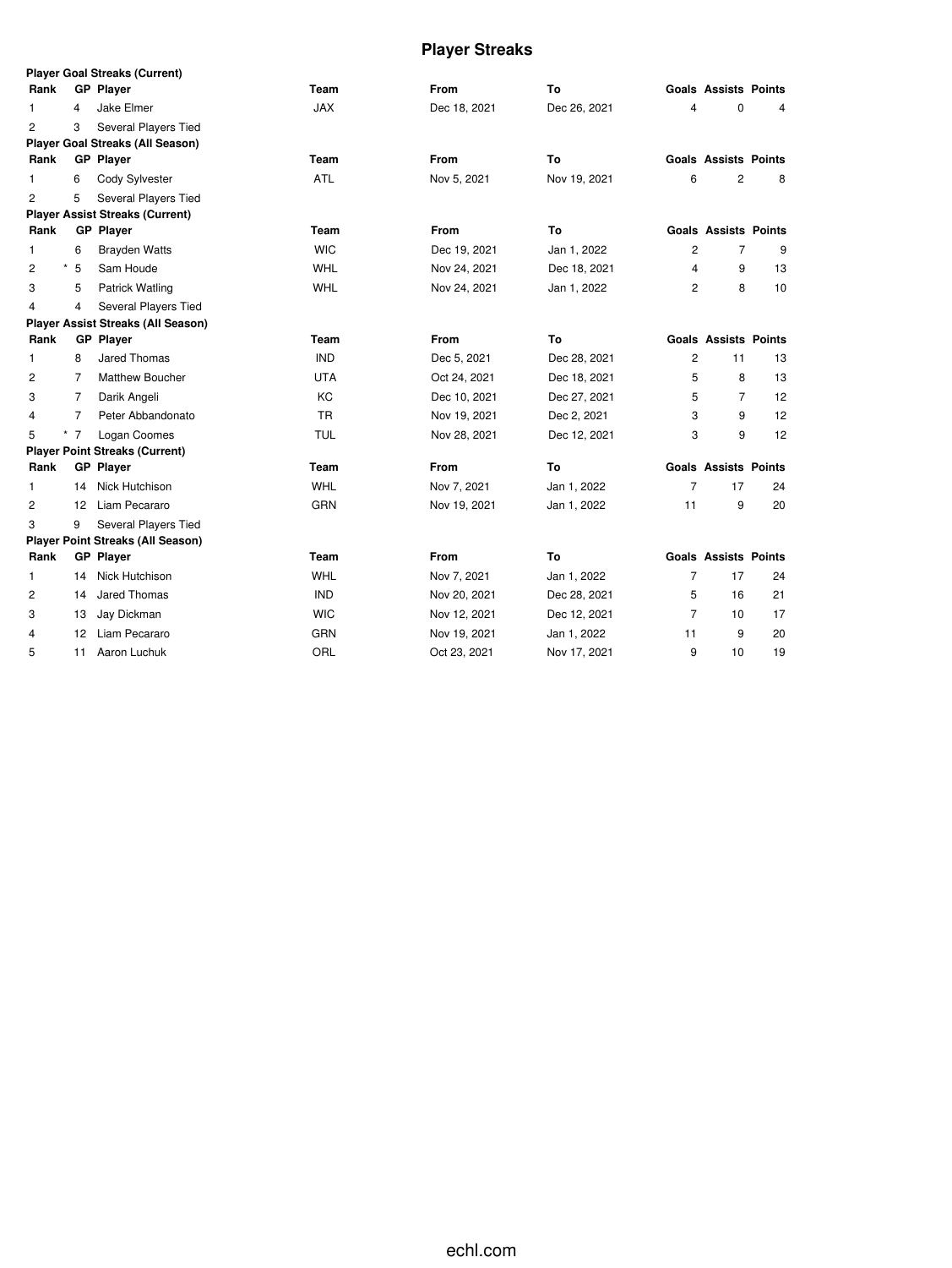# Player Streaks

### Player Goal Streaks (Current)

| Rank | GP | Player | Team | From | To | Goals | Assists | Points |
|---|---|---|---|---|---|---|---|---|
| 1 | 4 | Jake Elmer | JAX | Dec 18, 2021 | Dec 26, 2021 | 4 | 0 | 4 |
| 2 | 3 | Several Players Tied | | | | | | |

### Player Goal Streaks (All Season)

| Rank | GP | Player | Team | From | To | Goals | Assists | Points |
|---|---|---|---|---|---|---|---|---|
| 1 | 6 | Cody Sylvester | ATL | Nov 5, 2021 | Nov 19, 2021 | 6 | 2 | 8 |
| 2 | 5 | Several Players Tied | | | | | | |

### Player Assist Streaks (Current)

| Rank | GP | Player | Team | From | To | Goals | Assists | Points |
|---|---|---|---|---|---|---|---|---|
| 1 | 6 | Brayden Watts | WIC | Dec 19, 2021 | Jan 1, 2022 | 2 | 7 | 9 |
| 2 | * 5 | Sam Houde | WHL | Nov 24, 2021 | Dec 18, 2021 | 4 | 9 | 13 |
| 3 | 5 | Patrick Watling | WHL | Nov 24, 2021 | Jan 1, 2022 | 2 | 8 | 10 |
| 4 | 4 | Several Players Tied | | | | | | |

### Player Assist Streaks (All Season)

| Rank | GP | Player | Team | From | To | Goals | Assists | Points |
|---|---|---|---|---|---|---|---|---|
| 1 | 8 | Jared Thomas | IND | Dec 5, 2021 | Dec 28, 2021 | 2 | 11 | 13 |
| 2 | 7 | Matthew Boucher | UTA | Oct 24, 2021 | Dec 18, 2021 | 5 | 8 | 13 |
| 3 | 7 | Darik Angeli | KC | Dec 10, 2021 | Dec 27, 2021 | 5 | 7 | 12 |
| 4 | 7 | Peter Abbandonato | TR | Nov 19, 2021 | Dec 2, 2021 | 3 | 9 | 12 |
| 5 | * 7 | Logan Coomes | TUL | Nov 28, 2021 | Dec 12, 2021 | 3 | 9 | 12 |

### Player Point Streaks (Current)

| Rank | GP | Player | Team | From | To | Goals | Assists | Points |
|---|---|---|---|---|---|---|---|---|
| 1 | 14 | Nick Hutchison | WHL | Nov 7, 2021 | Jan 1, 2022 | 7 | 17 | 24 |
| 2 | 12 | Liam Pecararo | GRN | Nov 19, 2021 | Jan 1, 2022 | 11 | 9 | 20 |
| 3 | 9 | Several Players Tied | | | | | | |

### Player Point Streaks (All Season)

| Rank | GP | Player | Team | From | To | Goals | Assists | Points |
|---|---|---|---|---|---|---|---|---|
| 1 | 14 | Nick Hutchison | WHL | Nov 7, 2021 | Jan 1, 2022 | 7 | 17 | 24 |
| 2 | 14 | Jared Thomas | IND | Nov 20, 2021 | Dec 28, 2021 | 5 | 16 | 21 |
| 3 | 13 | Jay Dickman | WIC | Nov 12, 2021 | Dec 12, 2021 | 7 | 10 | 17 |
| 4 | 12 | Liam Pecararo | GRN | Nov 19, 2021 | Jan 1, 2022 | 11 | 9 | 20 |
| 5 | 11 | Aaron Luchuk | ORL | Oct 23, 2021 | Nov 17, 2021 | 9 | 10 | 19 |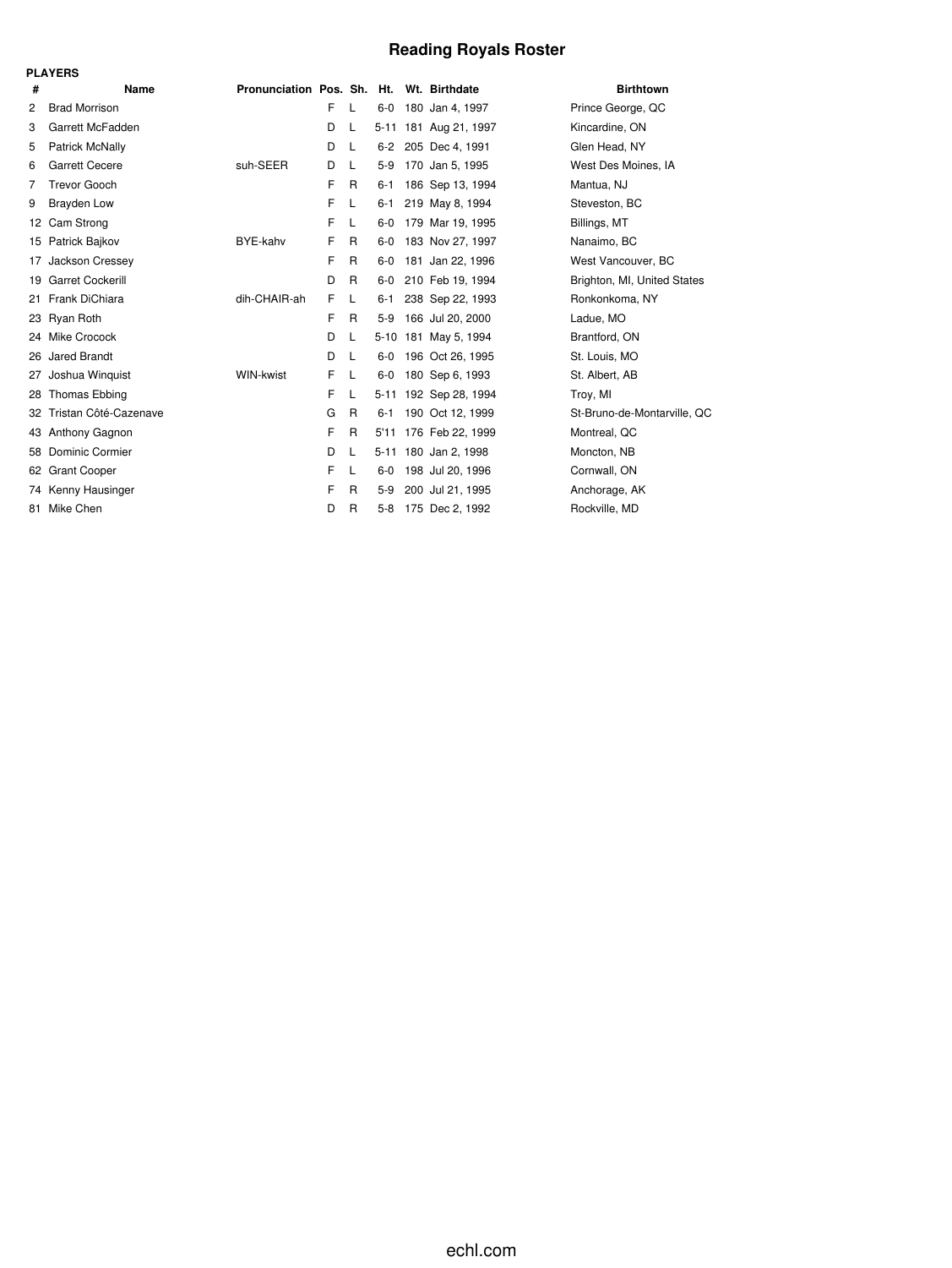# Reading Royals Roster

**PLAYERS**

| # | Name | Pronunciation | Pos. | Sh. | Ht. | Wt. | Birthdate | Birthtown |
|---|---|---|---|---|---|---|---|---|
| 2 | Brad Morrison | | F | L | 6-0 | 180 | Jan 4, 1997 | Prince George, QC |
| 3 | Garrett McFadden | | D | L | 5-11 | 181 | Aug 21, 1997 | Kincardine, ON |
| 5 | Patrick McNally | | D | L | 6-2 | 205 | Dec 4, 1991 | Glen Head, NY |
| 6 | Garrett Cecere | suh-SEER | D | L | 5-9 | 170 | Jan 5, 1995 | West Des Moines, IA |
| 7 | Trevor Gooch | | F | R | 6-1 | 186 | Sep 13, 1994 | Mantua, NJ |
| 9 | Brayden Low | | F | L | 6-1 | 219 | May 8, 1994 | Steveston, BC |
| 12 | Cam Strong | | F | L | 6-0 | 179 | Mar 19, 1995 | Billings, MT |
| 15 | Patrick Bajkov | BYE-kahv | F | R | 6-0 | 183 | Nov 27, 1997 | Nanaimo, BC |
| 17 | Jackson Cressey | | F | R | 6-0 | 181 | Jan 22, 1996 | West Vancouver, BC |
| 19 | Garret Cockerill | | D | R | 6-0 | 210 | Feb 19, 1994 | Brighton, MI, United States |
| 21 | Frank DiChiara | dih-CHAIR-ah | F | L | 6-1 | 238 | Sep 22, 1993 | Ronkonkoma, NY |
| 23 | Ryan Roth | | F | R | 5-9 | 166 | Jul 20, 2000 | Ladue, MO |
| 24 | Mike Crocock | | D | L | 5-10 | 181 | May 5, 1994 | Brantford, ON |
| 26 | Jared Brandt | | D | L | 6-0 | 196 | Oct 26, 1995 | St. Louis, MO |
| 27 | Joshua Winquist | WIN-kwist | F | L | 6-0 | 180 | Sep 6, 1993 | St. Albert, AB |
| 28 | Thomas Ebbing | | F | L | 5-11 | 192 | Sep 28, 1994 | Troy, MI |
| 32 | Tristan Côté-Cazenave | | G | R | 6-1 | 190 | Oct 12, 1999 | St-Bruno-de-Montarville, QC |
| 43 | Anthony Gagnon | | F | R | 5'11 | 176 | Feb 22, 1999 | Montreal, QC |
| 58 | Dominic Cormier | | D | L | 5-11 | 180 | Jan 2, 1998 | Moncton, NB |
| 62 | Grant Cooper | | F | L | 6-0 | 198 | Jul 20, 1996 | Cornwall, ON |
| 74 | Kenny Hausinger | | F | R | 5-9 | 200 | Jul 21, 1995 | Anchorage, AK |
| 81 | Mike Chen | | D | R | 5-8 | 175 | Dec 2, 1992 | Rockville, MD |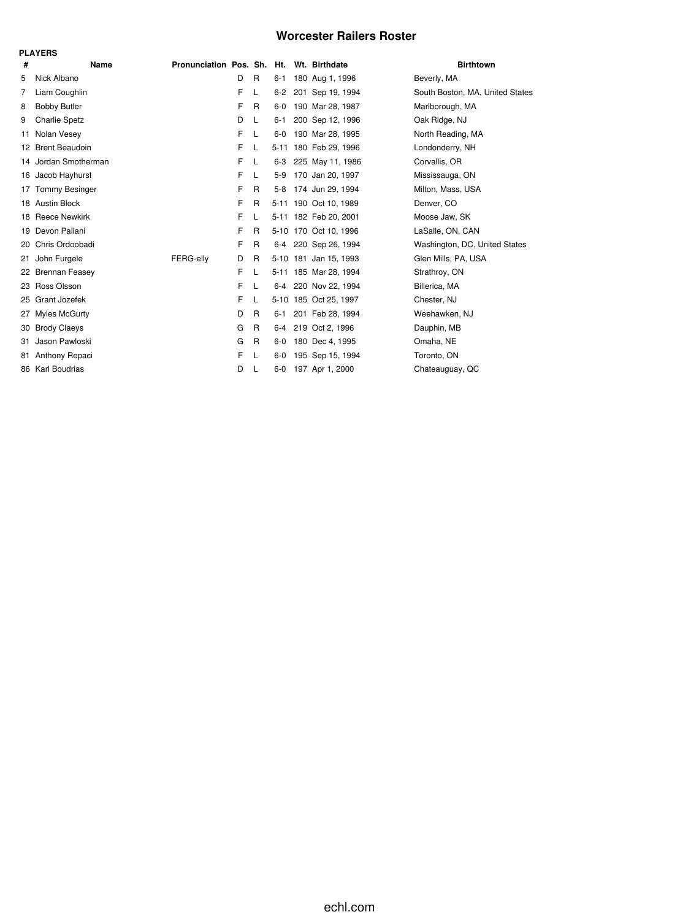# Worcester Railers Roster

**PLAYERS**

| # | Name | Pronunciation | Pos. | Sh. | Ht. | Wt. | Birthdate | Birthtown |
|---|---|---|---|---|---|---|---|---|
| 5 | Nick Albano | | D | R | 6-1 | 180 | Aug 1, 1996 | Beverly, MA |
| 7 | Liam Coughlin | | F | L | 6-2 | 201 | Sep 19, 1994 | South Boston, MA, United States |
| 8 | Bobby Butler | | F | R | 6-0 | 190 | Mar 28, 1987 | Marlborough, MA |
| 9 | Charlie Spetz | | D | L | 6-1 | 200 | Sep 12, 1996 | Oak Ridge, NJ |
| 11 | Nolan Vesey | | F | L | 6-0 | 190 | Mar 28, 1995 | North Reading, MA |
| 12 | Brent Beaudoin | | F | L | 5-11 | 180 | Feb 29, 1996 | Londonderry, NH |
| 14 | Jordan Smotherman | | F | L | 6-3 | 225 | May 11, 1986 | Corvallis, OR |
| 16 | Jacob Hayhurst | | F | L | 5-9 | 170 | Jan 20, 1997 | Mississauga, ON |
| 17 | Tommy Besinger | | F | R | 5-8 | 174 | Jun 29, 1994 | Milton, Mass, USA |
| 18 | Austin Block | | F | R | 5-11 | 190 | Oct 10, 1989 | Denver, CO |
| 18 | Reece Newkirk | | F | L | 5-11 | 182 | Feb 20, 2001 | Moose Jaw, SK |
| 19 | Devon Paliani | | F | R | 5-10 | 170 | Oct 10, 1996 | LaSalle, ON, CAN |
| 20 | Chris Ordoobadi | | F | R | 6-4 | 220 | Sep 26, 1994 | Washington, DC, United States |
| 21 | John Furgele | FERG-elly | D | R | 5-10 | 181 | Jan 15, 1993 | Glen Mills, PA, USA |
| 22 | Brennan Feasey | | F | L | 5-11 | 185 | Mar 28, 1994 | Strathroy, ON |
| 23 | Ross Olsson | | F | L | 6-4 | 220 | Nov 22, 1994 | Billerica, MA |
| 25 | Grant Jozefek | | F | L | 5-10 | 185 | Oct 25, 1997 | Chester, NJ |
| 27 | Myles McGurty | | D | R | 6-1 | 201 | Feb 28, 1994 | Weehawken, NJ |
| 30 | Brody Claeys | | G | R | 6-4 | 219 | Oct 2, 1996 | Dauphin, MB |
| 31 | Jason Pawloski | | G | R | 6-0 | 180 | Dec 4, 1995 | Omaha, NE |
| 81 | Anthony Repaci | | F | L | 6-0 | 195 | Sep 15, 1994 | Toronto, ON |
| 86 | Karl Boudrias | | D | L | 6-0 | 197 | Apr 1, 2000 | Chateauguay, QC |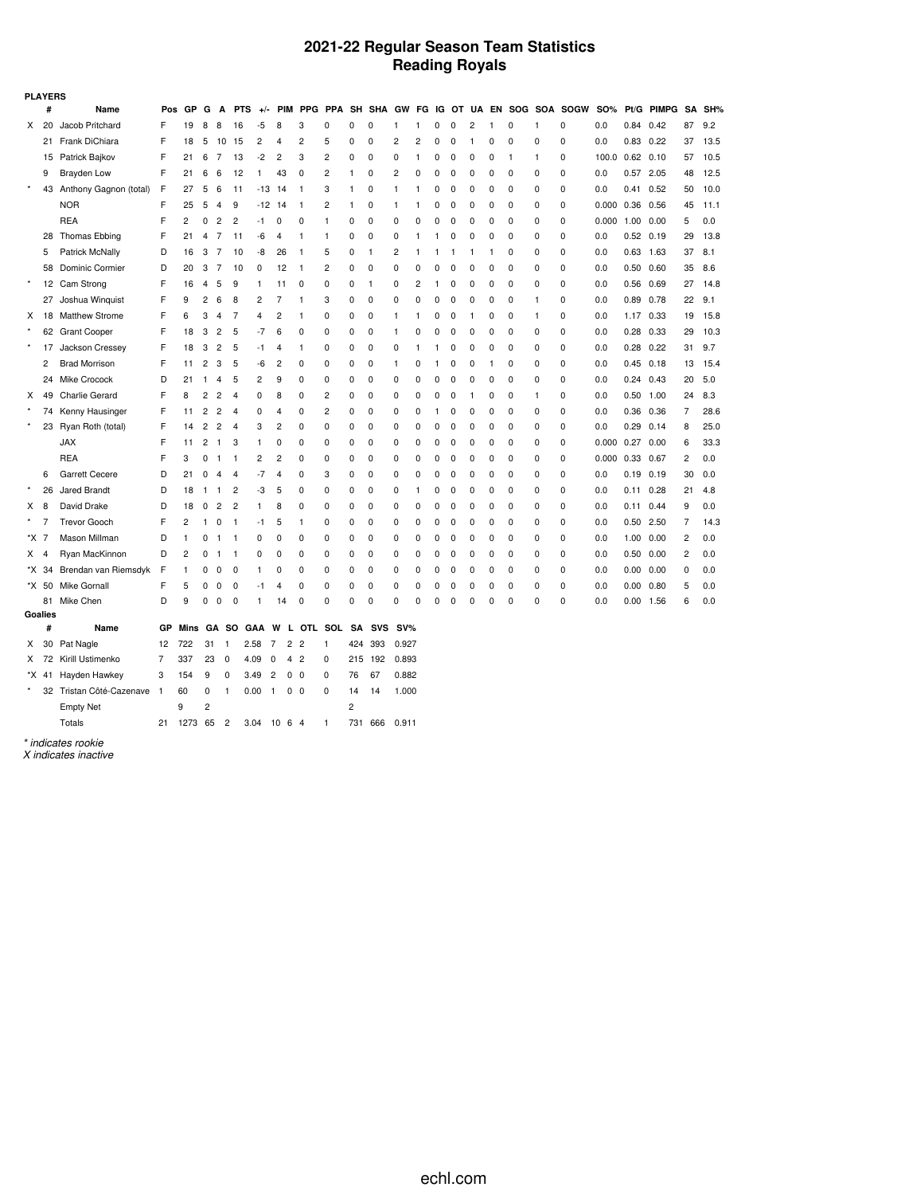# 2021-22 Regular Season Team Statistics
## Reading Royals

**PLAYERS**

| | # | Name | Pos | GP | G | A | PTS | +/- | PIM | PPG | PPA | SH | SHA | GW | FG | IG | OT | UA | EN | SOG | SOA | SOGW | SO% | Pt/G | PIMPG | SA | SH% |
|---|---|---|---|---|---|---|---|---|---|---|---|---|---|---|---|---|---|---|---|---|---|---|---|---|---|---|---|
| X | 20 | Jacob Pritchard | F | 19 | 8 | 8 | 16 | -5 | 8 | 3 | 0 | 0 | 0 | 1 | 1 | 0 | 0 | 2 | 1 | 0 | 1 | 0 | 0.0 | 0.84 | 0.42 | 87 | 9.2 |
| | 21 | Frank DiChiara | F | 18 | 5 | 10 | 15 | 2 | 4 | 2 | 5 | 0 | 0 | 2 | 2 | 0 | 0 | 1 | 0 | 0 | 0 | 0 | 0.0 | 0.83 | 0.22 | 37 | 13.5 |
| | 15 | Patrick Bajkov | F | 21 | 6 | 7 | 13 | -2 | 2 | 3 | 2 | 0 | 0 | 0 | 1 | 0 | 0 | 0 | 0 | 1 | 1 | 0 | 100.0 | 0.62 | 0.10 | 57 | 10.5 |
| | 9 | Brayden Low | F | 21 | 6 | 6 | 12 | 1 | 43 | 0 | 2 | 1 | 0 | 2 | 0 | 0 | 0 | 0 | 0 | 0 | 0 | 0 | 0.0 | 0.57 | 2.05 | 48 | 12.5 |
| * | 43 | Anthony Gagnon (total) | F | 27 | 5 | 6 | 11 | -13 | 14 | 1 | 3 | 1 | 0 | 1 | 1 | 0 | 0 | 0 | 0 | 0 | 0 | 0 | 0.0 | 0.41 | 0.52 | 50 | 10.0 |
| | | NOR | F | 25 | 5 | 4 | 9 | -12 | 14 | 1 | 2 | 1 | 0 | 1 | 1 | 0 | 0 | 0 | 0 | 0 | 0 | 0 | 0.000 | 0.36 | 0.56 | 45 | 11.1 |
| | | REA | F | 2 | 0 | 2 | 2 | -1 | 0 | 0 | 1 | 0 | 0 | 0 | 0 | 0 | 0 | 0 | 0 | 0 | 0 | 0 | 0.000 | 1.00 | 0.00 | 5 | 0.0 |
| | 28 | Thomas Ebbing | F | 21 | 4 | 7 | 11 | -6 | 4 | 1 | 1 | 0 | 0 | 0 | 1 | 1 | 0 | 0 | 0 | 0 | 0 | 0 | 0.0 | 0.52 | 0.19 | 29 | 13.8 |
| | 5 | Patrick McNally | D | 16 | 3 | 7 | 10 | -8 | 26 | 1 | 5 | 0 | 1 | 2 | 1 | 1 | 1 | 1 | 1 | 0 | 0 | 0 | 0.0 | 0.63 | 1.63 | 37 | 8.1 |
| | 58 | Dominic Cormier | D | 20 | 3 | 7 | 10 | 0 | 12 | 1 | 2 | 0 | 0 | 0 | 0 | 0 | 0 | 0 | 0 | 0 | 0 | 0 | 0.0 | 0.50 | 0.60 | 35 | 8.6 |
| * | 12 | Cam Strong | F | 16 | 4 | 5 | 9 | 1 | 11 | 0 | 0 | 0 | 1 | 0 | 2 | 1 | 0 | 0 | 0 | 0 | 0 | 0 | 0.0 | 0.56 | 0.69 | 27 | 14.8 |
| | 27 | Joshua Winquist | F | 9 | 2 | 6 | 8 | 2 | 7 | 1 | 3 | 0 | 0 | 0 | 0 | 0 | 0 | 0 | 0 | 0 | 1 | 0 | 0.0 | 0.89 | 0.78 | 22 | 9.1 |
| X | 18 | Matthew Strome | F | 6 | 3 | 4 | 7 | 4 | 2 | 1 | 0 | 0 | 0 | 1 | 1 | 0 | 0 | 1 | 0 | 0 | 1 | 0 | 0.0 | 1.17 | 0.33 | 19 | 15.8 |
| * | 62 | Grant Cooper | F | 18 | 3 | 2 | 5 | -7 | 6 | 0 | 0 | 0 | 0 | 1 | 0 | 0 | 0 | 0 | 0 | 0 | 0 | 0 | 0.0 | 0.28 | 0.33 | 29 | 10.3 |
| * | 17 | Jackson Cressey | F | 18 | 3 | 2 | 5 | -1 | 4 | 1 | 0 | 0 | 0 | 0 | 1 | 1 | 0 | 0 | 0 | 0 | 0 | 0 | 0.0 | 0.28 | 0.22 | 31 | 9.7 |
| | 2 | Brad Morrison | F | 11 | 2 | 3 | 5 | -6 | 2 | 0 | 0 | 0 | 0 | 1 | 0 | 1 | 0 | 0 | 1 | 0 | 0 | 0 | 0.0 | 0.45 | 0.18 | 13 | 15.4 |
| | 24 | Mike Crocock | D | 21 | 1 | 4 | 5 | 2 | 9 | 0 | 0 | 0 | 0 | 0 | 0 | 0 | 0 | 0 | 0 | 0 | 0 | 0 | 0.0 | 0.24 | 0.43 | 20 | 5.0 |
| X | 49 | Charlie Gerard | F | 8 | 2 | 2 | 4 | 0 | 8 | 0 | 2 | 0 | 0 | 0 | 0 | 0 | 0 | 1 | 0 | 0 | 1 | 0 | 0.0 | 0.50 | 1.00 | 24 | 8.3 |
| * | 74 | Kenny Hausinger | F | 11 | 2 | 2 | 4 | 0 | 4 | 0 | 2 | 0 | 0 | 0 | 0 | 1 | 0 | 0 | 0 | 0 | 0 | 0 | 0.0 | 0.36 | 0.36 | 7 | 28.6 |
| * | 23 | Ryan Roth (total) | F | 14 | 2 | 2 | 4 | 3 | 2 | 0 | 0 | 0 | 0 | 0 | 0 | 0 | 0 | 0 | 0 | 0 | 0 | 0 | 0.0 | 0.29 | 0.14 | 8 | 25.0 |
| | | JAX | F | 11 | 2 | 1 | 3 | 1 | 0 | 0 | 0 | 0 | 0 | 0 | 0 | 0 | 0 | 0 | 0 | 0 | 0 | 0 | 0.000 | 0.27 | 0.00 | 6 | 33.3 |
| | | REA | F | 3 | 0 | 1 | 1 | 2 | 2 | 0 | 0 | 0 | 0 | 0 | 0 | 0 | 0 | 0 | 0 | 0 | 0 | 0 | 0.000 | 0.33 | 0.67 | 2 | 0.0 |
| | 6 | Garrett Cecere | D | 21 | 0 | 4 | 4 | -7 | 4 | 0 | 3 | 0 | 0 | 0 | 0 | 0 | 0 | 0 | 0 | 0 | 0 | 0 | 0.0 | 0.19 | 0.19 | 30 | 0.0 |
| * | 26 | Jared Brandt | D | 18 | 1 | 1 | 2 | -3 | 5 | 0 | 0 | 0 | 0 | 0 | 1 | 0 | 0 | 0 | 0 | 0 | 0 | 0 | 0.0 | 0.11 | 0.28 | 21 | 4.8 |
| X | 8 | David Drake | D | 18 | 0 | 2 | 2 | 1 | 8 | 0 | 0 | 0 | 0 | 0 | 0 | 0 | 0 | 0 | 0 | 0 | 0 | 0 | 0.0 | 0.11 | 0.44 | 9 | 0.0 |
| * | 7 | Trevor Gooch | F | 2 | 1 | 0 | 1 | -1 | 5 | 1 | 0 | 0 | 0 | 0 | 0 | 0 | 0 | 0 | 0 | 0 | 0 | 0 | 0.0 | 0.50 | 2.50 | 7 | 14.3 |
| *X | 7 | Mason Millman | D | 1 | 0 | 1 | 1 | 0 | 0 | 0 | 0 | 0 | 0 | 0 | 0 | 0 | 0 | 0 | 0 | 0 | 0 | 0 | 0.0 | 1.00 | 0.00 | 2 | 0.0 |
| X | 4 | Ryan MacKinnon | D | 2 | 0 | 1 | 1 | 0 | 0 | 0 | 0 | 0 | 0 | 0 | 0 | 0 | 0 | 0 | 0 | 0 | 0 | 0 | 0.0 | 0.50 | 0.00 | 2 | 0.0 |
| *X | 34 | Brendan van Riemsdyk | F | 1 | 0 | 0 | 0 | 1 | 0 | 0 | 0 | 0 | 0 | 0 | 0 | 0 | 0 | 0 | 0 | 0 | 0 | 0 | 0.0 | 0.00 | 0.00 | 0 | 0.0 |
| *X | 50 | Mike Gornall | F | 5 | 0 | 0 | 0 | -1 | 4 | 0 | 0 | 0 | 0 | 0 | 0 | 0 | 0 | 0 | 0 | 0 | 0 | 0 | 0.0 | 0.00 | 0.80 | 5 | 0.0 |
| | 81 | Mike Chen | D | 9 | 0 | 0 | 0 | 1 | 14 | 0 | 0 | 0 | 0 | 0 | 0 | 0 | 0 | 0 | 0 | 0 | 0 | 0 | 0.0 | 0.00 | 1.56 | 6 | 0.0 |

**Goalies**

| | # | Name | GP | Mins | GA | SO | GAA | W | L | OTL | SOL | SA | SVS | SV% |
|---|---|---|---|---|---|---|---|---|---|---|---|---|---|---|
| X | 30 | Pat Nagle | 12 | 722 | 31 | 1 | 2.58 | 7 | 2 | 2 | 1 | 424 | 393 | 0.927 |
| X | 72 | Kirill Ustimenko | 7 | 337 | 23 | 0 | 4.09 | 0 | 4 | 2 | 0 | 215 | 192 | 0.893 |
| *X | 41 | Hayden Hawkey | 3 | 154 | 9 | 0 | 3.49 | 2 | 0 | 0 | 0 | 76 | 67 | 0.882 |
| * | 32 | Tristan Côté-Cazenave | 1 | 60 | 0 | 1 | 0.00 | 1 | 0 | 0 | 0 | 14 | 14 | 1.000 |
| | | Empty Net | | 9 | 2 | | | | | | | 2 | | |
| | | Totals | 21 | 1273 | 65 | 2 | 3.04 | 10 | 6 | 4 | 1 | 731 | 666 | 0.911 |

*\* indicates rookie*
*X indicates inactive*

echl.com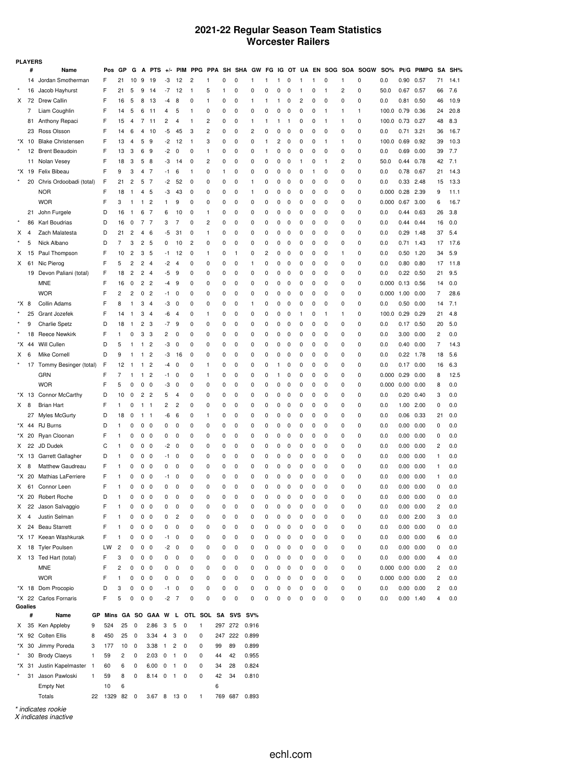# 2021-22 Regular Season Team Statistics
## Worcester Railers

**PLAYERS**

| | # | Name | Pos | GP | G | A | PTS | +/- | PIM | PPG | PPA | SH | SHA | GW | FG | IG | OT | UA | EN | SOG | SOA | SOGW | SO% | Pt/G | PIMPG | SA | SH% |
|---|---|---|---|---|---|---|---|---|---|---|---|---|---|---|---|---|---|---|---|---|---|---|---|---|---|---|---|
| | 14 | Jordan Smotherman | F | 21 | 10 | 9 | 19 | -3 | 12 | 2 | 1 | 0 | 0 | 1 | 1 | 1 | 0 | 1 | 1 | 0 | 1 | 0 | 0.0 | 0.90 | 0.57 | 71 | 14.1 |
| * | 16 | Jacob Hayhurst | F | 21 | 5 | 9 | 14 | -7 | 12 | 1 | 5 | 1 | 0 | 0 | 0 | 0 | 0 | 1 | 0 | 1 | 2 | 0 | 50.0 | 0.67 | 0.57 | 66 | 7.6 |
| X | 72 | Drew Callin | F | 16 | 5 | 8 | 13 | -4 | 8 | 0 | 1 | 0 | 0 | 1 | 1 | 1 | 0 | 2 | 0 | 0 | 0 | 0 | 0.0 | 0.81 | 0.50 | 46 | 10.9 |
| | 7 | Liam Coughlin | F | 14 | 5 | 6 | 11 | 4 | 5 | 1 | 0 | 0 | 0 | 0 | 0 | 0 | 0 | 0 | 0 | 1 | 1 | 1 | 100.0 | 0.79 | 0.36 | 24 | 20.8 |
| | 81 | Anthony Repaci | F | 15 | 4 | 7 | 11 | 2 | 4 | 1 | 2 | 0 | 0 | 1 | 1 | 1 | 1 | 0 | 0 | 1 | 1 | 0 | 100.0 | 0.73 | 0.27 | 48 | 8.3 |
| | 23 | Ross Olsson | F | 14 | 6 | 4 | 10 | -5 | 45 | 3 | 2 | 0 | 0 | 2 | 0 | 0 | 0 | 0 | 0 | 0 | 0 | 0 | 0.0 | 0.71 | 3.21 | 36 | 16.7 |
| *X | 10 | Blake Christensen | F | 13 | 4 | 5 | 9 | -2 | 12 | 1 | 3 | 0 | 0 | 0 | 1 | 2 | 0 | 0 | 0 | 1 | 1 | 0 | 100.0 | 0.69 | 0.92 | 39 | 10.3 |
| * | 12 | Brent Beaudoin | F | 13 | 3 | 6 | 9 | -2 | 0 | 0 | 1 | 0 | 0 | 0 | 1 | 0 | 0 | 0 | 0 | 0 | 0 | 0 | 0.0 | 0.69 | 0.00 | 39 | 7.7 |
| | 11 | Nolan Vesey | F | 18 | 3 | 5 | 8 | -3 | 14 | 0 | 2 | 0 | 0 | 0 | 0 | 0 | 0 | 1 | 0 | 1 | 2 | 0 | 50.0 | 0.44 | 0.78 | 42 | 7.1 |
| *X | 19 | Felix Bibeau | F | 9 | 3 | 4 | 7 | -1 | 6 | 1 | 0 | 1 | 0 | 0 | 0 | 0 | 0 | 0 | 1 | 0 | 0 | 0 | 0.0 | 0.78 | 0.67 | 21 | 14.3 |
| * | 20 | Chris Ordoobadi (total) | F | 21 | 2 | 5 | 7 | -2 | 52 | 0 | 0 | 0 | 0 | 1 | 0 | 0 | 0 | 0 | 0 | 0 | 0 | 0 | 0.0 | 0.33 | 2.48 | 15 | 13.3 |
| | | NOR | F | 18 | 1 | 4 | 5 | -3 | 43 | 0 | 0 | 0 | 0 | 1 | 0 | 0 | 0 | 0 | 0 | 0 | 0 | 0 | 0.000 | 0.28 | 2.39 | 9 | 11.1 |
| | | WOR | F | 3 | 1 | 1 | 2 | 1 | 9 | 0 | 0 | 0 | 0 | 0 | 0 | 0 | 0 | 0 | 0 | 0 | 0 | 0 | 0.000 | 0.67 | 3.00 | 6 | 16.7 |
| | 21 | John Furgele | D | 16 | 1 | 6 | 7 | 6 | 10 | 0 | 1 | 0 | 0 | 0 | 0 | 0 | 0 | 0 | 0 | 0 | 0 | 0 | 0.0 | 0.44 | 0.63 | 26 | 3.8 |
| * | 86 | Karl Boudrias | D | 16 | 0 | 7 | 7 | 3 | 7 | 0 | 2 | 0 | 0 | 0 | 0 | 0 | 0 | 0 | 0 | 0 | 0 | 0 | 0.0 | 0.44 | 0.44 | 16 | 0.0 |
| X | 4 | Zach Malatesta | D | 21 | 2 | 4 | 6 | -5 | 31 | 0 | 1 | 0 | 0 | 0 | 0 | 0 | 0 | 0 | 0 | 0 | 0 | 0 | 0.0 | 0.29 | 1.48 | 37 | 5.4 |
| * | 5 | Nick Albano | D | 7 | 3 | 2 | 5 | 0 | 10 | 2 | 0 | 0 | 0 | 0 | 0 | 0 | 0 | 0 | 0 | 0 | 0 | 0 | 0.0 | 0.71 | 1.43 | 17 | 17.6 |
| X | 15 | Paul Thompson | F | 10 | 2 | 3 | 5 | -1 | 12 | 0 | 1 | 0 | 1 | 0 | 2 | 0 | 0 | 0 | 0 | 0 | 1 | 0 | 0.0 | 0.50 | 1.20 | 34 | 5.9 |
| X | 61 | Nic Pierog | F | 5 | 2 | 2 | 4 | -2 | 4 | 0 | 0 | 0 | 0 | 1 | 0 | 0 | 0 | 0 | 0 | 0 | 0 | 0 | 0.0 | 0.80 | 0.80 | 17 | 11.8 |
| | 19 | Devon Paliani (total) | F | 18 | 2 | 2 | 4 | -5 | 9 | 0 | 0 | 0 | 0 | 0 | 0 | 0 | 0 | 0 | 0 | 0 | 0 | 0 | 0.0 | 0.22 | 0.50 | 21 | 9.5 |
| | | MNE | F | 16 | 0 | 2 | 2 | -4 | 9 | 0 | 0 | 0 | 0 | 0 | 0 | 0 | 0 | 0 | 0 | 0 | 0 | 0 | 0.000 | 0.13 | 0.56 | 14 | 0.0 |
| | | WOR | F | 2 | 2 | 0 | 2 | -1 | 0 | 0 | 0 | 0 | 0 | 0 | 0 | 0 | 0 | 0 | 0 | 0 | 0 | 0 | 0.000 | 1.00 | 0.00 | 7 | 28.6 |
| *X | 8 | Collin Adams | F | 8 | 1 | 3 | 4 | -3 | 0 | 0 | 0 | 0 | 0 | 1 | 0 | 0 | 0 | 0 | 0 | 0 | 0 | 0 | 0.0 | 0.50 | 0.00 | 14 | 7.1 |
| * | 25 | Grant Jozefek | F | 14 | 1 | 3 | 4 | -6 | 4 | 0 | 1 | 0 | 0 | 0 | 0 | 0 | 0 | 1 | 0 | 1 | 1 | 0 | 100.0 | 0.29 | 0.29 | 21 | 4.8 |
| * | 9 | Charlie Spetz | D | 18 | 1 | 2 | 3 | -7 | 9 | 0 | 0 | 0 | 0 | 0 | 0 | 0 | 0 | 0 | 0 | 0 | 0 | 0 | 0.0 | 0.17 | 0.50 | 20 | 5.0 |
| * | 18 | Reece Newkirk | F | 1 | 0 | 3 | 3 | 2 | 0 | 0 | 0 | 0 | 0 | 0 | 0 | 0 | 0 | 0 | 0 | 0 | 0 | 0 | 0.0 | 3.00 | 0.00 | 2 | 0.0 |
| *X | 44 | Will Cullen | D | 5 | 1 | 1 | 2 | -3 | 0 | 0 | 0 | 0 | 0 | 0 | 0 | 0 | 0 | 0 | 0 | 0 | 0 | 0 | 0.0 | 0.40 | 0.00 | 7 | 14.3 |
| X | 6 | Mike Cornell | D | 9 | 1 | 1 | 2 | -3 | 16 | 0 | 0 | 0 | 0 | 0 | 0 | 0 | 0 | 0 | 0 | 0 | 0 | 0 | 0.0 | 0.22 | 1.78 | 18 | 5.6 |
| * | 17 | Tommy Besinger (total) | F | 12 | 1 | 1 | 2 | -4 | 0 | 0 | 1 | 0 | 0 | 0 | 0 | 1 | 0 | 0 | 0 | 0 | 0 | 0 | 0.0 | 0.17 | 0.00 | 16 | 6.3 |
| | | GRN | F | 7 | 1 | 1 | 2 | -1 | 0 | 0 | 1 | 0 | 0 | 0 | 0 | 1 | 0 | 0 | 0 | 0 | 0 | 0 | 0.000 | 0.29 | 0.00 | 8 | 12.5 |
| | | WOR | F | 5 | 0 | 0 | 0 | -3 | 0 | 0 | 0 | 0 | 0 | 0 | 0 | 0 | 0 | 0 | 0 | 0 | 0 | 0 | 0.000 | 0.00 | 0.00 | 8 | 0.0 |
| *X | 13 | Connor McCarthy | D | 10 | 0 | 2 | 2 | 5 | 4 | 0 | 0 | 0 | 0 | 0 | 0 | 0 | 0 | 0 | 0 | 0 | 0 | 0 | 0.0 | 0.20 | 0.40 | 3 | 0.0 |
| X | 8 | Brian Hart | F | 1 | 0 | 1 | 1 | 2 | 2 | 0 | 0 | 0 | 0 | 0 | 0 | 0 | 0 | 0 | 0 | 0 | 0 | 0 | 0.0 | 1.00 | 2.00 | 0 | 0.0 |
| | 27 | Myles McGurty | D | 18 | 0 | 1 | 1 | -6 | 6 | 0 | 1 | 0 | 0 | 0 | 0 | 0 | 0 | 0 | 0 | 0 | 0 | 0 | 0.0 | 0.06 | 0.33 | 21 | 0.0 |
| *X | 44 | RJ Burns | D | 1 | 0 | 0 | 0 | 0 | 0 | 0 | 0 | 0 | 0 | 0 | 0 | 0 | 0 | 0 | 0 | 0 | 0 | 0 | 0.0 | 0.00 | 0.00 | 0 | 0.0 |
| *X | 20 | Ryan Cloonan | F | 1 | 0 | 0 | 0 | 0 | 0 | 0 | 0 | 0 | 0 | 0 | 0 | 0 | 0 | 0 | 0 | 0 | 0 | 0 | 0.0 | 0.00 | 0.00 | 0 | 0.0 |
| X | 22 | JD Dudek | C | 1 | 0 | 0 | 0 | -2 | 0 | 0 | 0 | 0 | 0 | 0 | 0 | 0 | 0 | 0 | 0 | 0 | 0 | 0 | 0.0 | 0.00 | 0.00 | 2 | 0.0 |
| *X | 13 | Garrett Gallagher | D | 1 | 0 | 0 | 0 | -1 | 0 | 0 | 0 | 0 | 0 | 0 | 0 | 0 | 0 | 0 | 0 | 0 | 0 | 0 | 0.0 | 0.00 | 0.00 | 1 | 0.0 |
| X | 8 | Matthew Gaudreau | F | 1 | 0 | 0 | 0 | 0 | 0 | 0 | 0 | 0 | 0 | 0 | 0 | 0 | 0 | 0 | 0 | 0 | 0 | 0 | 0.0 | 0.00 | 0.00 | 1 | 0.0 |
| *X | 20 | Mathias LaFerriere | F | 1 | 0 | 0 | 0 | -1 | 0 | 0 | 0 | 0 | 0 | 0 | 0 | 0 | 0 | 0 | 0 | 0 | 0 | 0 | 0.0 | 0.00 | 0.00 | 1 | 0.0 |
| X | 61 | Connor Leen | F | 1 | 0 | 0 | 0 | 0 | 0 | 0 | 0 | 0 | 0 | 0 | 0 | 0 | 0 | 0 | 0 | 0 | 0 | 0 | 0.0 | 0.00 | 0.00 | 0 | 0.0 |
| *X | 20 | Robert Roche | D | 1 | 0 | 0 | 0 | 0 | 0 | 0 | 0 | 0 | 0 | 0 | 0 | 0 | 0 | 0 | 0 | 0 | 0 | 0 | 0.0 | 0.00 | 0.00 | 0 | 0.0 |
| X | 22 | Jason Salvaggio | F | 1 | 0 | 0 | 0 | 0 | 0 | 0 | 0 | 0 | 0 | 0 | 0 | 0 | 0 | 0 | 0 | 0 | 0 | 0 | 0.0 | 0.00 | 0.00 | 2 | 0.0 |
| X | 4 | Justin Selman | F | 1 | 0 | 0 | 0 | 0 | 2 | 0 | 0 | 0 | 0 | 0 | 0 | 0 | 0 | 0 | 0 | 0 | 0 | 0 | 0.0 | 0.00 | 2.00 | 3 | 0.0 |
| X | 24 | Beau Starrett | F | 1 | 0 | 0 | 0 | 0 | 0 | 0 | 0 | 0 | 0 | 0 | 0 | 0 | 0 | 0 | 0 | 0 | 0 | 0 | 0.0 | 0.00 | 0.00 | 0 | 0.0 |
| *X | 17 | Keean Washkurak | F | 1 | 0 | 0 | 0 | -1 | 0 | 0 | 0 | 0 | 0 | 0 | 0 | 0 | 0 | 0 | 0 | 0 | 0 | 0 | 0.0 | 0.00 | 0.00 | 6 | 0.0 |
| X | 18 | Tyler Poulsen | LW | 2 | 0 | 0 | 0 | -2 | 0 | 0 | 0 | 0 | 0 | 0 | 0 | 0 | 0 | 0 | 0 | 0 | 0 | 0 | 0.0 | 0.00 | 0.00 | 0 | 0.0 |
| X | 13 | Ted Hart (total) | F | 3 | 0 | 0 | 0 | 0 | 0 | 0 | 0 | 0 | 0 | 0 | 0 | 0 | 0 | 0 | 0 | 0 | 0 | 0 | 0.0 | 0.00 | 0.00 | 4 | 0.0 |
| | | MNE | F | 2 | 0 | 0 | 0 | 0 | 0 | 0 | 0 | 0 | 0 | 0 | 0 | 0 | 0 | 0 | 0 | 0 | 0 | 0 | 0.000 | 0.00 | 0.00 | 2 | 0.0 |
| | | WOR | F | 1 | 0 | 0 | 0 | 0 | 0 | 0 | 0 | 0 | 0 | 0 | 0 | 0 | 0 | 0 | 0 | 0 | 0 | 0 | 0.000 | 0.00 | 0.00 | 2 | 0.0 |
| *X | 18 | Dom Procopio | D | 3 | 0 | 0 | 0 | -1 | 0 | 0 | 0 | 0 | 0 | 0 | 0 | 0 | 0 | 0 | 0 | 0 | 0 | 0 | 0.0 | 0.00 | 0.00 | 2 | 0.0 |
| *X | 22 | Carlos Fornaris | F | 5 | 0 | 0 | 0 | -2 | 7 | 0 | 0 | 0 | 0 | 0 | 0 | 0 | 0 | 0 | 0 | 0 | 0 | 0 | 0.0 | 0.00 | 1.40 | 4 | 0.0 |

**Goalies**

| | # | Name | GP | Mins | GA | SO | GAA | W | L | OTL | SOL | SA | SVS | SV% |
|---|---|---|---|---|---|---|---|---|---|---|---|---|---|---|
| X | 35 | Ken Appleby | 9 | 524 | 25 | 0 | 2.86 | 3 | 5 | 0 | 1 | 297 | 272 | 0.916 |
| *X | 92 | Colten Ellis | 8 | 450 | 25 | 0 | 3.34 | 4 | 3 | 0 | 0 | 247 | 222 | 0.899 |
| *X | 30 | Jimmy Poreda | 3 | 177 | 10 | 0 | 3.38 | 1 | 2 | 0 | 0 | 99 | 89 | 0.899 |
| * | 30 | Brody Claeys | 1 | 59 | 2 | 0 | 2.03 | 0 | 1 | 0 | 0 | 44 | 42 | 0.955 |
| *X | 31 | Justin Kapelmaster | 1 | 60 | 6 | 0 | 6.00 | 0 | 1 | 0 | 0 | 34 | 28 | 0.824 |
| * | 31 | Jason Pawloski | 1 | 59 | 8 | 0 | 8.14 | 0 | 1 | 0 | 0 | 42 | 34 | 0.810 |
| | | Empty Net | | 10 | 6 | | | | | | | 6 | | |
| | | Totals | 22 | 1329 | 82 | 0 | 3.67 | 8 | 13 | 0 | 1 | 769 | 687 | 0.893 |

*\* indicates rookie*
*X indicates inactive*

echl.com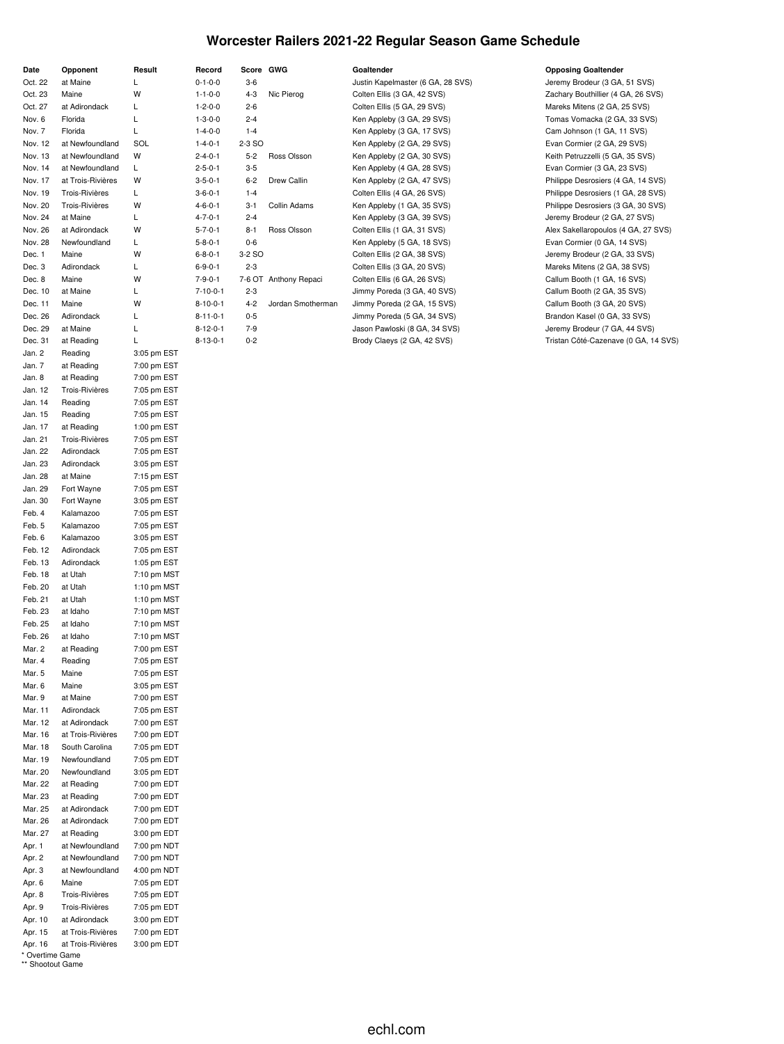# Worcester Railers 2021-22 Regular Season Game Schedule

| Date | Opponent | Result | Record | Score | GWG | Goaltender | Opposing Goaltender |
|---|---|---|---|---|---|---|---|
| Oct. 22 | at Maine | L | 0-1-0-0 | 3-6 | | Justin Kapelmaster (6 GA, 28 SVS) | Jeremy Brodeur (3 GA, 51 SVS) |
| Oct. 23 | Maine | W | 1-1-0-0 | 4-3 | Nic Pierog | Colten Ellis (3 GA, 42 SVS) | Zachary Bouthillier (4 GA, 26 SVS) |
| Oct. 27 | at Adirondack | L | 1-2-0-0 | 2-6 | | Colten Ellis (5 GA, 29 SVS) | Mareks Mitens (2 GA, 25 SVS) |
| Nov. 6 | Florida | L | 1-3-0-0 | 2-4 | | Ken Appleby (3 GA, 29 SVS) | Tomas Vomacka (2 GA, 33 SVS) |
| Nov. 7 | Florida | L | 1-4-0-0 | 1-4 | | Ken Appleby (3 GA, 17 SVS) | Cam Johnson (1 GA, 11 SVS) |
| Nov. 12 | at Newfoundland | SOL | 1-4-0-1 | 2-3 SO | | Ken Appleby (2 GA, 29 SVS) | Evan Cormier (2 GA, 29 SVS) |
| Nov. 13 | at Newfoundland | W | 2-4-0-1 | 5-2 | Ross Olsson | Ken Appleby (2 GA, 30 SVS) | Keith Petruzzelli (5 GA, 35 SVS) |
| Nov. 14 | at Newfoundland | L | 2-5-0-1 | 3-5 | | Ken Appleby (4 GA, 28 SVS) | Evan Cormier (3 GA, 23 SVS) |
| Nov. 17 | at Trois-Rivières | W | 3-5-0-1 | 6-2 | Drew Callin | Ken Appleby (2 GA, 47 SVS) | Philippe Desrosiers (4 GA, 14 SVS) |
| Nov. 19 | Trois-Rivières | L | 3-6-0-1 | 1-4 | | Colten Ellis (4 GA, 26 SVS) | Philippe Desrosiers (1 GA, 28 SVS) |
| Nov. 20 | Trois-Rivières | W | 4-6-0-1 | 3-1 | Collin Adams | Ken Appleby (1 GA, 35 SVS) | Philippe Desrosiers (3 GA, 30 SVS) |
| Nov. 24 | at Maine | L | 4-7-0-1 | 2-4 | | Ken Appleby (3 GA, 39 SVS) | Jeremy Brodeur (2 GA, 27 SVS) |
| Nov. 26 | at Adirondack | W | 5-7-0-1 | 8-1 | Ross Olsson | Colten Ellis (1 GA, 31 SVS) | Alex Sakellaropoulos (4 GA, 27 SVS) |
| Nov. 28 | Newfoundland | L | 5-8-0-1 | 0-6 | | Ken Appleby (5 GA, 18 SVS) | Evan Cormier (0 GA, 14 SVS) |
| Dec. 1 | Maine | W | 6-8-0-1 | 3-2 SO | | Colten Ellis (2 GA, 38 SVS) | Jeremy Brodeur (2 GA, 33 SVS) |
| Dec. 3 | Adirondack | L | 6-9-0-1 | 2-3 | | Colten Ellis (3 GA, 20 SVS) | Mareks Mitens (2 GA, 38 SVS) |
| Dec. 8 | Maine | W | 7-9-0-1 | 7-6 OT | Anthony Repaci | Colten Ellis (6 GA, 26 SVS) | Callum Booth (1 GA, 16 SVS) |
| Dec. 10 | at Maine | L | 7-10-0-1 | 2-3 | | Jimmy Poreda (3 GA, 40 SVS) | Callum Booth (2 GA, 35 SVS) |
| Dec. 11 | Maine | W | 8-10-0-1 | 4-2 | Jordan Smotherman | Jimmy Poreda (2 GA, 15 SVS) | Callum Booth (3 GA, 20 SVS) |
| Dec. 26 | Adirondack | L | 8-11-0-1 | 0-5 | | Jimmy Poreda (5 GA, 34 SVS) | Brandon Kasel (0 GA, 33 SVS) |
| Dec. 29 | at Maine | L | 8-12-0-1 | 7-9 | | Jason Pawloski (8 GA, 34 SVS) | Jeremy Brodeur (7 GA, 44 SVS) |
| Dec. 31 | at Reading | L | 8-13-0-1 | 0-2 | | Brody Claeys (2 GA, 42 SVS) | Tristan Côté-Cazenave (0 GA, 14 SVS) |
| Jan. 2 | Reading | 3:05 pm EST | | | | | |
| Jan. 7 | at Reading | 7:00 pm EST | | | | | |
| Jan. 8 | at Reading | 7:00 pm EST | | | | | |
| Jan. 12 | Trois-Rivières | 7:05 pm EST | | | | | |
| Jan. 14 | Reading | 7:05 pm EST | | | | | |
| Jan. 15 | Reading | 7:05 pm EST | | | | | |
| Jan. 17 | at Reading | 1:00 pm EST | | | | | |
| Jan. 21 | Trois-Rivières | 7:05 pm EST | | | | | |
| Jan. 22 | Adirondack | 7:05 pm EST | | | | | |
| Jan. 23 | Adirondack | 3:05 pm EST | | | | | |
| Jan. 28 | at Maine | 7:15 pm EST | | | | | |
| Jan. 29 | Fort Wayne | 7:05 pm EST | | | | | |
| Jan. 30 | Fort Wayne | 3:05 pm EST | | | | | |
| Feb. 4 | Kalamazoo | 7:05 pm EST | | | | | |
| Feb. 5 | Kalamazoo | 7:05 pm EST | | | | | |
| Feb. 6 | Kalamazoo | 3:05 pm EST | | | | | |
| Feb. 12 | Adirondack | 7:05 pm EST | | | | | |
| Feb. 13 | Adirondack | 1:05 pm EST | | | | | |
| Feb. 18 | at Utah | 7:10 pm MST | | | | | |
| Feb. 20 | at Utah | 1:10 pm MST | | | | | |
| Feb. 21 | at Utah | 1:10 pm MST | | | | | |
| Feb. 23 | at Idaho | 7:10 pm MST | | | | | |
| Feb. 25 | at Idaho | 7:10 pm MST | | | | | |
| Feb. 26 | at Idaho | 7:10 pm MST | | | | | |
| Mar. 2 | at Reading | 7:00 pm EST | | | | | |
| Mar. 4 | Reading | 7:05 pm EST | | | | | |
| Mar. 5 | Maine | 7:05 pm EST | | | | | |
| Mar. 6 | Maine | 3:05 pm EST | | | | | |
| Mar. 9 | at Maine | 7:00 pm EST | | | | | |
| Mar. 11 | Adirondack | 7:05 pm EST | | | | | |
| Mar. 12 | at Adirondack | 7:00 pm EST | | | | | |
| Mar. 16 | at Trois-Rivières | 7:00 pm EDT | | | | | |
| Mar. 18 | South Carolina | 7:05 pm EDT | | | | | |
| Mar. 19 | Newfoundland | 7:05 pm EDT | | | | | |
| Mar. 20 | Newfoundland | 3:05 pm EDT | | | | | |
| Mar. 22 | at Reading | 7:00 pm EDT | | | | | |
| Mar. 23 | at Reading | 7:00 pm EDT | | | | | |
| Mar. 25 | at Adirondack | 7:00 pm EDT | | | | | |
| Mar. 26 | at Adirondack | 7:00 pm EDT | | | | | |
| Mar. 27 | at Reading | 3:00 pm EDT | | | | | |
| Apr. 1 | at Newfoundland | 7:00 pm NDT | | | | | |
| Apr. 2 | at Newfoundland | 7:00 pm NDT | | | | | |
| Apr. 3 | at Newfoundland | 4:00 pm NDT | | | | | |
| Apr. 6 | Maine | 7:05 pm EDT | | | | | |
| Apr. 8 | Trois-Rivières | 7:05 pm EDT | | | | | |
| Apr. 9 | Trois-Rivières | 7:05 pm EDT | | | | | |
| Apr. 10 | at Adirondack | 3:00 pm EDT | | | | | |
| Apr. 15 | at Trois-Rivières | 7:00 pm EDT | | | | | |
| Apr. 16 | at Trois-Rivières | 3:00 pm EDT | | | | | |

\* Overtime Game
\*\* Shootout Game

echl.com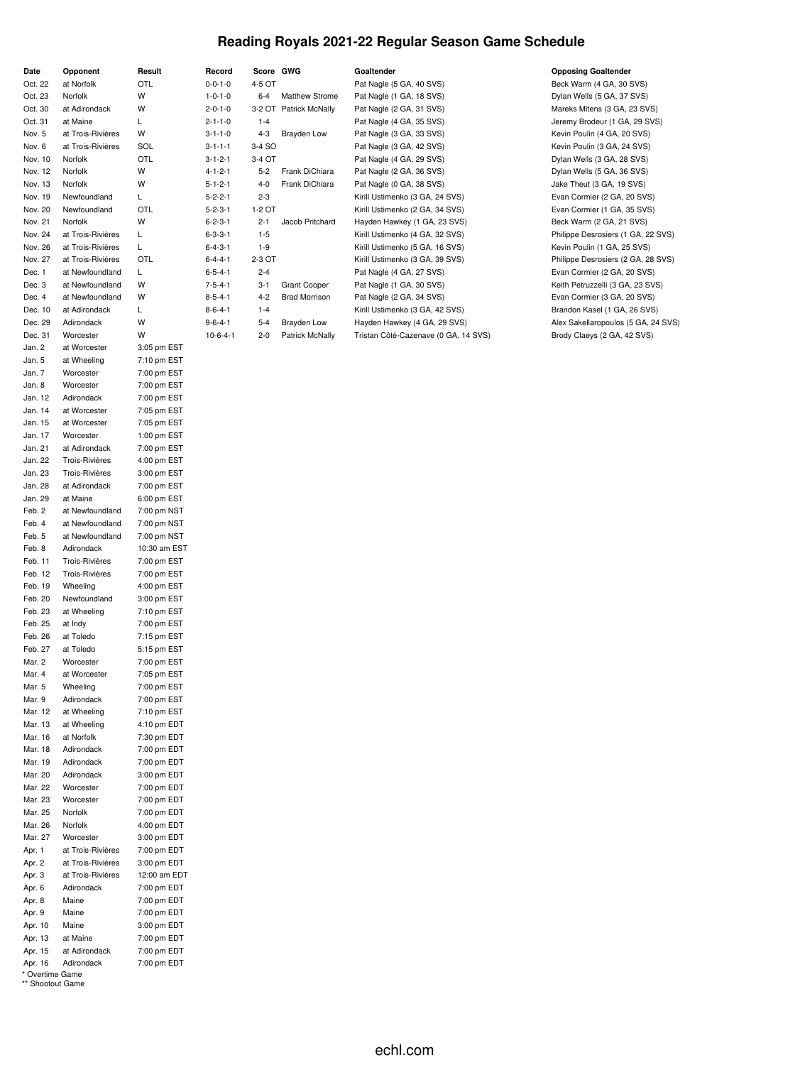# Reading Royals 2021-22 Regular Season Game Schedule

| Date | Opponent | Result | Record | Score | GWG | Goaltender | Opposing Goaltender |
|---|---|---|---|---|---|---|---|
| Oct. 22 | at Norfolk | OTL | 0-0-1-0 | 4-5 OT | | Pat Nagle (5 GA, 40 SVS) | Beck Warm (4 GA, 30 SVS) |
| Oct. 23 | Norfolk | W | 1-0-1-0 | 6-4 | Matthew Strome | Pat Nagle (1 GA, 18 SVS) | Dylan Wells (5 GA, 37 SVS) |
| Oct. 30 | at Adirondack | W | 2-0-1-0 | 3-2 OT | Patrick McNally | Pat Nagle (2 GA, 31 SVS) | Mareks Mitens (3 GA, 23 SVS) |
| Oct. 31 | at Maine | L | 2-1-1-0 | 1-4 | | Pat Nagle (4 GA, 35 SVS) | Jeremy Brodeur (1 GA, 29 SVS) |
| Nov. 5 | at Trois-Rivières | W | 3-1-1-0 | 4-3 | Brayden Low | Pat Nagle (3 GA, 33 SVS) | Kevin Poulin (4 GA, 20 SVS) |
| Nov. 6 | at Trois-Rivières | SOL | 3-1-1-1 | 3-4 SO | | Pat Nagle (3 GA, 42 SVS) | Kevin Poulin (3 GA, 24 SVS) |
| Nov. 10 | Norfolk | OTL | 3-1-2-1 | 3-4 OT | | Pat Nagle (4 GA, 29 SVS) | Dylan Wells (3 GA, 28 SVS) |
| Nov. 12 | Norfolk | W | 4-1-2-1 | 5-2 | Frank DiChiara | Pat Nagle (2 GA, 36 SVS) | Dylan Wells (5 GA, 36 SVS) |
| Nov. 13 | Norfolk | W | 5-1-2-1 | 4-0 | Frank DiChiara | Pat Nagle (0 GA, 38 SVS) | Jake Theut (3 GA, 19 SVS) |
| Nov. 19 | Newfoundland | L | 5-2-2-1 | 2-3 | | Kirill Ustimenko (3 GA, 24 SVS) | Evan Cormier (2 GA, 20 SVS) |
| Nov. 20 | Newfoundland | OTL | 5-2-3-1 | 1-2 OT | | Kirill Ustimenko (2 GA, 34 SVS) | Evan Cormier (1 GA, 35 SVS) |
| Nov. 21 | Norfolk | W | 6-2-3-1 | 2-1 | Jacob Pritchard | Hayden Hawkey (1 GA, 23 SVS) | Beck Warm (2 GA, 21 SVS) |
| Nov. 24 | at Trois-Rivières | L | 6-3-3-1 | 1-5 | | Kirill Ustimenko (4 GA, 32 SVS) | Philippe Desrosiers (1 GA, 22 SVS) |
| Nov. 26 | at Trois-Rivières | L | 6-4-3-1 | 1-9 | | Kirill Ustimenko (5 GA, 16 SVS) | Kevin Poulin (1 GA, 25 SVS) |
| Nov. 27 | at Trois-Rivières | OTL | 6-4-4-1 | 2-3 OT | | Kirill Ustimenko (3 GA, 39 SVS) | Philippe Desrosiers (2 GA, 28 SVS) |
| Dec. 1 | at Newfoundland | L | 6-5-4-1 | 2-4 | | Pat Nagle (4 GA, 27 SVS) | Evan Cormier (2 GA, 20 SVS) |
| Dec. 3 | at Newfoundland | W | 7-5-4-1 | 3-1 | Grant Cooper | Pat Nagle (1 GA, 30 SVS) | Keith Petruzzelli (3 GA, 23 SVS) |
| Dec. 4 | at Newfoundland | W | 8-5-4-1 | 4-2 | Brad Morrison | Pat Nagle (2 GA, 34 SVS) | Evan Cormier (3 GA, 20 SVS) |
| Dec. 10 | at Adirondack | L | 8-6-4-1 | 1-4 | | Kirill Ustimenko (3 GA, 42 SVS) | Brandon Kasel (1 GA, 26 SVS) |
| Dec. 29 | Adirondack | W | 9-6-4-1 | 5-4 | Brayden Low | Hayden Hawkey (4 GA, 29 SVS) | Alex Sakellaropoulos (5 GA, 24 SVS) |
| Dec. 31 | Worcester | W | 10-6-4-1 | 2-0 | Patrick McNally | Tristan Côté-Cazenave (0 GA, 14 SVS) | Brody Claeys (2 GA, 42 SVS) |
| Jan. 2 | at Worcester | 3:05 pm EST | | | | | |
| Jan. 5 | at Wheeling | 7:10 pm EST | | | | | |
| Jan. 7 | Worcester | 7:00 pm EST | | | | | |
| Jan. 8 | Worcester | 7:00 pm EST | | | | | |
| Jan. 12 | Adirondack | 7:00 pm EST | | | | | |
| Jan. 14 | at Worcester | 7:05 pm EST | | | | | |
| Jan. 15 | at Worcester | 7:05 pm EST | | | | | |
| Jan. 17 | Worcester | 1:00 pm EST | | | | | |
| Jan. 21 | at Adirondack | 7:00 pm EST | | | | | |
| Jan. 22 | Trois-Rivières | 4:00 pm EST | | | | | |
| Jan. 23 | Trois-Rivières | 3:00 pm EST | | | | | |
| Jan. 28 | at Adirondack | 7:00 pm EST | | | | | |
| Jan. 29 | at Maine | 6:00 pm EST | | | | | |
| Feb. 2 | at Newfoundland | 7:00 pm NST | | | | | |
| Feb. 4 | at Newfoundland | 7:00 pm NST | | | | | |
| Feb. 5 | at Newfoundland | 7:00 pm NST | | | | | |
| Feb. 8 | Adirondack | 10:30 am EST | | | | | |
| Feb. 11 | Trois-Rivières | 7:00 pm EST | | | | | |
| Feb. 12 | Trois-Rivières | 7:00 pm EST | | | | | |
| Feb. 19 | Wheeling | 4:00 pm EST | | | | | |
| Feb. 20 | Newfoundland | 3:00 pm EST | | | | | |
| Feb. 23 | at Wheeling | 7:10 pm EST | | | | | |
| Feb. 25 | at Indy | 7:00 pm EST | | | | | |
| Feb. 26 | at Toledo | 7:15 pm EST | | | | | |
| Feb. 27 | at Toledo | 5:15 pm EST | | | | | |
| Mar. 2 | Worcester | 7:00 pm EST | | | | | |
| Mar. 4 | at Worcester | 7:05 pm EST | | | | | |
| Mar. 5 | Wheeling | 7:00 pm EST | | | | | |
| Mar. 9 | Adirondack | 7:00 pm EST | | | | | |
| Mar. 12 | at Wheeling | 7:10 pm EST | | | | | |
| Mar. 13 | at Wheeling | 4:10 pm EDT | | | | | |
| Mar. 16 | at Norfolk | 7:30 pm EDT | | | | | |
| Mar. 18 | Adirondack | 7:00 pm EDT | | | | | |
| Mar. 19 | Adirondack | 7:00 pm EDT | | | | | |
| Mar. 20 | Adirondack | 3:00 pm EDT | | | | | |
| Mar. 22 | Worcester | 7:00 pm EDT | | | | | |
| Mar. 23 | Worcester | 7:00 pm EDT | | | | | |
| Mar. 25 | Norfolk | 7:00 pm EDT | | | | | |
| Mar. 26 | Norfolk | 4:00 pm EDT | | | | | |
| Mar. 27 | Worcester | 3:00 pm EDT | | | | | |
| Apr. 1 | at Trois-Rivières | 7:00 pm EDT | | | | | |
| Apr. 2 | at Trois-Rivières | 3:00 pm EDT | | | | | |
| Apr. 3 | at Trois-Rivières | 12:00 am EDT | | | | | |
| Apr. 6 | Adirondack | 7:00 pm EDT | | | | | |
| Apr. 8 | Maine | 7:00 pm EDT | | | | | |
| Apr. 9 | Maine | 7:00 pm EDT | | | | | |
| Apr. 10 | Maine | 3:00 pm EDT | | | | | |
| Apr. 13 | at Maine | 7:00 pm EDT | | | | | |
| Apr. 15 | at Adirondack | 7:00 pm EDT | | | | | |
| Apr. 16 | Adirondack | 7:00 pm EDT | | | | | |

\* Overtime Game
\** Shootout Game

echl.com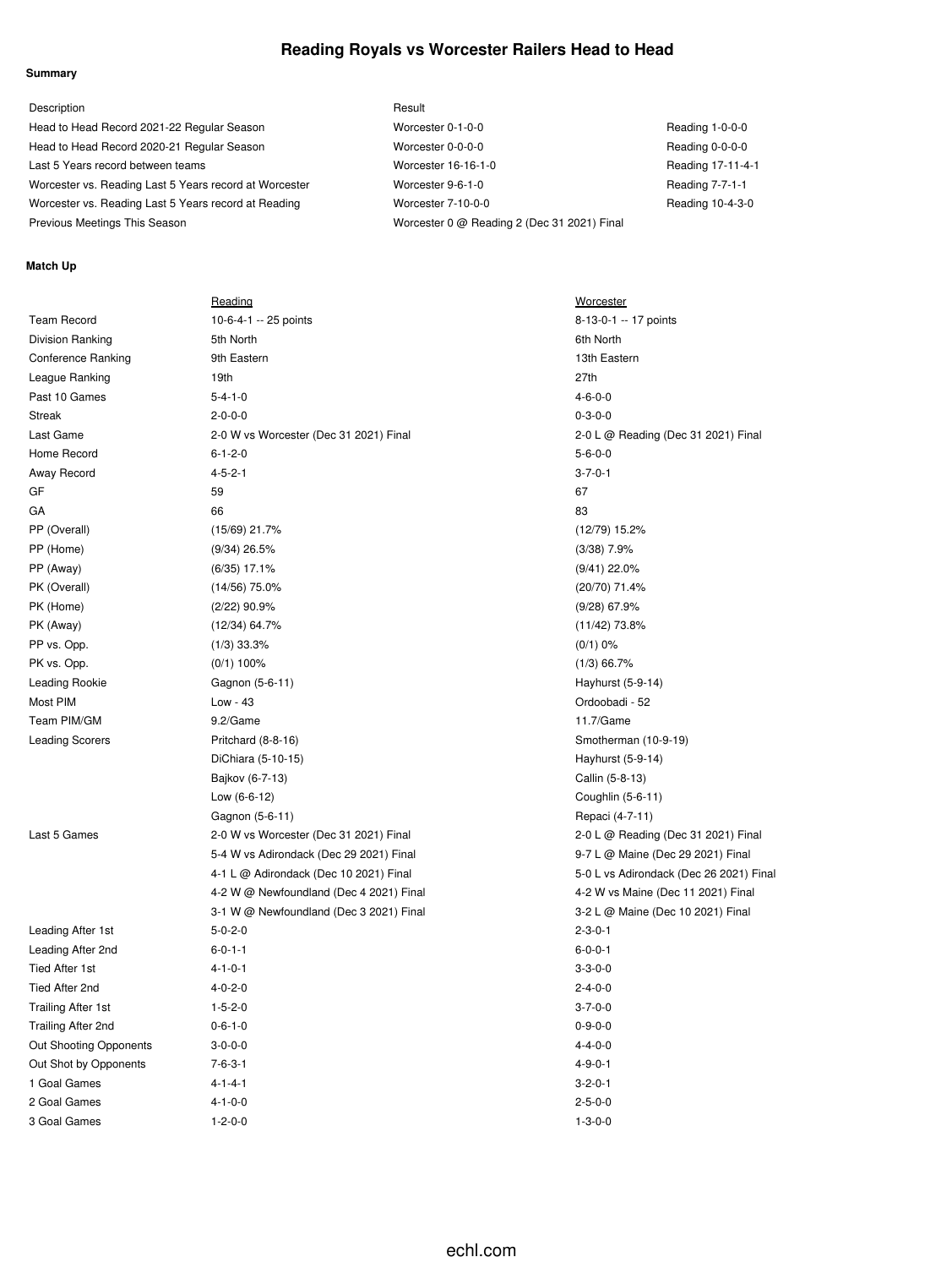# Reading Royals vs Worcester Railers Head to Head

### Summary

| Description | Result | |
|---|---|---|
| Head to Head Record 2021-22 Regular Season | Worcester 0-1-0-0 | Reading 1-0-0-0 |
| Head to Head Record 2020-21 Regular Season | Worcester 0-0-0-0 | Reading 0-0-0-0 |
| Last 5 Years record between teams | Worcester 16-16-1-0 | Reading 17-11-4-1 |
| Worcester vs. Reading Last 5 Years record at Worcester | Worcester 9-6-1-0 | Reading 7-7-1-1 |
| Worcester vs. Reading Last 5 Years record at Reading | Worcester 7-10-0-0 | Reading 10-4-3-0 |
| Previous Meetings This Season | Worcester 0 @ Reading 2 (Dec 31 2021) Final | |

### Match Up

| | Reading | Worcester |
|---|---|---|
| Team Record | 10-6-4-1 -- 25 points | 8-13-0-1 -- 17 points |
| Division Ranking | 5th North | 6th North |
| Conference Ranking | 9th Eastern | 13th Eastern |
| League Ranking | 19th | 27th |
| Past 10 Games | 5-4-1-0 | 4-6-0-0 |
| Streak | 2-0-0-0 | 0-3-0-0 |
| Last Game | 2-0 W vs Worcester (Dec 31 2021) Final | 2-0 L @ Reading (Dec 31 2021) Final |
| Home Record | 6-1-2-0 | 5-6-0-0 |
| Away Record | 4-5-2-1 | 3-7-0-1 |
| GF | 59 | 67 |
| GA | 66 | 83 |
| PP (Overall) | (15/69) 21.7% | (12/79) 15.2% |
| PP (Home) | (9/34) 26.5% | (3/38) 7.9% |
| PP (Away) | (6/35) 17.1% | (9/41) 22.0% |
| PK (Overall) | (14/56) 75.0% | (20/70) 71.4% |
| PK (Home) | (2/22) 90.9% | (9/28) 67.9% |
| PK (Away) | (12/34) 64.7% | (11/42) 73.8% |
| PP vs. Opp. | (1/3) 33.3% | (0/1) 0% |
| PK vs. Opp. | (0/1) 100% | (1/3) 66.7% |
| Leading Rookie | Gagnon (5-6-11) | Hayhurst (5-9-14) |
| Most PIM | Low - 43 | Ordoobadi - 52 |
| Team PIM/GM | 9.2/Game | 11.7/Game |
| Leading Scorers | Pritchard (8-8-16) | Smotherman (10-9-19) |
| | DiChiara (5-10-15) | Hayhurst (5-9-14) |
| | Bajkov (6-7-13) | Callin (5-8-13) |
| | Low (6-6-12) | Coughlin (5-6-11) |
| | Gagnon (5-6-11) | Repaci (4-7-11) |
| Last 5 Games | 2-0 W vs Worcester (Dec 31 2021) Final | 2-0 L @ Reading (Dec 31 2021) Final |
| | 5-4 W vs Adirondack (Dec 29 2021) Final | 9-7 L @ Maine (Dec 29 2021) Final |
| | 4-1 L @ Adirondack (Dec 10 2021) Final | 5-0 L vs Adirondack (Dec 26 2021) Final |
| | 4-2 W @ Newfoundland (Dec 4 2021) Final | 4-2 W vs Maine (Dec 11 2021) Final |
| | 3-1 W @ Newfoundland (Dec 3 2021) Final | 3-2 L @ Maine (Dec 10 2021) Final |
| Leading After 1st | 5-0-2-0 | 2-3-0-1 |
| Leading After 2nd | 6-0-1-1 | 6-0-0-1 |
| Tied After 1st | 4-1-0-1 | 3-3-0-0 |
| Tied After 2nd | 4-0-2-0 | 2-4-0-0 |
| Trailing After 1st | 1-5-2-0 | 3-7-0-0 |
| Trailing After 2nd | 0-6-1-0 | 0-9-0-0 |
| Out Shooting Opponents | 3-0-0-0 | 4-4-0-0 |
| Out Shot by Opponents | 7-6-3-1 | 4-9-0-1 |
| 1 Goal Games | 4-1-4-1 | 3-2-0-1 |
| 2 Goal Games | 4-1-0-0 | 2-5-0-0 |
| 3 Goal Games | 1-2-0-0 | 1-3-0-0 |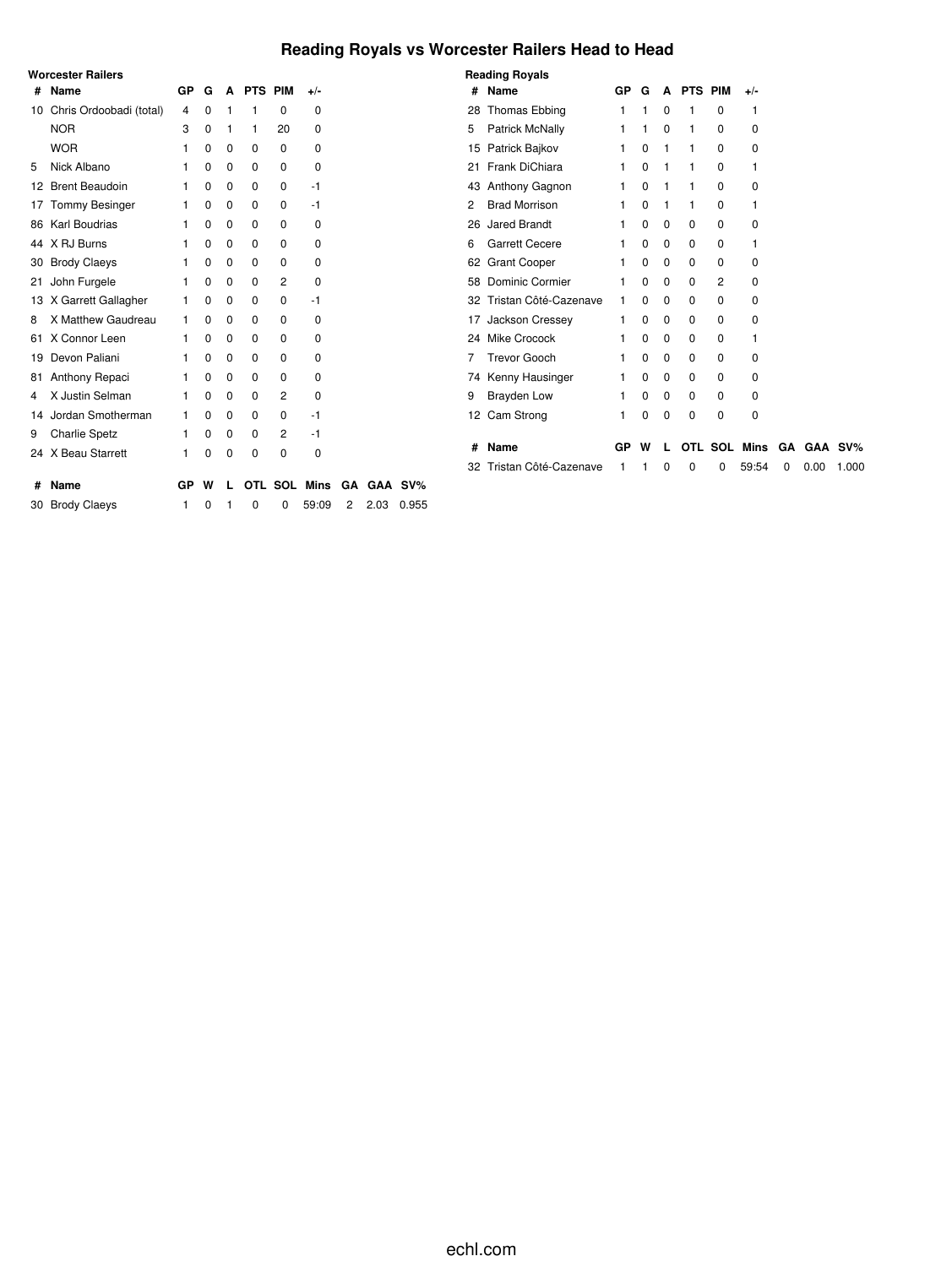# Reading Royals vs Worcester Railers Head to Head

**Worcester Railers**

| # | Name | GP | G | A | PTS | PIM | +/- |
|---|---|---|---|---|---|---|---|
| 10 | Chris Ordoobadi (total) | 4 | 0 | 1 | 1 | 0 | 0 |
| | NOR | 3 | 0 | 1 | 1 | 20 | 0 |
| | WOR | 1 | 0 | 0 | 0 | 0 | 0 |
| 5 | Nick Albano | 1 | 0 | 0 | 0 | 0 | 0 |
| 12 | Brent Beaudoin | 1 | 0 | 0 | 0 | 0 | -1 |
| 17 | Tommy Besinger | 1 | 0 | 0 | 0 | 0 | -1 |
| 86 | Karl Boudrias | 1 | 0 | 0 | 0 | 0 | 0 |
| 44 | X RJ Burns | 1 | 0 | 0 | 0 | 0 | 0 |
| 30 | Brody Claeys | 1 | 0 | 0 | 0 | 0 | 0 |
| 21 | John Furgele | 1 | 0 | 0 | 0 | 2 | 0 |
| 13 | X Garrett Gallagher | 1 | 0 | 0 | 0 | 0 | -1 |
| 8 | X Matthew Gaudreau | 1 | 0 | 0 | 0 | 0 | 0 |
| 61 | X Connor Leen | 1 | 0 | 0 | 0 | 0 | 0 |
| 19 | Devon Paliani | 1 | 0 | 0 | 0 | 0 | 0 |
| 81 | Anthony Repaci | 1 | 0 | 0 | 0 | 0 | 0 |
| 4 | X Justin Selman | 1 | 0 | 0 | 0 | 2 | 0 |
| 14 | Jordan Smotherman | 1 | 0 | 0 | 0 | 0 | -1 |
| 9 | Charlie Spetz | 1 | 0 | 0 | 0 | 2 | -1 |
| 24 | X Beau Starrett | 1 | 0 | 0 | 0 | 0 | 0 |

| # | Name | GP | W | L | OTL | SOL | Mins | GA | GAA | SV% |
|---|---|---|---|---|---|---|---|---|---|---|
| 30 | Brody Claeys | 1 | 0 | 1 | 0 | 0 | 59:09 | 2 | 2.03 | 0.955 |

**Reading Royals**

| # | Name | GP | G | A | PTS | PIM | +/- |
|---|---|---|---|---|---|---|---|
| 28 | Thomas Ebbing | 1 | 1 | 0 | 1 | 0 | 1 |
| 5 | Patrick McNally | 1 | 1 | 0 | 1 | 0 | 0 |
| 15 | Patrick Bajkov | 1 | 0 | 1 | 1 | 0 | 0 |
| 21 | Frank DiChiara | 1 | 0 | 1 | 1 | 0 | 1 |
| 43 | Anthony Gagnon | 1 | 0 | 1 | 1 | 0 | 0 |
| 2 | Brad Morrison | 1 | 0 | 1 | 1 | 0 | 1 |
| 26 | Jared Brandt | 1 | 0 | 0 | 0 | 0 | 0 |
| 6 | Garrett Cecere | 1 | 0 | 0 | 0 | 0 | 1 |
| 62 | Grant Cooper | 1 | 0 | 0 | 0 | 0 | 0 |
| 58 | Dominic Cormier | 1 | 0 | 0 | 0 | 2 | 0 |
| 32 | Tristan Côté-Cazenave | 1 | 0 | 0 | 0 | 0 | 0 |
| 17 | Jackson Cressey | 1 | 0 | 0 | 0 | 0 | 0 |
| 24 | Mike Crocock | 1 | 0 | 0 | 0 | 0 | 1 |
| 7 | Trevor Gooch | 1 | 0 | 0 | 0 | 0 | 0 |
| 74 | Kenny Hausinger | 1 | 0 | 0 | 0 | 0 | 0 |
| 9 | Brayden Low | 1 | 0 | 0 | 0 | 0 | 0 |
| 12 | Cam Strong | 1 | 0 | 0 | 0 | 0 | 0 |

| # | Name | GP | W | L | OTL | SOL | Mins | GA | GAA | SV% |
|---|---|---|---|---|---|---|---|---|---|---|
| 32 | Tristan Côté-Cazenave | 1 | 1 | 0 | 0 | 0 | 59:54 | 0 | 0.00 | 1.000 |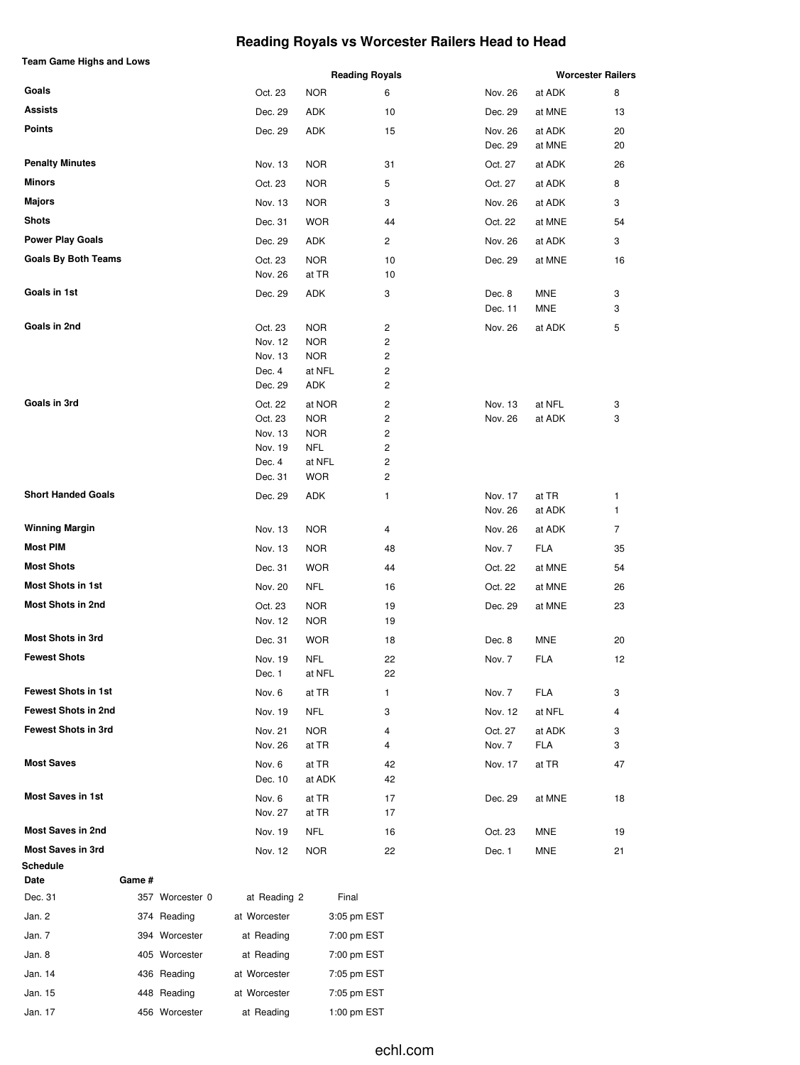# Reading Royals vs Worcester Railers Head to Head

**Team Game Highs and Lows**

| | Reading Royals | | | Worcester Railers | | |
|---|---|---|---|---|---|---|
| **Goals** | Oct. 23 | NOR | 6 | Nov. 26 | at ADK | 8 |
| **Assists** | Dec. 29 | ADK | 10 | Dec. 29 | at MNE | 13 |
| **Points** | Dec. 29 | ADK | 15 | Nov. 26 | at ADK | 20 |
| | | | | Dec. 29 | at MNE | 20 |
| **Penalty Minutes** | Nov. 13 | NOR | 31 | Oct. 27 | at ADK | 26 |
| **Minors** | Oct. 23 | NOR | 5 | Oct. 27 | at ADK | 8 |
| **Majors** | Nov. 13 | NOR | 3 | Nov. 26 | at ADK | 3 |
| **Shots** | Dec. 31 | WOR | 44 | Oct. 22 | at MNE | 54 |
| **Power Play Goals** | Dec. 29 | ADK | 2 | Nov. 26 | at ADK | 3 |
| **Goals By Both Teams** | Oct. 23 | NOR | 10 | Dec. 29 | at MNE | 16 |
| | Nov. 26 | at TR | 10 | | | |
| **Goals in 1st** | Dec. 29 | ADK | 3 | Dec. 8 | MNE | 3 |
| | | | | Dec. 11 | MNE | 3 |
| **Goals in 2nd** | Oct. 23 | NOR | 2 | Nov. 26 | at ADK | 5 |
| | Nov. 12 | NOR | 2 | | | |
| | Nov. 13 | NOR | 2 | | | |
| | Dec. 4 | at NFL | 2 | | | |
| | Dec. 29 | ADK | 2 | | | |
| **Goals in 3rd** | Oct. 22 | at NOR | 2 | Nov. 13 | at NFL | 3 |
| | Oct. 23 | NOR | 2 | Nov. 26 | at ADK | 3 |
| | Nov. 13 | NOR | 2 | | | |
| | Nov. 19 | NFL | 2 | | | |
| | Dec. 4 | at NFL | 2 | | | |
| | Dec. 31 | WOR | 2 | | | |
| **Short Handed Goals** | Dec. 29 | ADK | 1 | Nov. 17 | at TR | 1 |
| | | | | Nov. 26 | at ADK | 1 |
| **Winning Margin** | Nov. 13 | NOR | 4 | Nov. 26 | at ADK | 7 |
| **Most PIM** | Nov. 13 | NOR | 48 | Nov. 7 | FLA | 35 |
| **Most Shots** | Dec. 31 | WOR | 44 | Oct. 22 | at MNE | 54 |
| **Most Shots in 1st** | Nov. 20 | NFL | 16 | Oct. 22 | at MNE | 26 |
| **Most Shots in 2nd** | Oct. 23 | NOR | 19 | Dec. 29 | at MNE | 23 |
| | Nov. 12 | NOR | 19 | | | |
| **Most Shots in 3rd** | Dec. 31 | WOR | 18 | Dec. 8 | MNE | 20 |
| **Fewest Shots** | Nov. 19 | NFL | 22 | Nov. 7 | FLA | 12 |
| | Dec. 1 | at NFL | 22 | | | |
| **Fewest Shots in 1st** | Nov. 6 | at TR | 1 | Nov. 7 | FLA | 3 |
| **Fewest Shots in 2nd** | Nov. 19 | NFL | 3 | Nov. 12 | at NFL | 4 |
| **Fewest Shots in 3rd** | Nov. 21 | NOR | 4 | Oct. 27 | at ADK | 3 |
| | Nov. 26 | at TR | 4 | Nov. 7 | FLA | 3 |
| **Most Saves** | Nov. 6 | at TR | 42 | Nov. 17 | at TR | 47 |
| | Dec. 10 | at ADK | 42 | | | |
| **Most Saves in 1st** | Nov. 6 | at TR | 17 | Dec. 29 | at MNE | 18 |
| | Nov. 27 | at TR | 17 | | | |
| **Most Saves in 2nd** | Nov. 19 | NFL | 16 | Oct. 23 | MNE | 19 |
| **Most Saves in 3rd** | Nov. 12 | NOR | 22 | Dec. 1 | MNE | 21 |

**Schedule**

| Date | Game # | | | |
|---|---|---|---|---|
| Dec. 31 | 357 | Worcester 0 | at Reading 2 | Final |
| Jan. 2 | 374 | Reading | at Worcester | 3:05 pm EST |
| Jan. 7 | 394 | Worcester | at Reading | 7:00 pm EST |
| Jan. 8 | 405 | Worcester | at Reading | 7:00 pm EST |
| Jan. 14 | 436 | Reading | at Worcester | 7:05 pm EST |
| Jan. 15 | 448 | Reading | at Worcester | 7:05 pm EST |
| Jan. 17 | 456 | Worcester | at Reading | 1:00 pm EST |

echl.com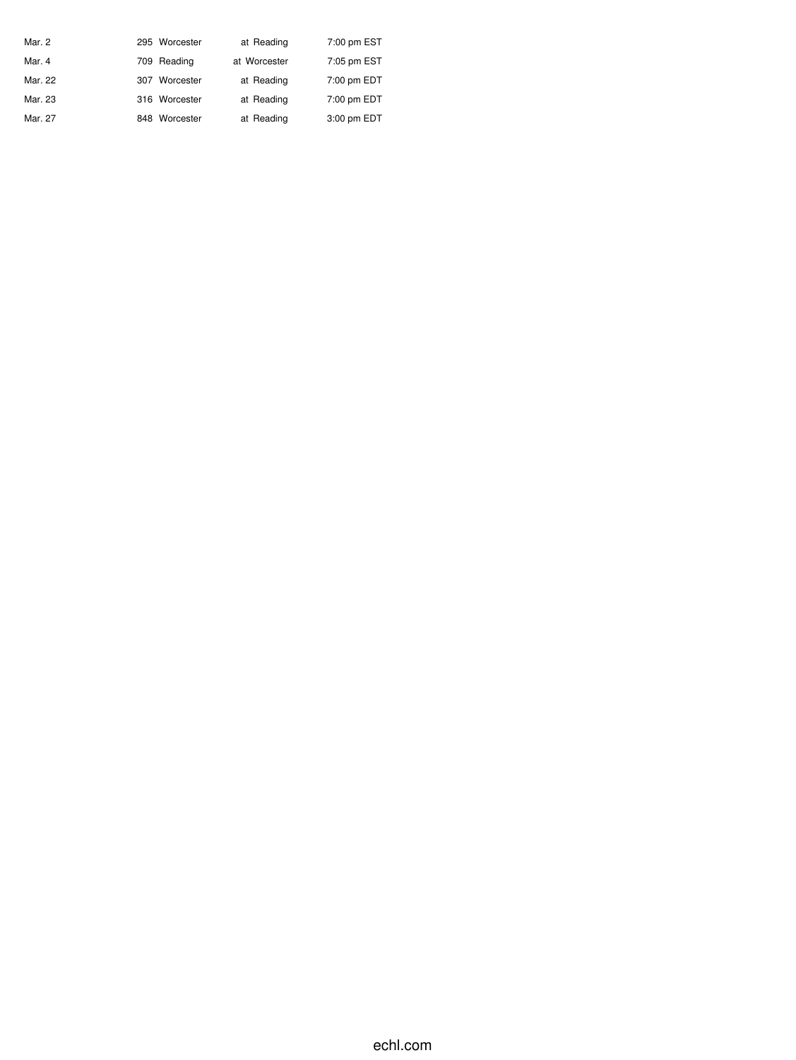| | | | | |
|---|---|---|---|---|
| Mar. 2 | 295 | Worcester | at Reading | 7:00 pm EST |
| Mar. 4 | 709 | Reading | at Worcester | 7:05 pm EST |
| Mar. 22 | 307 | Worcester | at Reading | 7:00 pm EDT |
| Mar. 23 | 316 | Worcester | at Reading | 7:00 pm EDT |
| Mar. 27 | 848 | Worcester | at Reading | 3:00 pm EDT |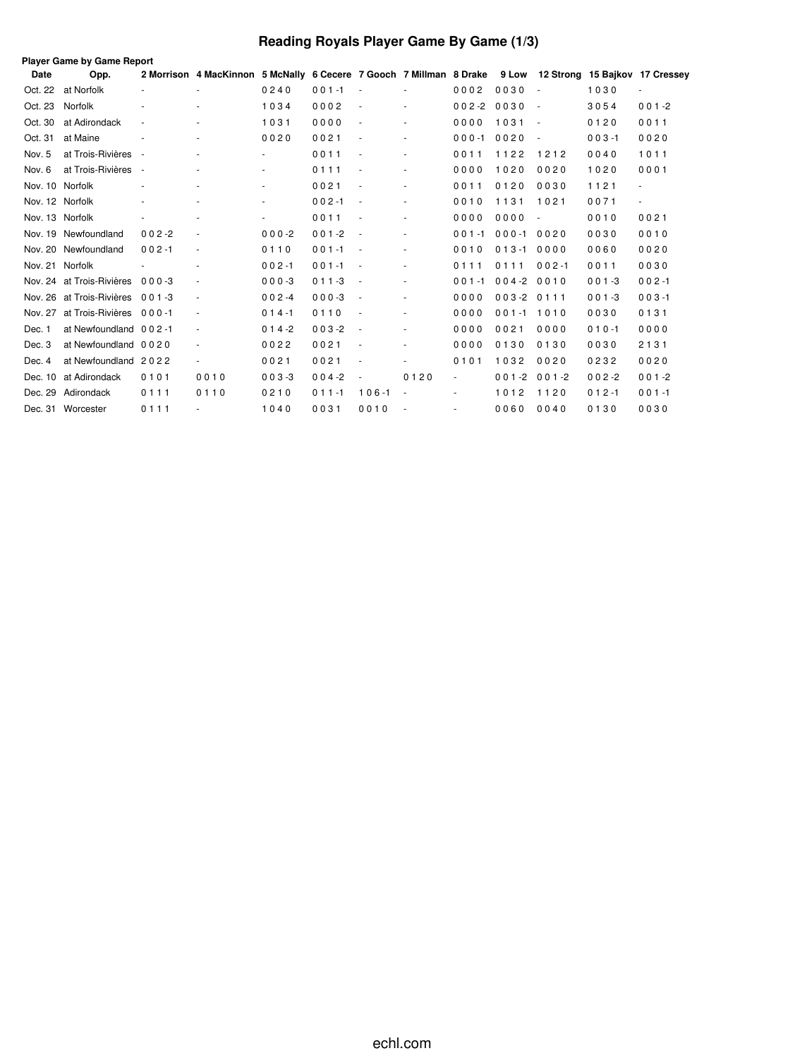# Reading Royals Player Game By Game (1/3)

**Player Game by Game Report**

| Date | Opp. | 2 Morrison | 4 MacKinnon | 5 McNally | 6 Cecere | 7 Gooch | 7 Millman | 8 Drake | 9 Low | 12 Strong | 15 Bajkov | 17 Cressey |
|---|---|---|---|---|---|---|---|---|---|---|---|---|
| Oct. 22 | at Norfolk | - | - | 0 2 4 0 | 0 0 1 -1 | - | - | 0 0 0 2 | 0 0 3 0 | - | 1 0 3 0 | - |
| Oct. 23 | Norfolk | - | - | 1 0 3 4 | 0 0 0 2 | - | - | 0 0 2 -2 | 0 0 3 0 | - | 3 0 5 4 | 0 0 1 -2 |
| Oct. 30 | at Adirondack | - | - | 1 0 3 1 | 0 0 0 0 | - | - | 0 0 0 0 | 1 0 3 1 | - | 0 1 2 0 | 0 0 1 1 |
| Oct. 31 | at Maine | - | - | 0 0 2 0 | 0 0 2 1 | - | - | 0 0 0 -1 | 0 0 2 0 | - | 0 0 3 -1 | 0 0 2 0 |
| Nov. 5 | at Trois-Rivières | - | - | - | 0 0 1 1 | - | - | 0 0 1 1 | 1 1 2 2 | 1 2 1 2 | 0 0 4 0 | 1 0 1 1 |
| Nov. 6 | at Trois-Rivières | - | - | - | 0 1 1 1 | - | - | 0 0 0 0 | 1 0 2 0 | 0 0 2 0 | 1 0 2 0 | 0 0 0 1 |
| Nov. 10 | Norfolk | - | - | - | 0 0 2 1 | - | - | 0 0 1 1 | 0 1 2 0 | 0 0 3 0 | 1 1 2 1 | - |
| Nov. 12 | Norfolk | - | - | - | 0 0 2 -1 | - | - | 0 0 1 0 | 1 1 3 1 | 1 0 2 1 | 0 0 7 1 | - |
| Nov. 13 | Norfolk | - | - | - | 0 0 1 1 | - | - | 0 0 0 0 | 0 0 0 0 | - | 0 0 1 0 | 0 0 2 1 |
| Nov. 19 | Newfoundland | 0 0 2 -2 | - | 0 0 0 -2 | 0 0 1 -2 | - | - | 0 0 1 -1 | 0 0 0 -1 | 0 0 2 0 | 0 0 3 0 | 0 0 1 0 |
| Nov. 20 | Newfoundland | 0 0 2 -1 | - | 0 1 1 0 | 0 0 1 -1 | - | - | 0 0 1 0 | 0 1 3 -1 | 0 0 0 0 | 0 0 6 0 | 0 0 2 0 |
| Nov. 21 | Norfolk | - | - | 0 0 2 -1 | 0 0 1 -1 | - | - | 0 1 1 1 | 0 1 1 1 | 0 0 2 -1 | 0 0 1 1 | 0 0 3 0 |
| Nov. 24 | at Trois-Rivières | 0 0 0 -3 | - | 0 0 0 -3 | 0 1 1 -3 | - | - | 0 0 1 -1 | 0 0 4 -2 | 0 0 1 0 | 0 0 1 -3 | 0 0 2 -1 |
| Nov. 26 | at Trois-Rivières | 0 0 1 -3 | - | 0 0 2 -4 | 0 0 0 -3 | - | - | 0 0 0 0 | 0 0 3 -2 | 0 1 1 1 | 0 0 1 -3 | 0 0 3 -1 |
| Nov. 27 | at Trois-Rivières | 0 0 0 -1 | - | 0 1 4 -1 | 0 1 1 0 | - | - | 0 0 0 0 | 0 0 1 -1 | 1 0 1 0 | 0 0 3 0 | 0 1 3 1 |
| Dec. 1 | at Newfoundland | 0 0 2 -1 | - | 0 1 4 -2 | 0 0 3 -2 | - | - | 0 0 0 0 | 0 0 2 1 | 0 0 0 0 | 0 1 0 -1 | 0 0 0 0 |
| Dec. 3 | at Newfoundland | 0 0 2 0 | - | 0 0 2 2 | 0 0 2 1 | - | - | 0 0 0 0 | 0 1 3 0 | 0 1 3 0 | 0 0 3 0 | 2 1 3 1 |
| Dec. 4 | at Newfoundland | 2 0 2 2 | - | 0 0 2 1 | 0 0 2 1 | - | - | 0 1 0 1 | 1 0 3 2 | 0 0 2 0 | 0 2 3 2 | 0 0 2 0 |
| Dec. 10 | at Adirondack | 0 1 0 1 | 0 0 1 0 | 0 0 3 -3 | 0 0 4 -2 | - | 0 1 2 0 | - | 0 0 1 -2 | 0 0 1 -2 | 0 0 2 -2 | 0 0 1 -2 |
| Dec. 29 | Adirondack | 0 1 1 1 | 0 1 1 0 | 0 2 1 0 | 0 1 1 -1 | 1 0 6 -1 | - | - | 1 0 1 2 | 1 1 2 0 | 0 1 2 -1 | 0 0 1 -1 |
| Dec. 31 | Worcester | 0 1 1 1 | - | 1 0 4 0 | 0 0 3 1 | 0 0 1 0 | - | - | 0 0 6 0 | 0 0 4 0 | 0 1 3 0 | 0 0 3 0 |

echl.com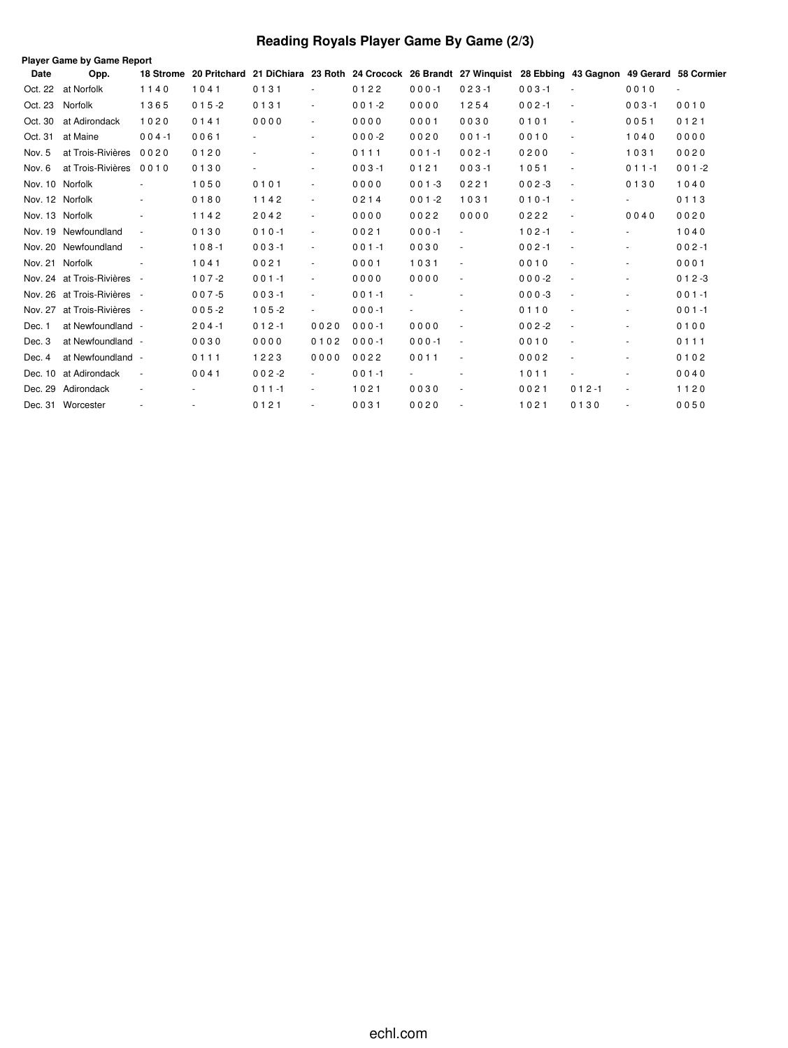# Reading Royals Player Game By Game (2/3)

**Player Game by Game Report**

| Date | Opp. | 18 Strome | 20 Pritchard | 21 DiChiara | 23 Roth | 24 Crocock | 26 Brandt | 27 Winquist | 28 Ebbing | 43 Gagnon | 49 Gerard | 58 Cormier |
|---|---|---|---|---|---|---|---|---|---|---|---|---|
| Oct. 22 | at Norfolk | 1 1 4 0 | 1 0 4 1 | 0 1 3 1 | - | 0 1 2 2 | 0 0 0 -1 | 0 2 3 -1 | 0 0 3 -1 | - | 0 0 1 0 | - |
| Oct. 23 | Norfolk | 1 3 6 5 | 0 1 5 -2 | 0 1 3 1 | - | 0 0 1 -2 | 0 0 0 0 | 1 2 5 4 | 0 0 2 -1 | - | 0 0 3 -1 | 0 0 1 0 |
| Oct. 30 | at Adirondack | 1 0 2 0 | 0 1 4 1 | 0 0 0 0 | - | 0 0 0 0 | 0 0 0 1 | 0 0 3 0 | 0 1 0 1 | - | 0 0 5 1 | 0 1 2 1 |
| Oct. 31 | at Maine | 0 0 4 -1 | 0 0 6 1 | - | - | 0 0 0 -2 | 0 0 2 0 | 0 0 1 -1 | 0 0 1 0 | - | 1 0 4 0 | 0 0 0 0 |
| Nov. 5 | at Trois-Rivières | 0 0 2 0 | 0 1 2 0 | - | - | 0 1 1 1 | 0 0 1 -1 | 0 0 2 -1 | 0 2 0 0 | - | 1 0 3 1 | 0 0 2 0 |
| Nov. 6 | at Trois-Rivières | 0 0 1 0 | 0 1 3 0 | - | - | 0 0 3 -1 | 0 1 2 1 | 0 0 3 -1 | 1 0 5 1 | - | 0 1 1 -1 | 0 0 1 -2 |
| Nov. 10 | Norfolk | - | 1 0 5 0 | 0 1 0 1 | - | 0 0 0 0 | 0 0 1 -3 | 0 2 2 1 | 0 0 2 -3 | - | 0 1 3 0 | 1 0 4 0 |
| Nov. 12 | Norfolk | - | 0 1 8 0 | 1 1 4 2 | - | 0 2 1 4 | 0 0 1 -2 | 1 0 3 1 | 0 1 0 -1 | - | - | 0 1 1 3 |
| Nov. 13 | Norfolk | - | 1 1 4 2 | 2 0 4 2 | - | 0 0 0 0 | 0 0 2 2 | 0 0 0 0 | 0 2 2 2 | - | 0 0 4 0 | 0 0 2 0 |
| Nov. 19 | Newfoundland | - | 0 1 3 0 | 0 1 0 -1 | - | 0 0 2 1 | 0 0 0 -1 | - | 1 0 2 -1 | - | - | 1 0 4 0 |
| Nov. 20 | Newfoundland | - | 1 0 8 -1 | 0 0 3 -1 | - | 0 0 1 -1 | 0 0 3 0 | - | 0 0 2 -1 | - | - | 0 0 2 -1 |
| Nov. 21 | Norfolk | - | 1 0 4 1 | 0 0 2 1 | - | 0 0 0 1 | 1 0 3 1 | - | 0 0 1 0 | - | - | 0 0 0 1 |
| Nov. 24 | at Trois-Rivières | - | 1 0 7 -2 | 0 0 1 -1 | - | 0 0 0 0 | 0 0 0 0 | - | 0 0 0 -2 | - | - | 0 1 2 -3 |
| Nov. 26 | at Trois-Rivières | - | 0 0 7 -5 | 0 0 3 -1 | - | 0 0 1 -1 | - | - | 0 0 0 -3 | - | - | 0 0 1 -1 |
| Nov. 27 | at Trois-Rivières | - | 0 0 5 -2 | 1 0 5 -2 | - | 0 0 0 -1 | - | - | 0 1 1 0 | - | - | 0 0 1 -1 |
| Dec. 1 | at Newfoundland | - | 2 0 4 -1 | 0 1 2 -1 | 0 0 2 0 | 0 0 0 -1 | 0 0 0 0 | - | 0 0 2 -2 | - | - | 0 1 0 0 |
| Dec. 3 | at Newfoundland | - | 0 0 3 0 | 0 0 0 0 | 0 1 0 2 | 0 0 0 -1 | 0 0 0 -1 | - | 0 0 1 0 | - | - | 0 1 1 1 |
| Dec. 4 | at Newfoundland | - | 0 1 1 1 | 1 2 2 3 | 0 0 0 0 | 0 0 2 2 | 0 0 1 1 | - | 0 0 0 2 | - | - | 0 1 0 2 |
| Dec. 10 | at Adirondack | - | 0 0 4 1 | 0 0 2 -2 | - | 0 0 1 -1 | - | - | 1 0 1 1 | - | - | 0 0 4 0 |
| Dec. 29 | Adirondack | - | - | 0 1 1 -1 | - | 1 0 2 1 | 0 0 3 0 | - | 0 0 2 1 | 0 1 2 -1 | - | 1 1 2 0 |
| Dec. 31 | Worcester | - | - | 0 1 2 1 | - | 0 0 3 1 | 0 0 2 0 | - | 1 0 2 1 | 0 1 3 0 | - | 0 0 5 0 |

echl.com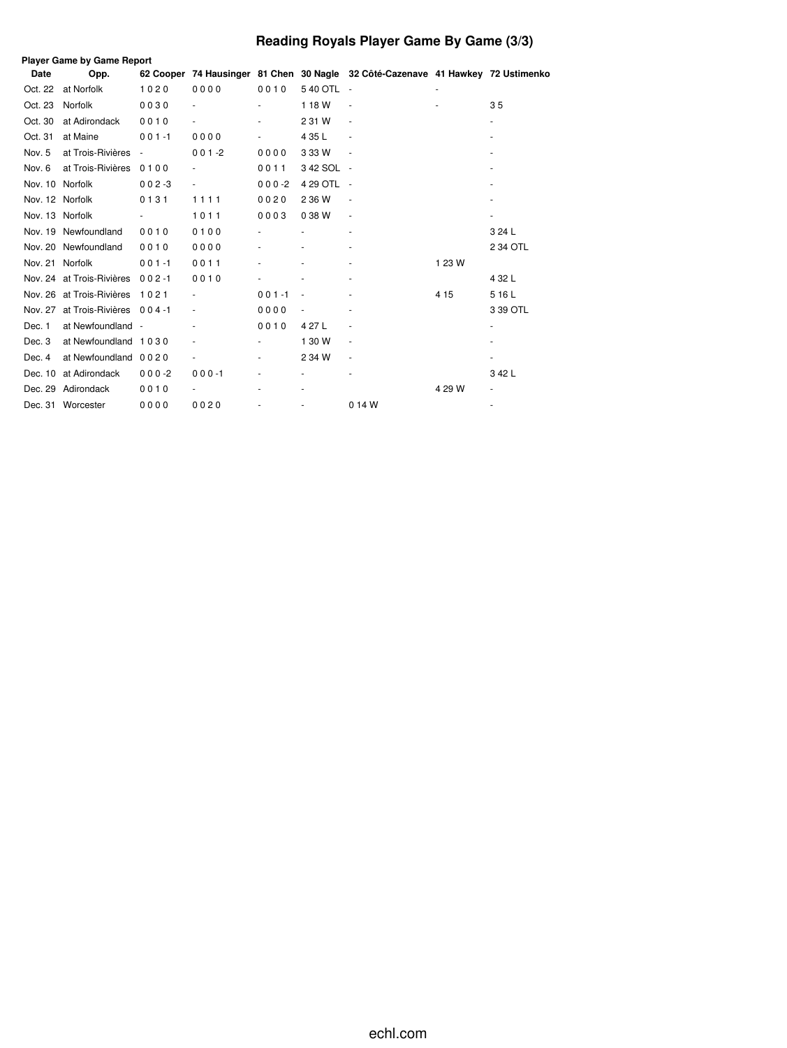# Reading Royals Player Game By Game (3/3)

**Player Game by Game Report**

| Date | Opp. | 62 Cooper | 74 Hausinger | 81 Chen | 30 Nagle | 32 Côté-Cazenave | 41 Hawkey | 72 Ustimenko |
|---|---|---|---|---|---|---|---|---|
| Oct. 22 | at Norfolk | 1 0 2 0 | 0 0 0 0 | 0 0 1 0 | 5 40 OTL | - | - | |
| Oct. 23 | Norfolk | 0 0 3 0 | - | - | 1 18 W | - | - | 3 5 |
| Oct. 30 | at Adirondack | 0 0 1 0 | - | - | 2 31 W | - | | - |
| Oct. 31 | at Maine | 0 0 1 -1 | 0 0 0 0 | - | 4 35 L | - | | - |
| Nov. 5 | at Trois-Rivières | - | 0 0 1 -2 | 0 0 0 0 | 3 33 W | - | | - |
| Nov. 6 | at Trois-Rivières | 0 1 0 0 | - | 0 0 1 1 | 3 42 SOL | - | | - |
| Nov. 10 | Norfolk | 0 0 2 -3 | - | 0 0 0 -2 | 4 29 OTL | - | | - |
| Nov. 12 | Norfolk | 0 1 3 1 | 1 1 1 1 | 0 0 2 0 | 2 36 W | - | | - |
| Nov. 13 | Norfolk | - | 1 0 1 1 | 0 0 0 3 | 0 38 W | - | | - |
| Nov. 19 | Newfoundland | 0 0 1 0 | 0 1 0 0 | - | - | - | | 3 24 L |
| Nov. 20 | Newfoundland | 0 0 1 0 | 0 0 0 0 | - | - | - | | 2 34 OTL |
| Nov. 21 | Norfolk | 0 0 1 -1 | 0 0 1 1 | - | - | - | 1 23 W | |
| Nov. 24 | at Trois-Rivières | 0 0 2 -1 | 0 0 1 0 | - | - | - | | 4 32 L |
| Nov. 26 | at Trois-Rivières | 1 0 2 1 | - | 0 0 1 -1 | - | - | 4 15 | 5 16 L |
| Nov. 27 | at Trois-Rivières | 0 0 4 -1 | - | 0 0 0 0 | - | - | | 3 39 OTL |
| Dec. 1 | at Newfoundland | - | - | 0 0 1 0 | 4 27 L | - | | - |
| Dec. 3 | at Newfoundland | 1 0 3 0 | - | - | 1 30 W | - | | - |
| Dec. 4 | at Newfoundland | 0 0 2 0 | - | - | 2 34 W | - | | - |
| Dec. 10 | at Adirondack | 0 0 0 -2 | 0 0 0 -1 | - | - | - | | 3 42 L |
| Dec. 29 | Adirondack | 0 0 1 0 | - | - | - | | 4 29 W | - |
| Dec. 31 | Worcester | 0 0 0 0 | 0 0 2 0 | - | - | 0 14 W | | - |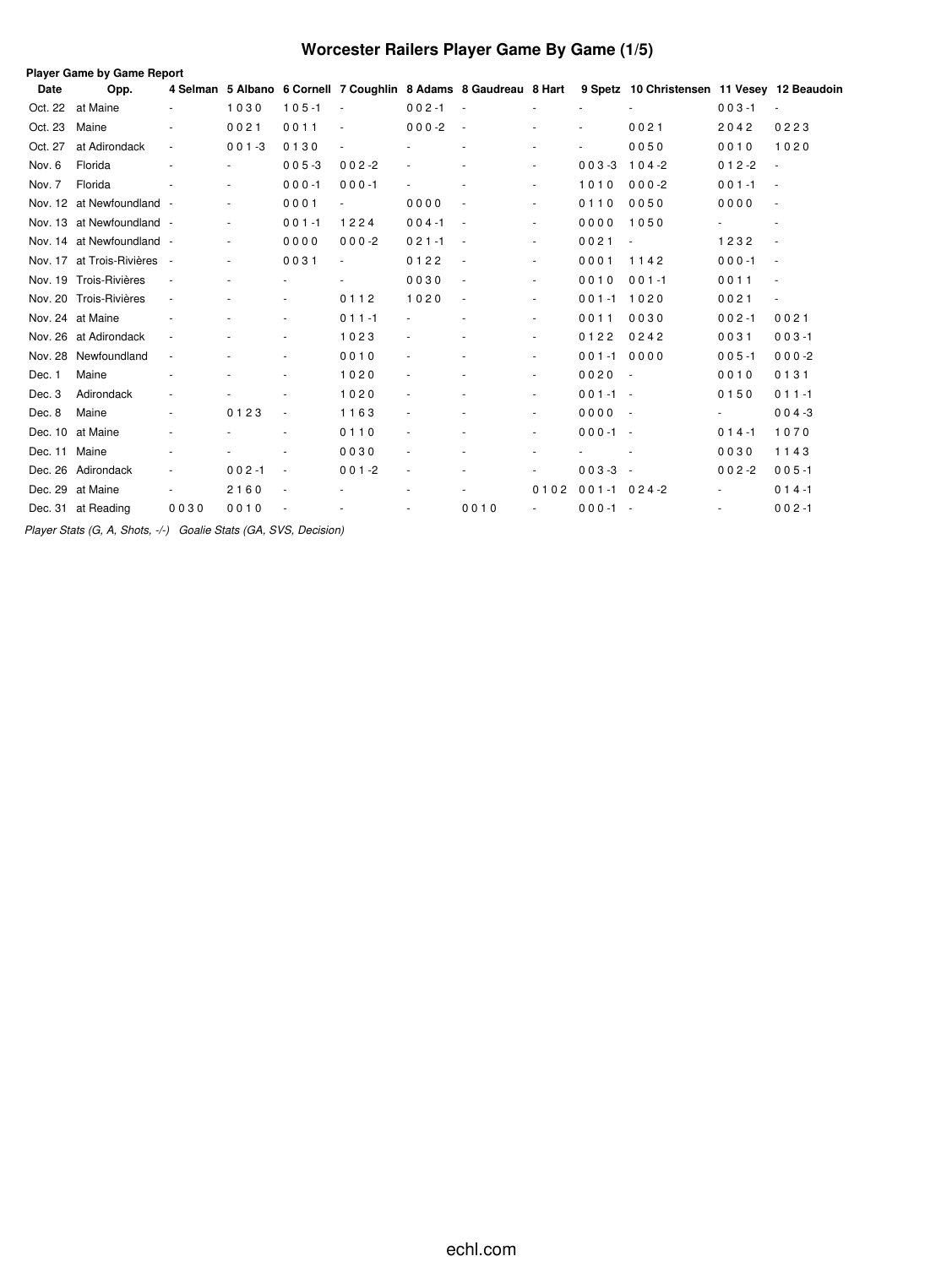# Worcester Railers Player Game By Game (1/5)

**Player Game by Game Report**

| Date | Opp. | 4 Selman | 5 Albano | 6 Cornell | 7 Coughlin | 8 Adams | 8 Gaudreau | 8 Hart | 9 Spetz | 10 Christensen | 11 Vesey | 12 Beaudoin |
|---|---|---|---|---|---|---|---|---|---|---|---|---|
| Oct. 22 | at Maine | - | 1 0 3 0 | 1 0 5 -1 | - | 0 0 2 -1 | - | - | - | - | 0 0 3 -1 | - |
| Oct. 23 | Maine | - | 0 0 2 1 | 0 0 1 1 | - | 0 0 0 -2 | - | - | - | 0 0 2 1 | 2 0 4 2 | 0 2 2 3 |
| Oct. 27 | at Adirondack | - | 0 0 1 -3 | 0 1 3 0 | - | - | - | - | - | 0 0 5 0 | 0 0 1 0 | 1 0 2 0 |
| Nov. 6 | Florida | - | - | 0 0 5 -3 | 0 0 2 -2 | - | - | - | 0 0 3 -3 | 1 0 4 -2 | 0 1 2 -2 | - |
| Nov. 7 | Florida | - | - | 0 0 0 -1 | 0 0 0 -1 | - | - | - | 1 0 1 0 | 0 0 0 -2 | 0 0 1 -1 | - |
| Nov. 12 | at Newfoundland | - | - | 0 0 0 1 | - | 0 0 0 0 | - | - | 0 1 1 0 | 0 0 5 0 | 0 0 0 0 | - |
| Nov. 13 | at Newfoundland | - | - | 0 0 1 -1 | 1 2 2 4 | 0 0 4 -1 | - | - | 0 0 0 0 | 1 0 5 0 | - | - |
| Nov. 14 | at Newfoundland | - | - | 0 0 0 0 | 0 0 0 -2 | 0 2 1 -1 | - | - | 0 0 2 1 | - | 1 2 3 2 | - |
| Nov. 17 | at Trois-Rivières | - | - | 0 0 3 1 | - | 0 1 2 2 | - | - | 0 0 0 1 | 1 1 4 2 | 0 0 0 -1 | - |
| Nov. 19 | Trois-Rivières | - | - | - | - | 0 0 3 0 | - | - | 0 0 1 0 | 0 0 1 -1 | 0 0 1 1 | - |
| Nov. 20 | Trois-Rivières | - | - | - | 0 1 1 2 | 1 0 2 0 | - | - | 0 0 1 -1 | 1 0 2 0 | 0 0 2 1 | - |
| Nov. 24 | at Maine | - | - | - | 0 1 1 -1 | - | - | - | 0 0 1 1 | 0 0 3 0 | 0 0 2 -1 | 0 0 2 1 |
| Nov. 26 | at Adirondack | - | - | - | 1 0 2 3 | - | - | - | 0 1 2 2 | 0 2 4 2 | 0 0 3 1 | 0 0 3 -1 |
| Nov. 28 | Newfoundland | - | - | - | 0 0 1 0 | - | - | - | 0 0 1 -1 | 0 0 0 0 | 0 0 5 -1 | 0 0 0 -2 |
| Dec. 1 | Maine | - | - | - | 1 0 2 0 | - | - | - | 0 0 2 0 | - | 0 0 1 0 | 0 1 3 1 |
| Dec. 3 | Adirondack | - | - | - | 1 0 2 0 | - | - | - | 0 0 1 -1 | - | 0 1 5 0 | 0 1 1 -1 |
| Dec. 8 | Maine | - | 0 1 2 3 | - | 1 1 6 3 | - | - | - | 0 0 0 0 | - | - | 0 0 4 -3 |
| Dec. 10 | at Maine | - | - | - | 0 1 1 0 | - | - | - | 0 0 0 -1 | - | 0 1 4 -1 | 1 0 7 0 |
| Dec. 11 | Maine | - | - | - | 0 0 3 0 | - | - | - | - | - | 0 0 3 0 | 1 1 4 3 |
| Dec. 26 | Adirondack | - | 0 0 2 -1 | - | 0 0 1 -2 | - | - | - | 0 0 3 -3 | - | 0 0 2 -2 | 0 0 5 -1 |
| Dec. 29 | at Maine | - | 2 1 6 0 | - | - | - | - | 0 1 0 2 | 0 0 1 -1 | 0 2 4 -2 | - | 0 1 4 -1 |
| Dec. 31 | at Reading | 0 0 3 0 | 0 0 1 0 | - | - | - | 0 0 1 0 | - | 0 0 0 -1 | - | - | 0 0 2 -1 |

*Player Stats (G, A, Shots, -/-)   Goalie Stats (GA, SVS, Decision)*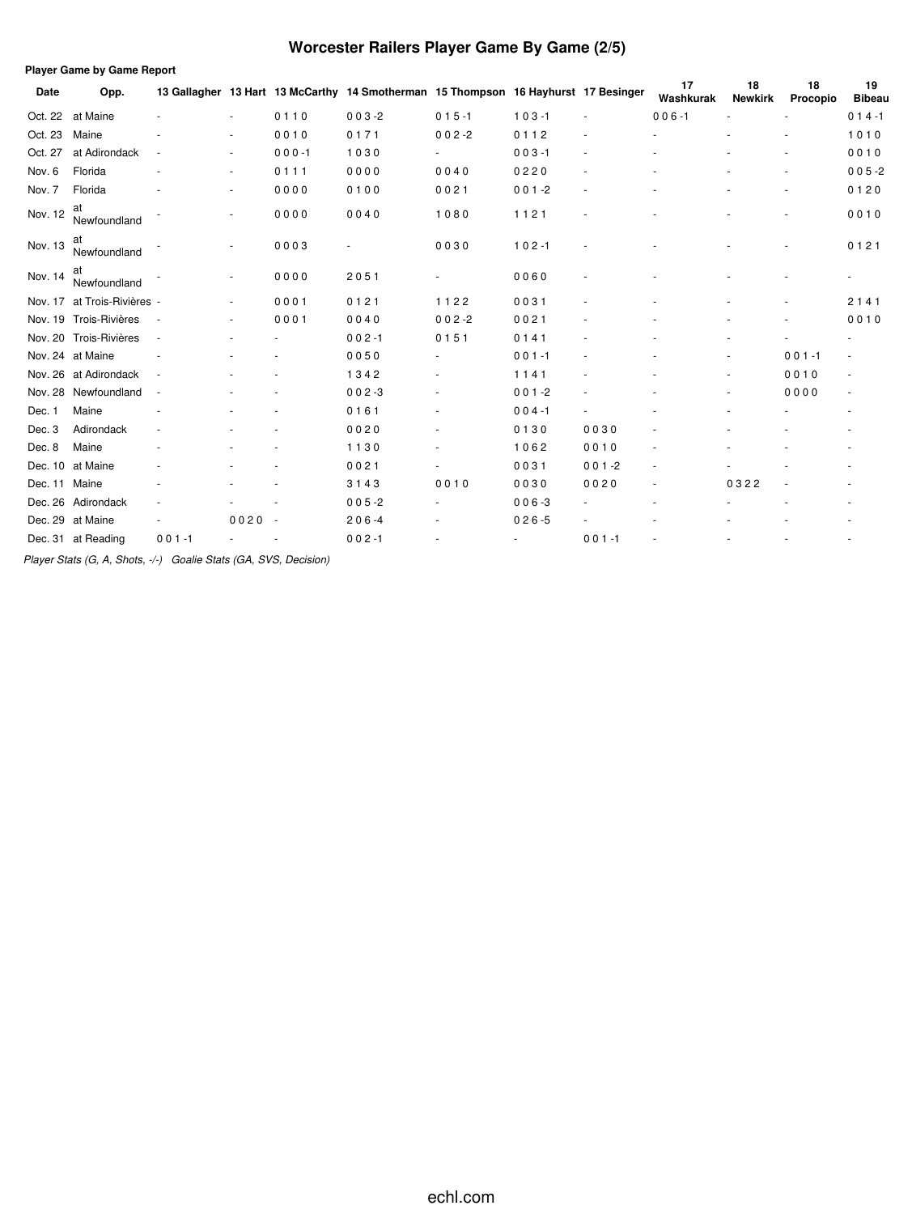# Worcester Railers Player Game By Game (2/5)

**Player Game by Game Report**

| Date | Opp. | 13 Gallagher | 13 Hart | 13 McCarthy | 14 Smotherman | 15 Thompson | 16 Hayhurst | 17 Besinger | 17 Washkurak | 18 Newkirk | 18 Procopio | 19 Bibeau |
|---|---|---|---|---|---|---|---|---|---|---|---|---|
| Oct. 22 | at Maine | - | - | 0 1 1 0 | 0 0 3 -2 | 0 1 5 -1 | 1 0 3 -1 | - | 0 0 6 -1 | - | - | 0 1 4 -1 |
| Oct. 23 | Maine | - | - | 0 0 1 0 | 0 1 7 1 | 0 0 2 -2 | 0 1 1 2 | - | - | - | - | 1 0 1 0 |
| Oct. 27 | at Adirondack | - | - | 0 0 0 -1 | 1 0 3 0 | - | 0 0 3 -1 | - | - | - | - | 0 0 1 0 |
| Nov. 6 | Florida | - | - | 0 1 1 1 | 0 0 0 0 | 0 0 4 0 | 0 2 2 0 | - | - | - | - | 0 0 5 -2 |
| Nov. 7 | Florida | - | - | 0 0 0 0 | 0 1 0 0 | 0 0 2 1 | 0 0 1 -2 | - | - | - | - | 0 1 2 0 |
| Nov. 12 | at Newfoundland | - | - | 0 0 0 0 | 0 0 4 0 | 1 0 8 0 | 1 1 2 1 | - | - | - | - | 0 0 1 0 |
| Nov. 13 | at Newfoundland | - | - | 0 0 0 3 | - | 0 0 3 0 | 1 0 2 -1 | - | - | - | - | 0 1 2 1 |
| Nov. 14 | at Newfoundland | - | - | 0 0 0 0 | 2 0 5 1 | - | 0 0 6 0 | - | - | - | - | - |
| Nov. 17 | at Trois-Rivières | - | - | 0 0 0 1 | 0 1 2 1 | 1 1 2 2 | 0 0 3 1 | - | - | - | - | 2 1 4 1 |
| Nov. 19 | Trois-Rivières | - | - | 0 0 0 1 | 0 0 4 0 | 0 0 2 -2 | 0 0 2 1 | - | - | - | - | 0 0 1 0 |
| Nov. 20 | Trois-Rivières | - | - | - | 0 0 2 -1 | 0 1 5 1 | 0 1 4 1 | - | - | - | - | - |
| Nov. 24 | at Maine | - | - | - | 0 0 5 0 | - | 0 0 1 -1 | - | - | - | 0 0 1 -1 | - |
| Nov. 26 | at Adirondack | - | - | - | 1 3 4 2 | - | 1 1 4 1 | - | - | - | 0 0 1 0 | - |
| Nov. 28 | Newfoundland | - | - | - | 0 0 2 -3 | - | 0 0 1 -2 | - | - | - | 0 0 0 0 | - |
| Dec. 1 | Maine | - | - | - | 0 1 6 1 | - | 0 0 4 -1 | - | - | - | - | - |
| Dec. 3 | Adirondack | - | - | - | 0 0 2 0 | - | 0 1 3 0 | 0 0 3 0 | - | - | - | - |
| Dec. 8 | Maine | - | - | - | 1 1 3 0 | - | 1 0 6 2 | 0 0 1 0 | - | - | - | - |
| Dec. 10 | at Maine | - | - | - | 0 0 2 1 | - | 0 0 3 1 | 0 0 1 -2 | - | - | - | - |
| Dec. 11 | Maine | - | - | - | 3 1 4 3 | 0 0 1 0 | 0 0 3 0 | 0 0 2 0 | - | 0 3 2 2 | - | - |
| Dec. 26 | Adirondack | - | - | - | 0 0 5 -2 | - | 0 0 6 -3 | - | - | - | - | - |
| Dec. 29 | at Maine | - | 0 0 2 0 | - | 2 0 6 -4 | - | 0 2 6 -5 | - | - | - | - | - |
| Dec. 31 | at Reading | 0 0 1 -1 | - | - | 0 0 2 -1 | - | - | 0 0 1 -1 | - | - | - | - |

*Player Stats (G, A, Shots, -/-)   Goalie Stats (GA, SVS, Decision)*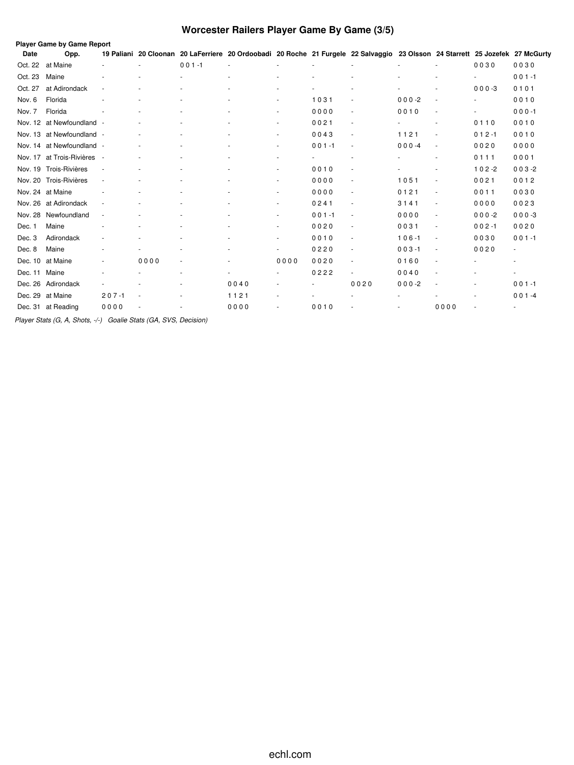# Worcester Railers Player Game By Game (3/5)

**Player Game by Game Report**

| Date | Opp. | 19 Paliani | 20 Cloonan | 20 LaFerriere | 20 Ordoobadi | 20 Roche | 21 Furgele | 22 Salvaggio | 23 Olsson | 24 Starrett | 25 Jozefek | 27 McGurty |
|---|---|---|---|---|---|---|---|---|---|---|---|---|
| Oct. 22 | at Maine | - | - | 0 0 1 -1 | - | - | - | - | - | - | 0 0 3 0 | 0 0 3 0 |
| Oct. 23 | Maine | - | - | - | - | - | - | - | - | - | - | 0 0 1 -1 |
| Oct. 27 | at Adirondack | - | - | - | - | - | - | - | - | - | 0 0 0 -3 | 0 1 0 1 |
| Nov. 6 | Florida | - | - | - | - | - | 1 0 3 1 | - | 0 0 0 -2 | - | - | 0 0 1 0 |
| Nov. 7 | Florida | - | - | - | - | - | 0 0 0 0 | - | 0 0 1 0 | - | - | 0 0 0 -1 |
| Nov. 12 | at Newfoundland | - | - | - | - | - | 0 0 2 1 | - | - | - | 0 1 1 0 | 0 0 1 0 |
| Nov. 13 | at Newfoundland | - | - | - | - | - | 0 0 4 3 | - | 1 1 2 1 | - | 0 1 2 -1 | 0 0 1 0 |
| Nov. 14 | at Newfoundland | - | - | - | - | - | 0 0 1 -1 | - | 0 0 0 -4 | - | 0 0 2 0 | 0 0 0 0 |
| Nov. 17 | at Trois-Rivières | - | - | - | - | - | - | - | - | - | 0 1 1 1 | 0 0 0 1 |
| Nov. 19 | Trois-Rivières | - | - | - | - | - | 0 0 1 0 | - | - | - | 1 0 2 -2 | 0 0 3 -2 |
| Nov. 20 | Trois-Rivières | - | - | - | - | - | 0 0 0 0 | - | 1 0 5 1 | - | 0 0 2 1 | 0 0 1 2 |
| Nov. 24 | at Maine | - | - | - | - | - | 0 0 0 0 | - | 0 1 2 1 | - | 0 0 1 1 | 0 0 3 0 |
| Nov. 26 | at Adirondack | - | - | - | - | - | 0 2 4 1 | - | 3 1 4 1 | - | 0 0 0 0 | 0 0 2 3 |
| Nov. 28 | Newfoundland | - | - | - | - | - | 0 0 1 -1 | - | 0 0 0 0 | - | 0 0 0 -2 | 0 0 0 -3 |
| Dec. 1 | Maine | - | - | - | - | - | 0 0 2 0 | - | 0 0 3 1 | - | 0 0 2 -1 | 0 0 2 0 |
| Dec. 3 | Adirondack | - | - | - | - | - | 0 0 1 0 | - | 1 0 6 -1 | - | 0 0 3 0 | 0 0 1 -1 |
| Dec. 8 | Maine | - | - | - | - | - | 0 2 2 0 | - | 0 0 3 -1 | - | 0 0 2 0 | - |
| Dec. 10 | at Maine | - | 0 0 0 0 | - | - | 0 0 0 0 | 0 0 2 0 | - | 0 1 6 0 | - | - | - |
| Dec. 11 | Maine | - | - | - | - | - | 0 2 2 2 | - | 0 0 4 0 | - | - | - |
| Dec. 26 | Adirondack | - | - | - | 0 0 4 0 | - | - | 0 0 2 0 | 0 0 0 -2 | - | - | 0 0 1 -1 |
| Dec. 29 | at Maine | 2 0 7 -1 | - | - | 1 1 2 1 | - | - | - | - | - | - | 0 0 1 -4 |
| Dec. 31 | at Reading | 0 0 0 0 | - | - | 0 0 0 0 | - | 0 0 1 0 | - | - | 0 0 0 0 | - | - |

*Player Stats (G, A, Shots, -/-) Goalie Stats (GA, SVS, Decision)*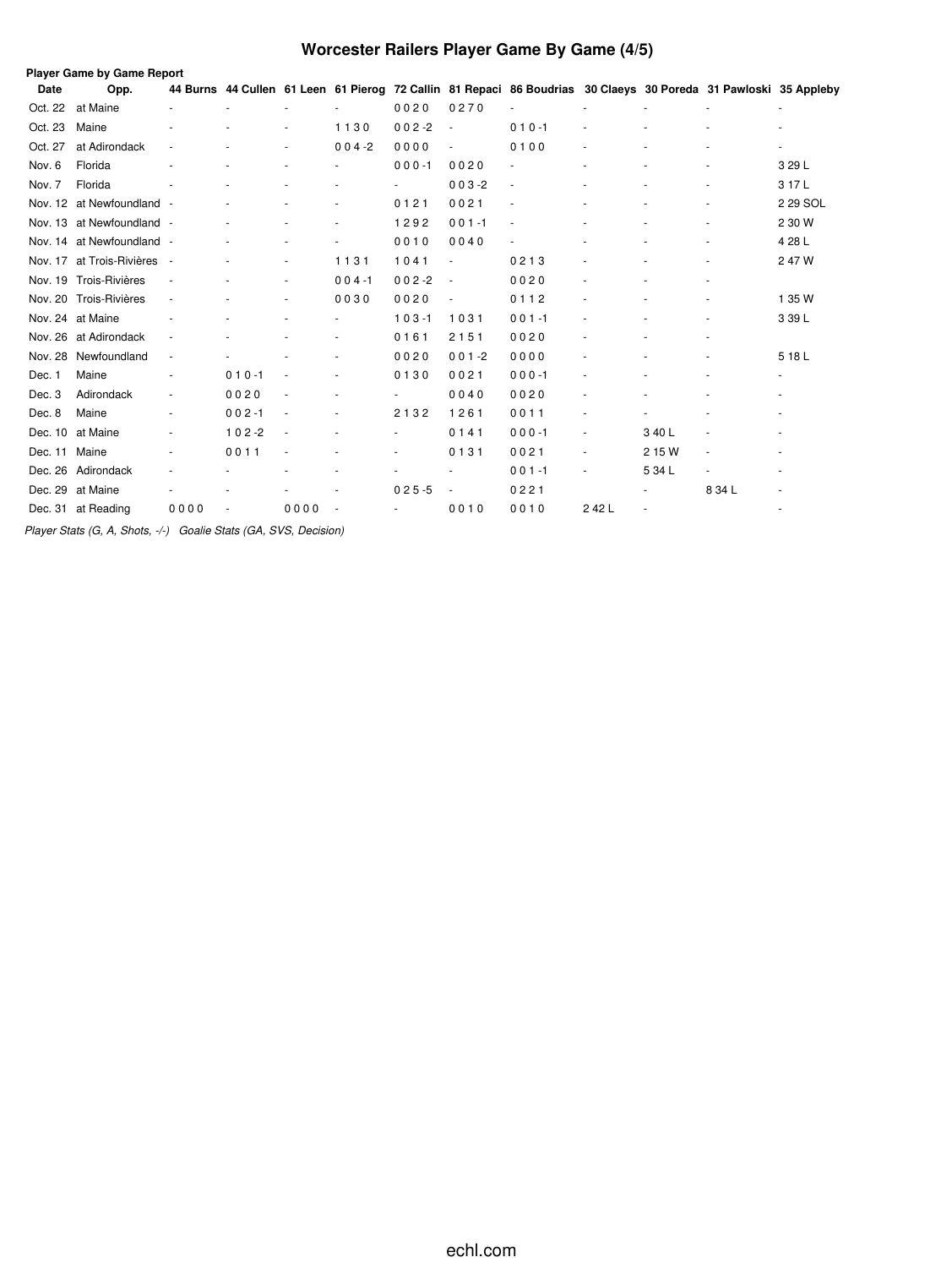# Worcester Railers Player Game By Game (4/5)

**Player Game by Game Report**

| Date | Opp. | 44 Burns | 44 Cullen | 61 Leen | 61 Pierog | 72 Callin | 81 Repaci | 86 Boudrias | 30 Claeys | 30 Poreda | 31 Pawloski | 35 Appleby |
|---|---|---|---|---|---|---|---|---|---|---|---|---|
| Oct. 22 | at Maine | - | - | - | - | 0 0 2 0 | 0 2 7 0 | - | - | - | - | - |
| Oct. 23 | Maine | - | - | - | 1 1 3 0 | 0 0 2 -2 | - | 0 1 0 -1 | - | - | - | - |
| Oct. 27 | at Adirondack | - | - | - | 0 0 4 -2 | 0 0 0 0 | - | 0 1 0 0 | - | - | - | - |
| Nov. 6 | Florida | - | - | - | - | 0 0 0 -1 | 0 0 2 0 | - | - | - | - | 3 29 L |
| Nov. 7 | Florida | - | - | - | - | - | 0 0 3 -2 | - | - | - | - | 3 17 L |
| Nov. 12 | at Newfoundland | - | - | - | - | 0 1 2 1 | 0 0 2 1 | - | - | - | - | 2 29 SOL |
| Nov. 13 | at Newfoundland | - | - | - | - | 1 2 9 2 | 0 0 1 -1 | - | - | - | - | 2 30 W |
| Nov. 14 | at Newfoundland | - | - | - | - | 0 0 1 0 | 0 0 4 0 | - | - | - | - | 4 28 L |
| Nov. 17 | at Trois-Rivières | - | - | - | 1 1 3 1 | 1 0 4 1 | - | 0 2 1 3 | - | - | - | 2 47 W |
| Nov. 19 | Trois-Rivières | - | - | - | 0 0 4 -1 | 0 0 2 -2 | - | 0 0 2 0 | - | - | - | |
| Nov. 20 | Trois-Rivières | - | - | - | 0 0 3 0 | 0 0 2 0 | - | 0 1 1 2 | - | - | - | 1 35 W |
| Nov. 24 | at Maine | - | - | - | - | 1 0 3 -1 | 1 0 3 1 | 0 0 1 -1 | - | - | - | 3 39 L |
| Nov. 26 | at Adirondack | - | - | - | - | 0 1 6 1 | 2 1 5 1 | 0 0 2 0 | - | - | - | |
| Nov. 28 | Newfoundland | - | - | - | - | 0 0 2 0 | 0 0 1 -2 | 0 0 0 0 | - | - | - | 5 18 L |
| Dec. 1 | Maine | - | 0 1 0 -1 | - | - | 0 1 3 0 | 0 0 2 1 | 0 0 0 -1 | - | - | - | - |
| Dec. 3 | Adirondack | - | 0 0 2 0 | - | - | - | 0 0 4 0 | 0 0 2 0 | - | - | - | - |
| Dec. 8 | Maine | - | 0 0 2 -1 | - | - | 2 1 3 2 | 1 2 6 1 | 0 0 1 1 | - | - | - | - |
| Dec. 10 | at Maine | - | 1 0 2 -2 | - | - | - | 0 1 4 1 | 0 0 0 -1 | - | 3 40 L | - | - |
| Dec. 11 | Maine | - | 0 0 1 1 | - | - | - | 0 1 3 1 | 0 0 2 1 | - | 2 15 W | - | - |
| Dec. 26 | Adirondack | - | - | - | - | - | - | 0 0 1 -1 | - | 5 34 L | - | - |
| Dec. 29 | at Maine | - | - | - | - | 0 2 5 -5 | - | 0 2 2 1 | | - | 8 34 L | - |
| Dec. 31 | at Reading | 0 0 0 0 | - | 0 0 0 0 | - | - | 0 0 1 0 | 0 0 1 0 | 2 42 L | - | | - |

*Player Stats (G, A, Shots, -/-)   Goalie Stats (GA, SVS, Decision)*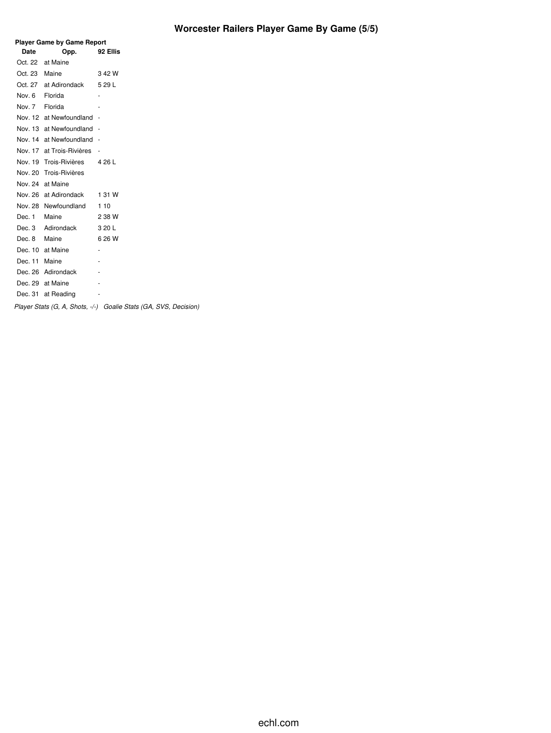# Worcester Railers Player Game By Game (5/5)

**Player Game by Game Report**

| Date | Opp. | 92 Ellis |
|---|---|---|
| Oct. 22 | at Maine | |
| Oct. 23 | Maine | 3 42 W |
| Oct. 27 | at Adirondack | 5 29 L |
| Nov. 6 | Florida | - |
| Nov. 7 | Florida | - |
| Nov. 12 | at Newfoundland | - |
| Nov. 13 | at Newfoundland | - |
| Nov. 14 | at Newfoundland | - |
| Nov. 17 | at Trois-Rivières | - |
| Nov. 19 | Trois-Rivières | 4 26 L |
| Nov. 20 | Trois-Rivières | |
| Nov. 24 | at Maine | |
| Nov. 26 | at Adirondack | 1 31 W |
| Nov. 28 | Newfoundland | 1 10 |
| Dec. 1 | Maine | 2 38 W |
| Dec. 3 | Adirondack | 3 20 L |
| Dec. 8 | Maine | 6 26 W |
| Dec. 10 | at Maine | - |
| Dec. 11 | Maine | - |
| Dec. 26 | Adirondack | - |
| Dec. 29 | at Maine | - |
| Dec. 31 | at Reading | - |

*Player Stats (G, A, Shots, -/-)   Goalie Stats (GA, SVS, Decision)*